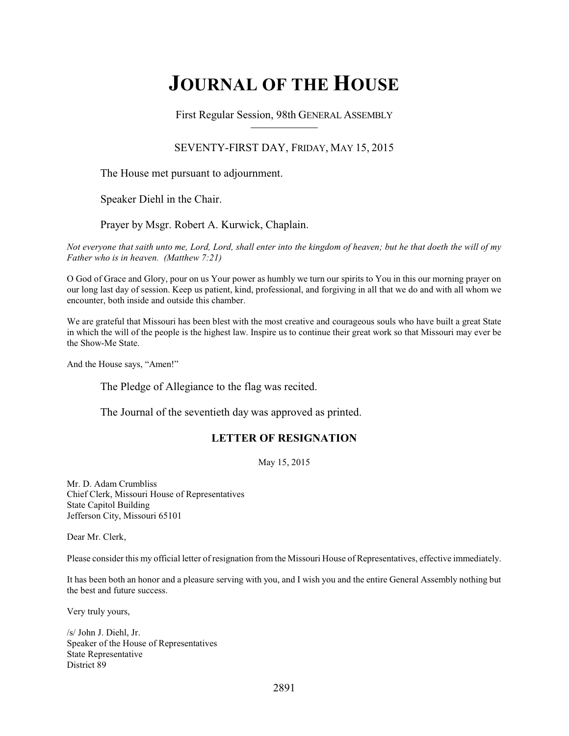# JOURNAL OF THE HOUSE

First Regular Session, 98th GENERAL ASSEMBLY

SEVENTY-FIRST DAY, FRIDAY, MAY 15, 2015

The House met pursuant to adjournment.

Speaker Diehl in the Chair.

Prayer by Msgr. Robert A. Kurwick, Chaplain.

*Not everyone that saith unto me, Lord, Lord, shall enter into the kingdom of heaven; but he that doeth the will of my Father who is in heaven. (Matthew 7:21)*

O God of Grace and Glory, pour on us Your power as humbly we turn our spirits to You in this our morning prayer on our long last day of session. Keep us patient, kind, professional, and forgiving in all that we do and with all whom we encounter, both inside and outside this chamber.

We are grateful that Missouri has been blest with the most creative and courageous souls who have built a great State in which the will of the people is the highest law. Inspire us to continue their great work so that Missouri may ever be the Show-Me State.

And the House says, "Amen!"

The Pledge of Allegiance to the flag was recited.

The Journal of the seventieth day was approved as printed.

## LETTER OF RESIGNATION

May 15, 2015

Mr. D. Adam Crumbliss
Chief Clerk, Missouri House of Representatives
State Capitol Building
Jefferson City, Missouri 65101

Dear Mr. Clerk,

Please consider this my official letter of resignation from the Missouri House of Representatives, effective immediately.

It has been both an honor and a pleasure serving with you, and I wish you and the entire General Assembly nothing but the best and future success.

Very truly yours,

/s/ John J. Diehl, Jr.
Speaker of the House of Representatives
State Representative
District 89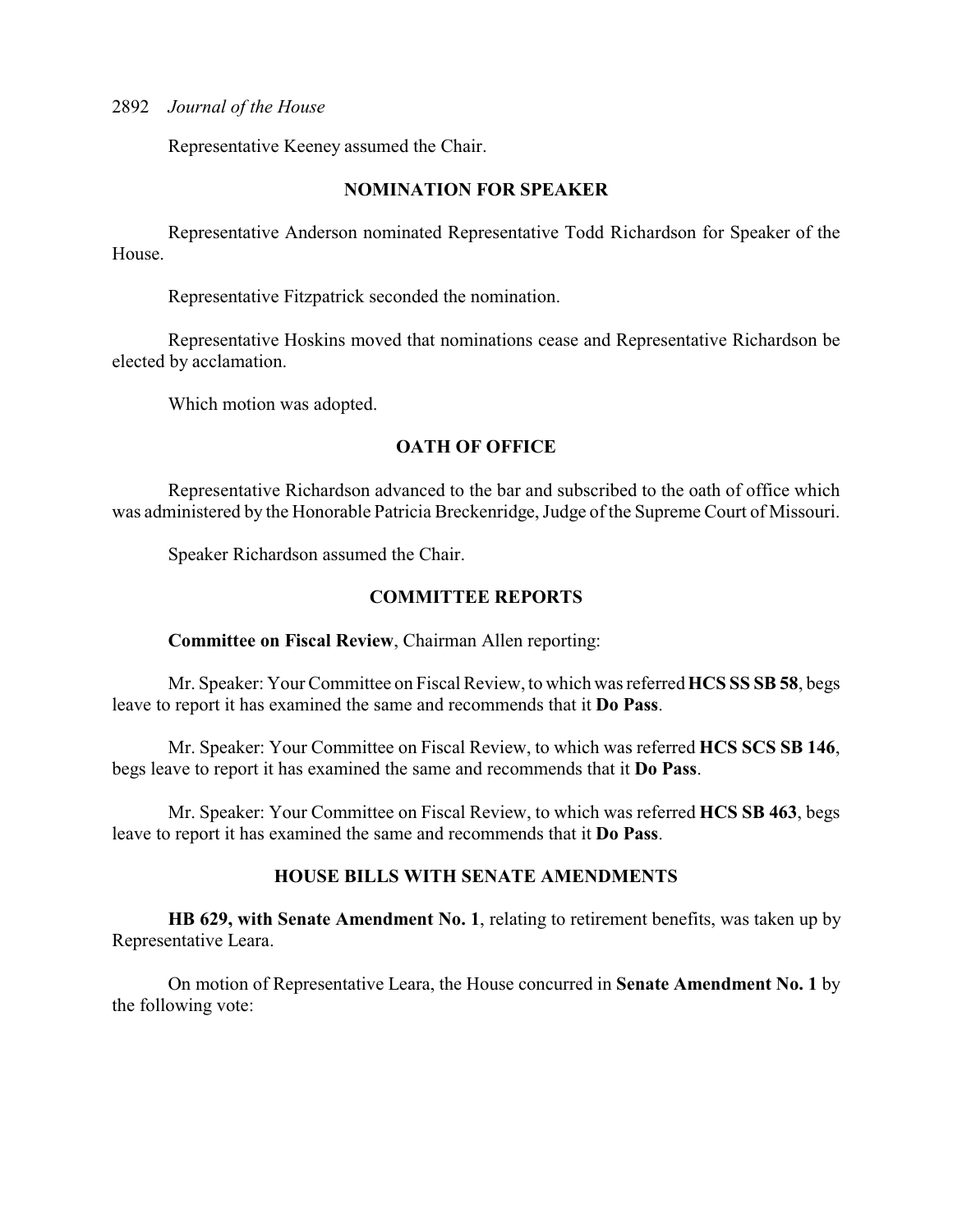Representative Keeney assumed the Chair.

## NOMINATION FOR SPEAKER

Representative Anderson nominated Representative Todd Richardson for Speaker of the House.

Representative Fitzpatrick seconded the nomination.

Representative Hoskins moved that nominations cease and Representative Richardson be elected by acclamation.

Which motion was adopted.

## OATH OF OFFICE

Representative Richardson advanced to the bar and subscribed to the oath of office which was administered by the Honorable Patricia Breckenridge, Judge of the Supreme Court of Missouri.

Speaker Richardson assumed the Chair.

## COMMITTEE REPORTS

**Committee on Fiscal Review**, Chairman Allen reporting:

Mr. Speaker: Your Committee on Fiscal Review, to which was referred **HCS SS SB 58**, begs leave to report it has examined the same and recommends that it **Do Pass**.

Mr. Speaker: Your Committee on Fiscal Review, to which was referred **HCS SCS SB 146**, begs leave to report it has examined the same and recommends that it **Do Pass**.

Mr. Speaker: Your Committee on Fiscal Review, to which was referred **HCS SB 463**, begs leave to report it has examined the same and recommends that it **Do Pass**.

## HOUSE BILLS WITH SENATE AMENDMENTS

**HB 629, with Senate Amendment No. 1**, relating to retirement benefits, was taken up by Representative Leara.

On motion of Representative Leara, the House concurred in **Senate Amendment No. 1** by the following vote: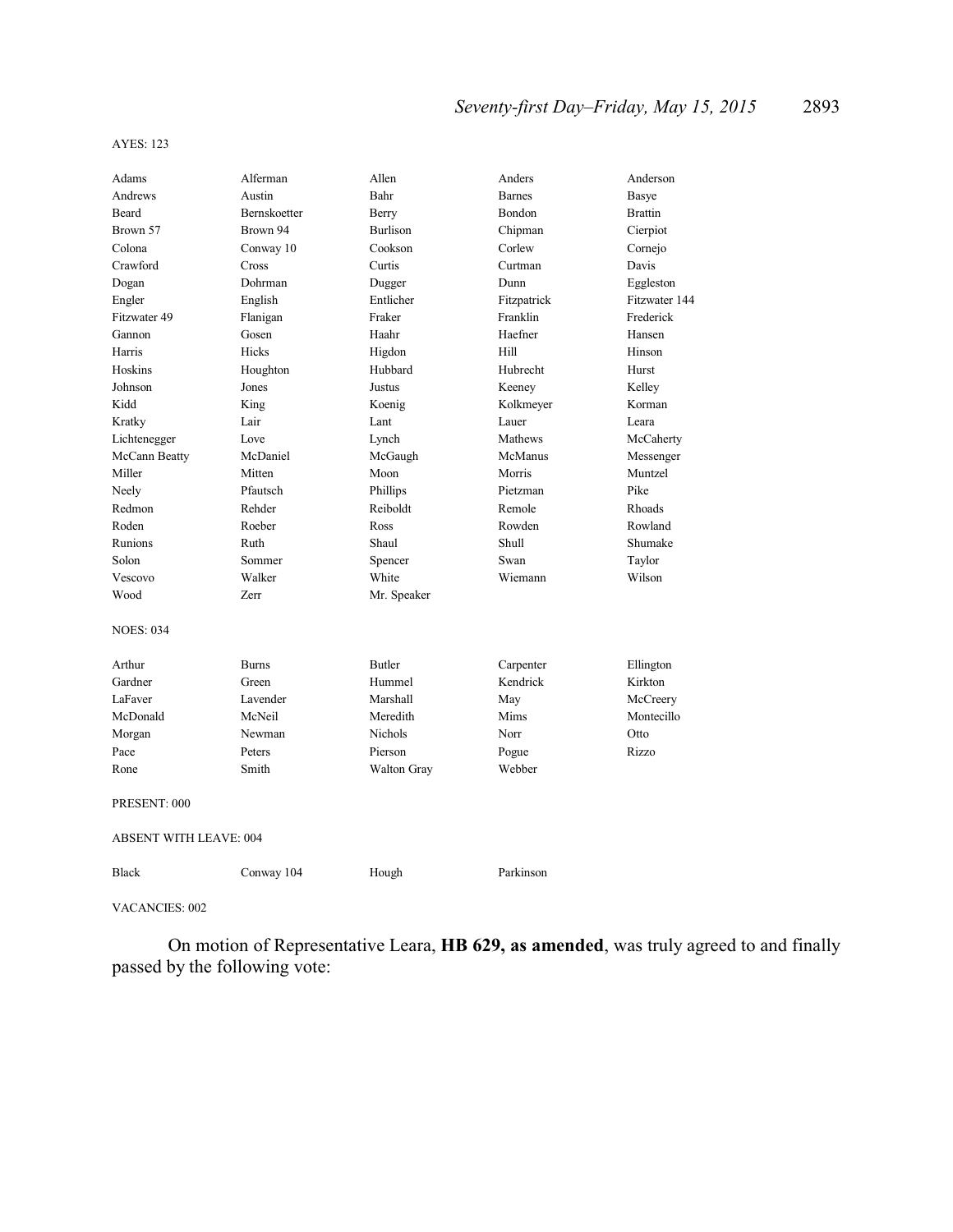AYES: 123

| | | | | |
|---|---|---|---|---|
| Adams | Alferman | Allen | Anders | Anderson |
| Andrews | Austin | Bahr | Barnes | Basye |
| Beard | Bernskoetter | Berry | Bondon | Brattin |
| Brown 57 | Brown 94 | Burlison | Chipman | Cierpiot |
| Colona | Conway 10 | Cookson | Corlew | Cornejo |
| Crawford | Cross | Curtis | Curtman | Davis |
| Dogan | Dohrman | Dugger | Dunn | Eggleston |
| Engler | English | Entlicher | Fitzpatrick | Fitzwater 144 |
| Fitzwater 49 | Flanigan | Fraker | Franklin | Frederick |
| Gannon | Gosen | Haahr | Haefner | Hansen |
| Harris | Hicks | Higdon | Hill | Hinson |
| Hoskins | Houghton | Hubbard | Hubrecht | Hurst |
| Johnson | Jones | Justus | Keeney | Kelley |
| Kidd | King | Koenig | Kolkmeyer | Korman |
| Kratky | Lair | Lant | Lauer | Leara |
| Lichtenegger | Love | Lynch | Mathews | McCaherty |
| McCann Beatty | McDaniel | McGaugh | McManus | Messenger |
| Miller | Mitten | Moon | Morris | Muntzel |
| Neely | Pfautsch | Phillips | Pietzman | Pike |
| Redmon | Rehder | Reiboldt | Remole | Rhoads |
| Roden | Roeber | Ross | Rowden | Rowland |
| Runions | Ruth | Shaul | Shull | Shumake |
| Solon | Sommer | Spencer | Swan | Taylor |
| Vescovo | Walker | White | Wiemann | Wilson |
| Wood | Zerr | Mr. Speaker | | |

NOES: 034

| | | | | |
|---|---|---|---|---|
| Arthur | Burns | Butler | Carpenter | Ellington |
| Gardner | Green | Hummel | Kendrick | Kirkton |
| LaFaver | Lavender | Marshall | May | McCreery |
| McDonald | McNeil | Meredith | Mims | Montecillo |
| Morgan | Newman | Nichols | Norr | Otto |
| Pace | Peters | Pierson | Pogue | Rizzo |
| Rone | Smith | Walton Gray | Webber | |

PRESENT: 000

ABSENT WITH LEAVE: 004

| | | | |
|---|---|---|---|
| Black | Conway 104 | Hough | Parkinson |

VACANCIES: 002

On motion of Representative Leara, **HB 629, as amended**, was truly agreed to and finally passed by the following vote: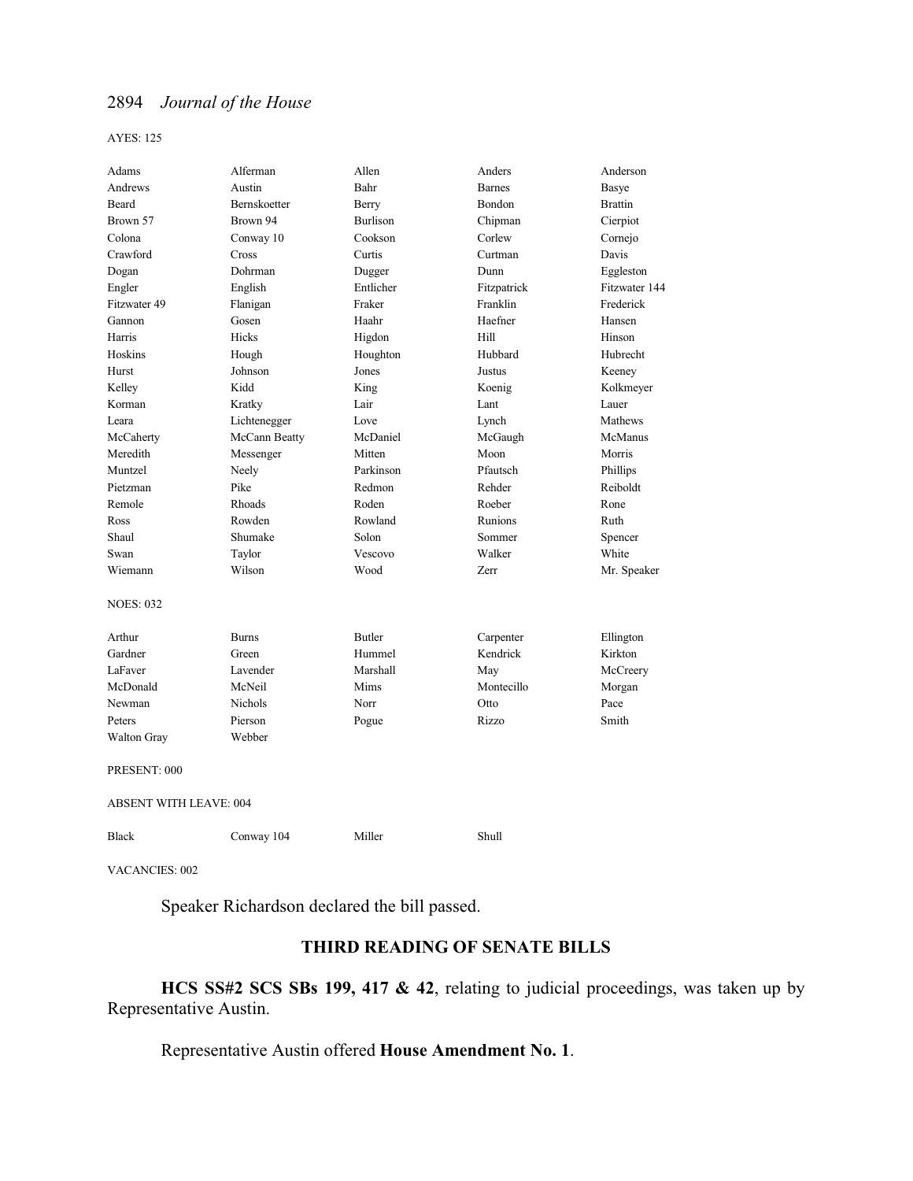AYES: 125

| Adams | Alferman | Allen | Anders | Anderson |
|---|---|---|---|---|
| Andrews | Austin | Bahr | Barnes | Basye |
| Beard | Bernskoetter | Berry | Bondon | Brattin |
| Brown 57 | Brown 94 | Burlison | Chipman | Cierpiot |
| Colona | Conway 10 | Cookson | Corlew | Cornejo |
| Crawford | Cross | Curtis | Curtman | Davis |
| Dogan | Dohrman | Dugger | Dunn | Eggleston |
| Engler | English | Entlicher | Fitzpatrick | Fitzwater 144 |
| Fitzwater 49 | Flanigan | Fraker | Franklin | Frederick |
| Gannon | Gosen | Haahr | Haefner | Hansen |
| Harris | Hicks | Higdon | Hill | Hinson |
| Hoskins | Hough | Houghton | Hubbard | Hubrecht |
| Hurst | Johnson | Jones | Justus | Keeney |
| Kelley | Kidd | King | Koenig | Kolkmeyer |
| Korman | Kratky | Lair | Lant | Lauer |
| Leara | Lichtenegger | Love | Lynch | Mathews |
| McCaherty | McCann Beatty | McDaniel | McGaugh | McManus |
| Meredith | Messenger | Mitten | Moon | Morris |
| Muntzel | Neely | Parkinson | Pfautsch | Phillips |
| Pietzman | Pike | Redmon | Rehder | Reiboldt |
| Remole | Rhoads | Roden | Roeber | Rone |
| Ross | Rowden | Rowland | Runions | Ruth |
| Shaul | Shumake | Solon | Sommer | Spencer |
| Swan | Taylor | Vescovo | Walker | White |
| Wiemann | Wilson | Wood | Zerr | Mr. Speaker |

NOES: 032

| Arthur | Burns | Butler | Carpenter | Ellington |
|---|---|---|---|---|
| Gardner | Green | Hummel | Kendrick | Kirkton |
| LaFaver | Lavender | Marshall | May | McCreery |
| McDonald | McNeil | Mims | Montecillo | Morgan |
| Newman | Nichols | Norr | Otto | Pace |
| Peters | Pierson | Pogue | Rizzo | Smith |
| Walton Gray | Webber | | | |

PRESENT: 000

ABSENT WITH LEAVE: 004

| Black | Conway 104 | Miller | Shull |
|---|---|---|---|

VACANCIES: 002

Speaker Richardson declared the bill passed.

## THIRD READING OF SENATE BILLS

**HCS SS#2 SCS SBs 199, 417 & 42**, relating to judicial proceedings, was taken up by Representative Austin.

Representative Austin offered **House Amendment No. 1**.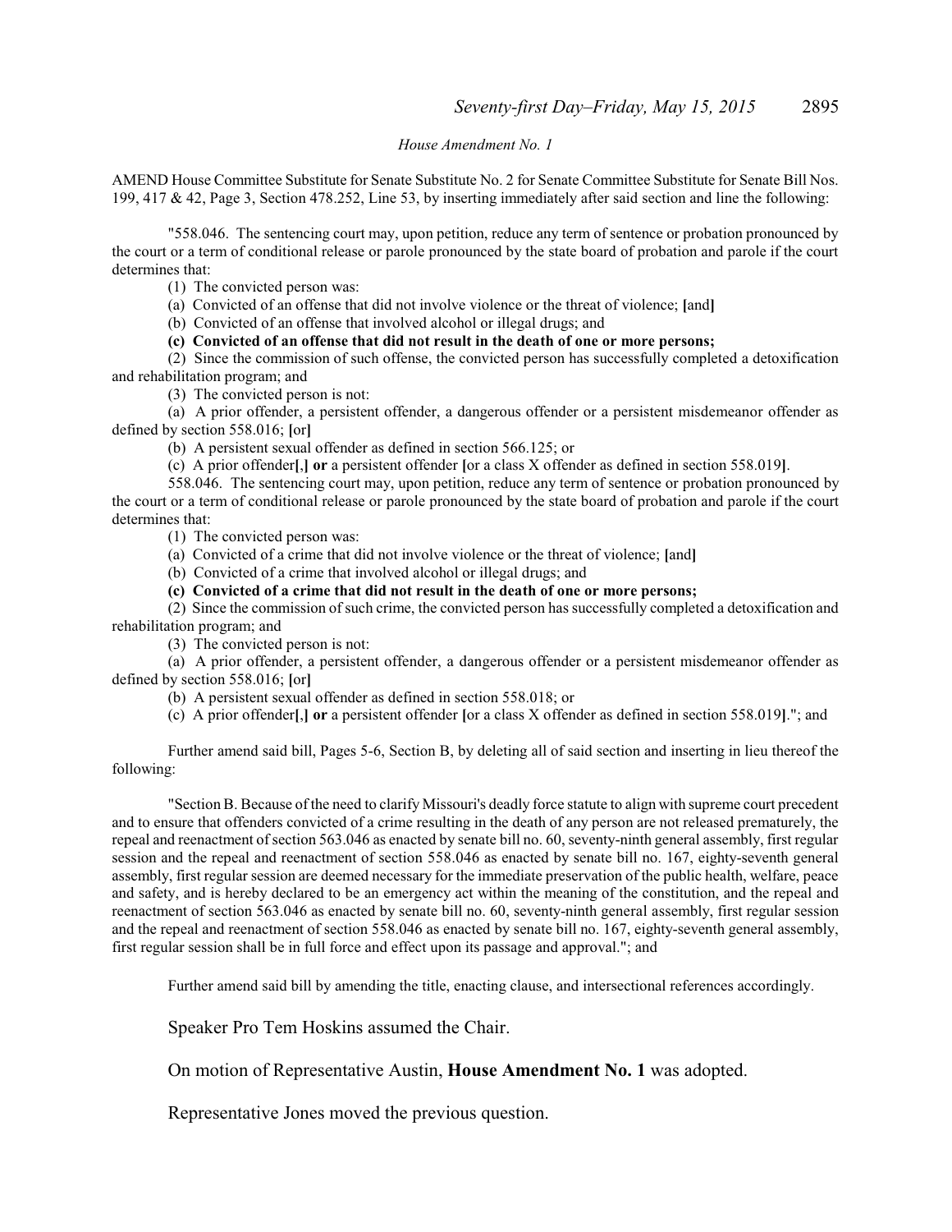*House Amendment No. 1*

AMEND House Committee Substitute for Senate Substitute No. 2 for Senate Committee Substitute for Senate Bill Nos. 199, 417 & 42, Page 3, Section 478.252, Line 53, by inserting immediately after said section and line the following:

"558.046. The sentencing court may, upon petition, reduce any term of sentence or probation pronounced by the court or a term of conditional release or parole pronounced by the state board of probation and parole if the court determines that:

(1) The convicted person was:

(a) Convicted of an offense that did not involve violence or the threat of violence; **[**and**]**

(b) Convicted of an offense that involved alcohol or illegal drugs; and

**(c) Convicted of an offense that did not result in the death of one or more persons;**

(2) Since the commission of such offense, the convicted person has successfully completed a detoxification and rehabilitation program; and

(3) The convicted person is not:

(a) A prior offender, a persistent offender, a dangerous offender or a persistent misdemeanor offender as defined by section 558.016; **[**or**]**

(b) A persistent sexual offender as defined in section 566.125; or

(c) A prior offender**[**,**] or** a persistent offender **[**or a class X offender as defined in section 558.019**]**.

558.046. The sentencing court may, upon petition, reduce any term of sentence or probation pronounced by the court or a term of conditional release or parole pronounced by the state board of probation and parole if the court determines that:

(1) The convicted person was:

(a) Convicted of a crime that did not involve violence or the threat of violence; **[**and**]**

(b) Convicted of a crime that involved alcohol or illegal drugs; and

**(c) Convicted of a crime that did not result in the death of one or more persons;**

(2) Since the commission of such crime, the convicted person has successfully completed a detoxification and rehabilitation program; and

(3) The convicted person is not:

(a) A prior offender, a persistent offender, a dangerous offender or a persistent misdemeanor offender as defined by section 558.016; **[**or**]**

(b) A persistent sexual offender as defined in section 558.018; or

(c) A prior offender**[**,**] or** a persistent offender **[**or a class X offender as defined in section 558.019**]**."; and

Further amend said bill, Pages 5-6, Section B, by deleting all of said section and inserting in lieu thereof the following:

"Section B. Because of the need to clarify Missouri's deadly force statute to align with supreme court precedent and to ensure that offenders convicted of a crime resulting in the death of any person are not released prematurely, the repeal and reenactment of section 563.046 as enacted by senate bill no. 60, seventy-ninth general assembly, first regular session and the repeal and reenactment of section 558.046 as enacted by senate bill no. 167, eighty-seventh general assembly, first regular session are deemed necessary for the immediate preservation of the public health, welfare, peace and safety, and is hereby declared to be an emergency act within the meaning of the constitution, and the repeal and reenactment of section 563.046 as enacted by senate bill no. 60, seventy-ninth general assembly, first regular session and the repeal and reenactment of section 558.046 as enacted by senate bill no. 167, eighty-seventh general assembly, first regular session shall be in full force and effect upon its passage and approval."; and

Further amend said bill by amending the title, enacting clause, and intersectional references accordingly.

Speaker Pro Tem Hoskins assumed the Chair.

On motion of Representative Austin, **House Amendment No. 1** was adopted.

Representative Jones moved the previous question.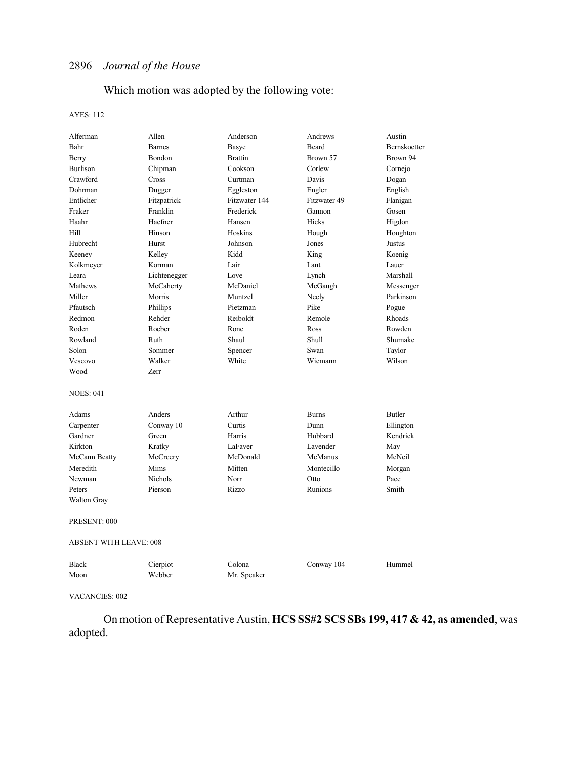Which motion was adopted by the following vote:

AYES: 112

| | | | | |
|---|---|---|---|---|
| Alferman | Allen | Anderson | Andrews | Austin |
| Bahr | Barnes | Basye | Beard | Bernskoetter |
| Berry | Bondon | Brattin | Brown 57 | Brown 94 |
| Burlison | Chipman | Cookson | Corlew | Cornejo |
| Crawford | Cross | Curtman | Davis | Dogan |
| Dohrman | Dugger | Eggleston | Engler | English |
| Entlicher | Fitzpatrick | Fitzwater 144 | Fitzwater 49 | Flanigan |
| Fraker | Franklin | Frederick | Gannon | Gosen |
| Haahr | Haefner | Hansen | Hicks | Higdon |
| Hill | Hinson | Hoskins | Hough | Houghton |
| Hubrecht | Hurst | Johnson | Jones | Justus |
| Keeney | Kelley | Kidd | King | Koenig |
| Kolkmeyer | Korman | Lair | Lant | Lauer |
| Leara | Lichtenegger | Love | Lynch | Marshall |
| Mathews | McCaherty | McDaniel | McGaugh | Messenger |
| Miller | Morris | Muntzel | Neely | Parkinson |
| Pfautsch | Phillips | Pietzman | Pike | Pogue |
| Redmon | Rehder | Reiboldt | Remole | Rhoads |
| Roden | Roeber | Rone | Ross | Rowden |
| Rowland | Ruth | Shaul | Shull | Shumake |
| Solon | Sommer | Spencer | Swan | Taylor |
| Vescovo | Walker | White | Wiemann | Wilson |
| Wood | Zerr | | | |

NOES: 041

| | | | | |
|---|---|---|---|---|
| Adams | Anders | Arthur | Burns | Butler |
| Carpenter | Conway 10 | Curtis | Dunn | Ellington |
| Gardner | Green | Harris | Hubbard | Kendrick |
| Kirkton | Kratky | LaFaver | Lavender | May |
| McCann Beatty | McCreery | McDonald | McManus | McNeil |
| Meredith | Mims | Mitten | Montecillo | Morgan |
| Newman | Nichols | Norr | Otto | Pace |
| Peters | Pierson | Rizzo | Runions | Smith |
| Walton Gray | | | | |

PRESENT: 000

ABSENT WITH LEAVE: 008

| | | | | |
|---|---|---|---|---|
| Black | Cierpiot | Colona | Conway 104 | Hummel |
| Moon | Webber | Mr. Speaker | | |

VACANCIES: 002

On motion of Representative Austin, **HCS SS#2 SCS SBs 199, 417 & 42, as amended**, was adopted.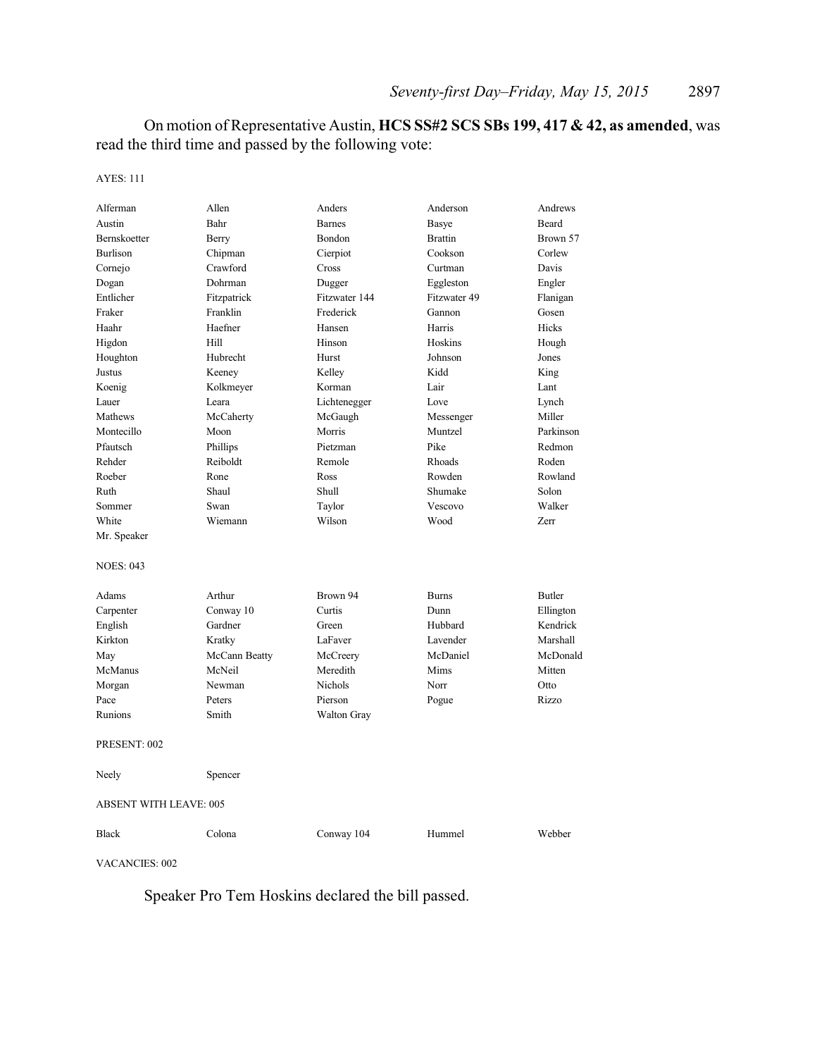On motion of Representative Austin, **HCS SS#2 SCS SBs 199, 417 & 42, as amended**, was read the third time and passed by the following vote:

AYES: 111

| | | | | |
|---|---|---|---|---|
| Alferman | Allen | Anders | Anderson | Andrews |
| Austin | Bahr | Barnes | Basye | Beard |
| Bernskoetter | Berry | Bondon | Brattin | Brown 57 |
| Burlison | Chipman | Cierpiot | Cookson | Corlew |
| Cornejo | Crawford | Cross | Curtman | Davis |
| Dogan | Dohrman | Dugger | Eggleston | Engler |
| Entlicher | Fitzpatrick | Fitzwater 144 | Fitzwater 49 | Flanigan |
| Fraker | Franklin | Frederick | Gannon | Gosen |
| Haahr | Haefner | Hansen | Harris | Hicks |
| Higdon | Hill | Hinson | Hoskins | Hough |
| Houghton | Hubrecht | Hurst | Johnson | Jones |
| Justus | Keeney | Kelley | Kidd | King |
| Koenig | Kolkmeyer | Korman | Lair | Lant |
| Lauer | Leara | Lichtenegger | Love | Lynch |
| Mathews | McCaherty | McGaugh | Messenger | Miller |
| Montecillo | Moon | Morris | Muntzel | Parkinson |
| Pfautsch | Phillips | Pietzman | Pike | Redmon |
| Rehder | Reiboldt | Remole | Rhoads | Roden |
| Roeber | Rone | Ross | Rowden | Rowland |
| Ruth | Shaul | Shull | Shumake | Solon |
| Sommer | Swan | Taylor | Vescovo | Walker |
| White | Wiemann | Wilson | Wood | Zerr |
| Mr. Speaker | | | | |

NOES: 043

| | | | | |
|---|---|---|---|---|
| Adams | Arthur | Brown 94 | Burns | Butler |
| Carpenter | Conway 10 | Curtis | Dunn | Ellington |
| English | Gardner | Green | Hubbard | Kendrick |
| Kirkton | Kratky | LaFaver | Lavender | Marshall |
| May | McCann Beatty | McCreery | McDaniel | McDonald |
| McManus | McNeil | Meredith | Mims | Mitten |
| Morgan | Newman | Nichols | Norr | Otto |
| Pace | Peters | Pierson | Pogue | Rizzo |
| Runions | Smith | Walton Gray | | |

PRESENT: 002

| | |
|---|---|
| Neely | Spencer |

ABSENT WITH LEAVE: 005

| | | | | |
|---|---|---|---|---|
| Black | Colona | Conway 104 | Hummel | Webber |

VACANCIES: 002

Speaker Pro Tem Hoskins declared the bill passed.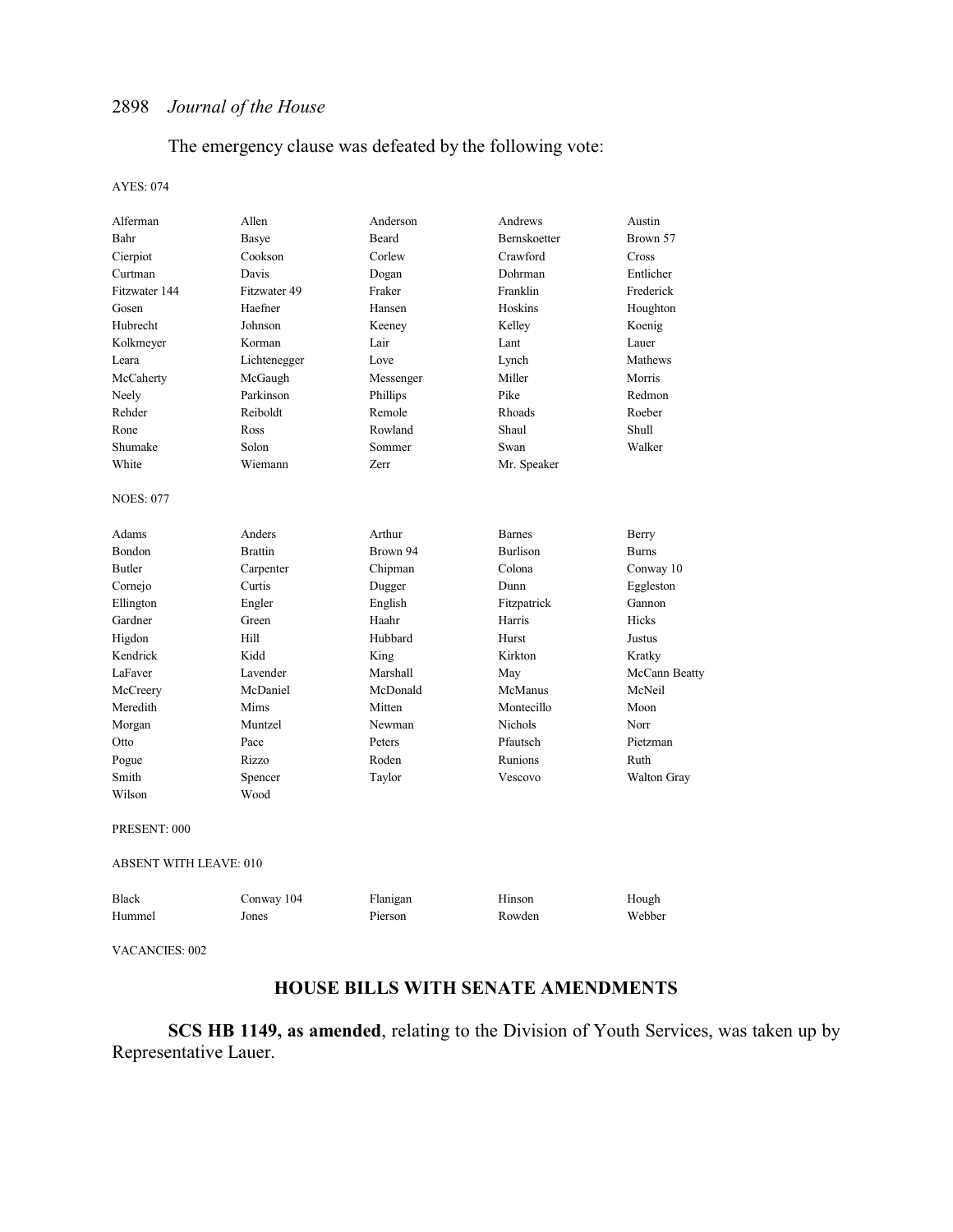The emergency clause was defeated by the following vote:

AYES: 074

| | | | | |
|---|---|---|---|---|
| Alferman | Allen | Anderson | Andrews | Austin |
| Bahr | Basye | Beard | Bernskoetter | Brown 57 |
| Cierpiot | Cookson | Corlew | Crawford | Cross |
| Curtman | Davis | Dogan | Dohrman | Entlicher |
| Fitzwater 144 | Fitzwater 49 | Fraker | Franklin | Frederick |
| Gosen | Haefner | Hansen | Hoskins | Houghton |
| Hubrecht | Johnson | Keeney | Kelley | Koenig |
| Kolkmeyer | Korman | Lair | Lant | Lauer |
| Leara | Lichtenegger | Love | Lynch | Mathews |
| McCaherty | McGaugh | Messenger | Miller | Morris |
| Neely | Parkinson | Phillips | Pike | Redmon |
| Rehder | Reiboldt | Remole | Rhoads | Roeber |
| Rone | Ross | Rowland | Shaul | Shull |
| Shumake | Solon | Sommer | Swan | Walker |
| White | Wiemann | Zerr | Mr. Speaker | |

NOES: 077

| | | | | |
|---|---|---|---|---|
| Adams | Anders | Arthur | Barnes | Berry |
| Bondon | Brattin | Brown 94 | Burlison | Burns |
| Butler | Carpenter | Chipman | Colona | Conway 10 |
| Cornejo | Curtis | Dugger | Dunn | Eggleston |
| Ellington | Engler | English | Fitzpatrick | Gannon |
| Gardner | Green | Haahr | Harris | Hicks |
| Higdon | Hill | Hubbard | Hurst | Justus |
| Kendrick | Kidd | King | Kirkton | Kratky |
| LaFaver | Lavender | Marshall | May | McCann Beatty |
| McCreery | McDaniel | McDonald | McManus | McNeil |
| Meredith | Mims | Mitten | Montecillo | Moon |
| Morgan | Muntzel | Newman | Nichols | Norr |
| Otto | Pace | Peters | Pfautsch | Pietzman |
| Pogue | Rizzo | Roden | Runions | Ruth |
| Smith | Spencer | Taylor | Vescovo | Walton Gray |
| Wilson | Wood | | | |

PRESENT: 000

ABSENT WITH LEAVE: 010

| | | | | |
|---|---|---|---|---|
| Black | Conway 104 | Flanigan | Hinson | Hough |
| Hummel | Jones | Pierson | Rowden | Webber |

VACANCIES: 002

## HOUSE BILLS WITH SENATE AMENDMENTS

**SCS HB 1149, as amended**, relating to the Division of Youth Services, was taken up by Representative Lauer.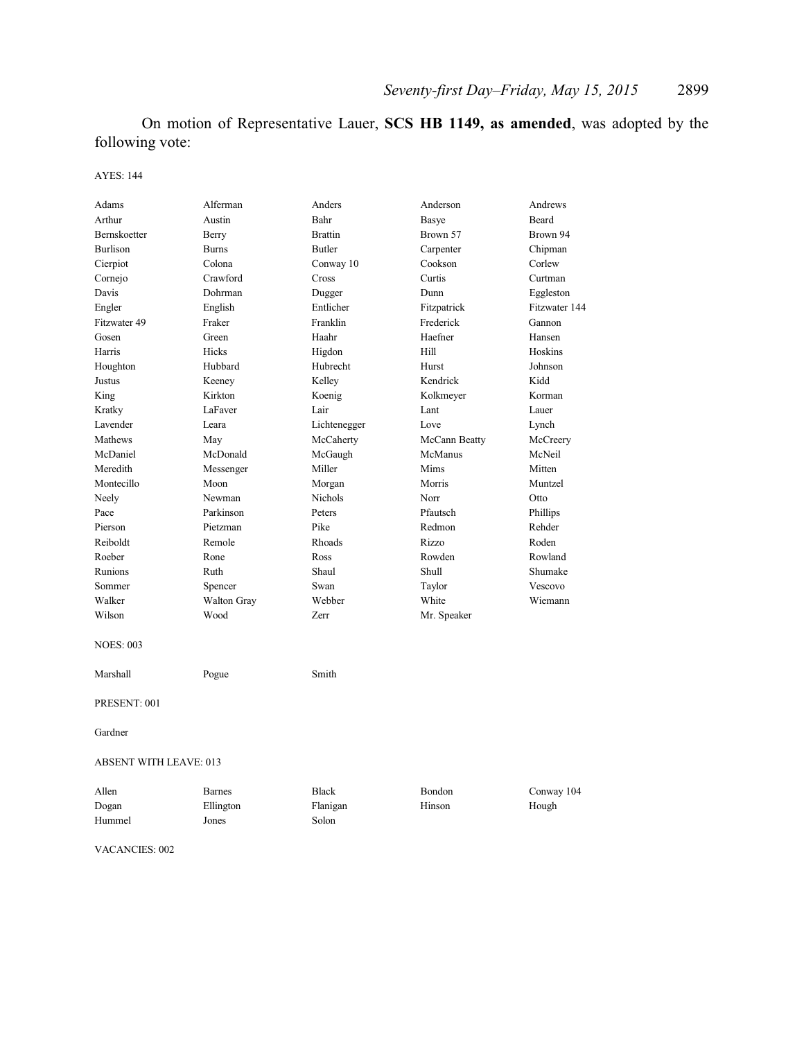On motion of Representative Lauer, **SCS HB 1149, as amended**, was adopted by the following vote:

AYES: 144

| | | | | |
|---|---|---|---|---|
| Adams | Alferman | Anders | Anderson | Andrews |
| Arthur | Austin | Bahr | Basye | Beard |
| Bernskoetter | Berry | Brattin | Brown 57 | Brown 94 |
| Burlison | Burns | Butler | Carpenter | Chipman |
| Cierpiot | Colona | Conway 10 | Cookson | Corlew |
| Cornejo | Crawford | Cross | Curtis | Curtman |
| Davis | Dohrman | Dugger | Dunn | Eggleston |
| Engler | English | Entlicher | Fitzpatrick | Fitzwater 144 |
| Fitzwater 49 | Fraker | Franklin | Frederick | Gannon |
| Gosen | Green | Haahr | Haefner | Hansen |
| Harris | Hicks | Higdon | Hill | Hoskins |
| Houghton | Hubbard | Hubrecht | Hurst | Johnson |
| Justus | Keeney | Kelley | Kendrick | Kidd |
| King | Kirkton | Koenig | Kolkmeyer | Korman |
| Kratky | LaFaver | Lair | Lant | Lauer |
| Lavender | Leara | Lichtenegger | Love | Lynch |
| Mathews | May | McCaherty | McCann Beatty | McCreery |
| McDaniel | McDonald | McGaugh | McManus | McNeil |
| Meredith | Messenger | Miller | Mims | Mitten |
| Montecillo | Moon | Morgan | Morris | Muntzel |
| Neely | Newman | Nichols | Norr | Otto |
| Pace | Parkinson | Peters | Pfautsch | Phillips |
| Pierson | Pietzman | Pike | Redmon | Rehder |
| Reiboldt | Remole | Rhoads | Rizzo | Roden |
| Roeber | Rone | Ross | Rowden | Rowland |
| Runions | Ruth | Shaul | Shull | Shumake |
| Sommer | Spencer | Swan | Taylor | Vescovo |
| Walker | Walton Gray | Webber | White | Wiemann |
| Wilson | Wood | Zerr | Mr. Speaker | |

NOES: 003

| | | |
|---|---|---|
| Marshall | Pogue | Smith |

PRESENT: 001

Gardner

ABSENT WITH LEAVE: 013

| | | | | |
|---|---|---|---|---|
| Allen | Barnes | Black | Bondon | Conway 104 |
| Dogan | Ellington | Flanigan | Hinson | Hough |
| Hummel | Jones | Solon | | |

VACANCIES: 002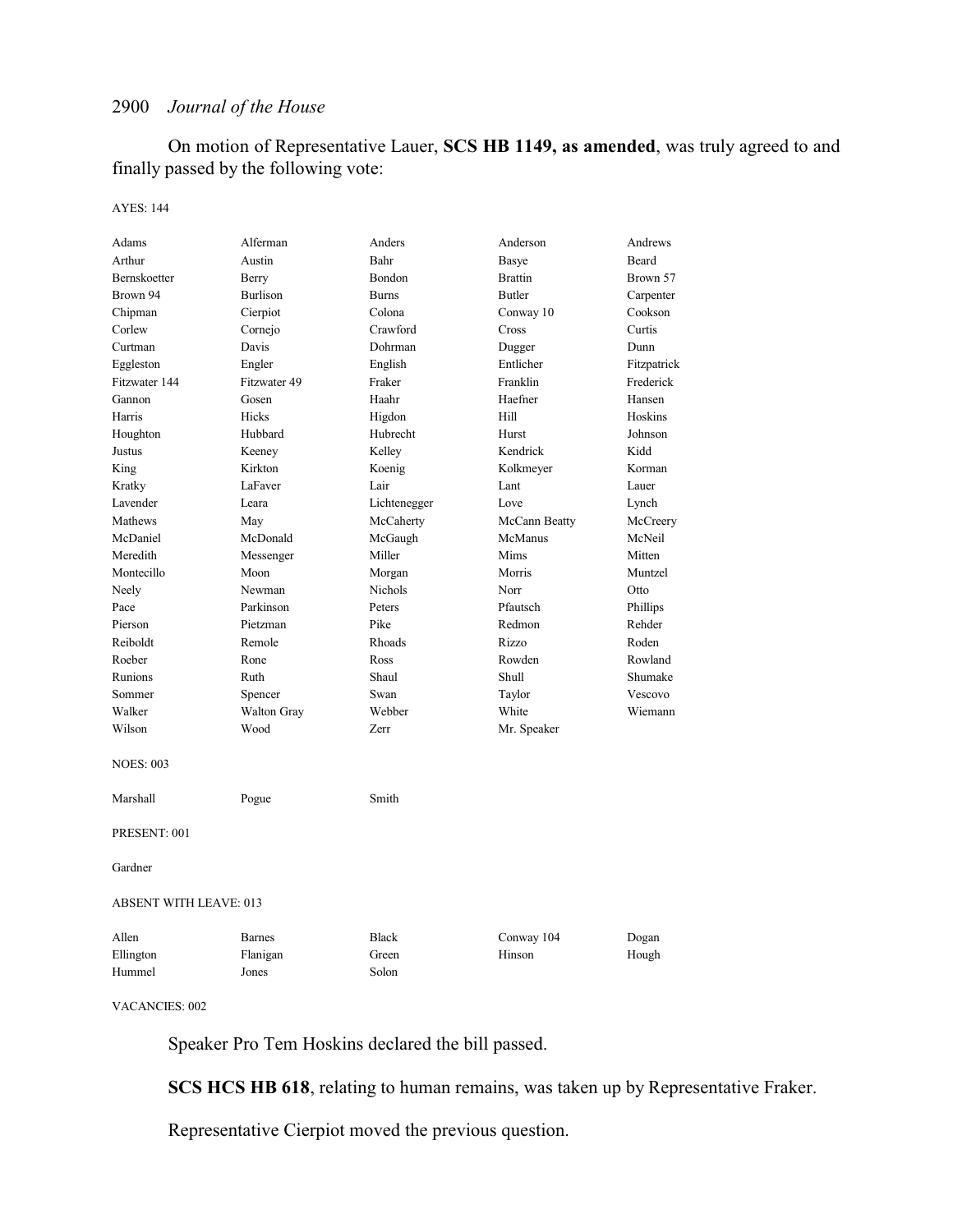On motion of Representative Lauer, **SCS HB 1149, as amended**, was truly agreed to and finally passed by the following vote:

AYES: 144

| | | | | |
|---|---|---|---|---|
| Adams | Alferman | Anders | Anderson | Andrews |
| Arthur | Austin | Bahr | Basye | Beard |
| Bernskoetter | Berry | Bondon | Brattin | Brown 57 |
| Brown 94 | Burlison | Burns | Butler | Carpenter |
| Chipman | Cierpiot | Colona | Conway 10 | Cookson |
| Corlew | Cornejo | Crawford | Cross | Curtis |
| Curtman | Davis | Dohrman | Dugger | Dunn |
| Eggleston | Engler | English | Entlicher | Fitzpatrick |
| Fitzwater 144 | Fitzwater 49 | Fraker | Franklin | Frederick |
| Gannon | Gosen | Haahr | Haefner | Hansen |
| Harris | Hicks | Higdon | Hill | Hoskins |
| Houghton | Hubbard | Hubrecht | Hurst | Johnson |
| Justus | Keeney | Kelley | Kendrick | Kidd |
| King | Kirkton | Koenig | Kolkmeyer | Korman |
| Kratky | LaFaver | Lair | Lant | Lauer |
| Lavender | Leara | Lichtenegger | Love | Lynch |
| Mathews | May | McCaherty | McCann Beatty | McCreery |
| McDaniel | McDonald | McGaugh | McManus | McNeil |
| Meredith | Messenger | Miller | Mims | Mitten |
| Montecillo | Moon | Morgan | Morris | Muntzel |
| Neely | Newman | Nichols | Norr | Otto |
| Pace | Parkinson | Peters | Pfautsch | Phillips |
| Pierson | Pietzman | Pike | Redmon | Rehder |
| Reiboldt | Remole | Rhoads | Rizzo | Roden |
| Roeber | Rone | Ross | Rowden | Rowland |
| Runions | Ruth | Shaul | Shull | Shumake |
| Sommer | Spencer | Swan | Taylor | Vescovo |
| Walker | Walton Gray | Webber | White | Wiemann |
| Wilson | Wood | Zerr | Mr. Speaker | |

NOES: 003

| | | |
|---|---|---|
| Marshall | Pogue | Smith |

PRESENT: 001

Gardner

ABSENT WITH LEAVE: 013

| | | | | |
|---|---|---|---|---|
| Allen | Barnes | Black | Conway 104 | Dogan |
| Ellington | Flanigan | Green | Hinson | Hough |
| Hummel | Jones | Solon | | |

VACANCIES: 002

Speaker Pro Tem Hoskins declared the bill passed.

**SCS HCS HB 618**, relating to human remains, was taken up by Representative Fraker.

Representative Cierpiot moved the previous question.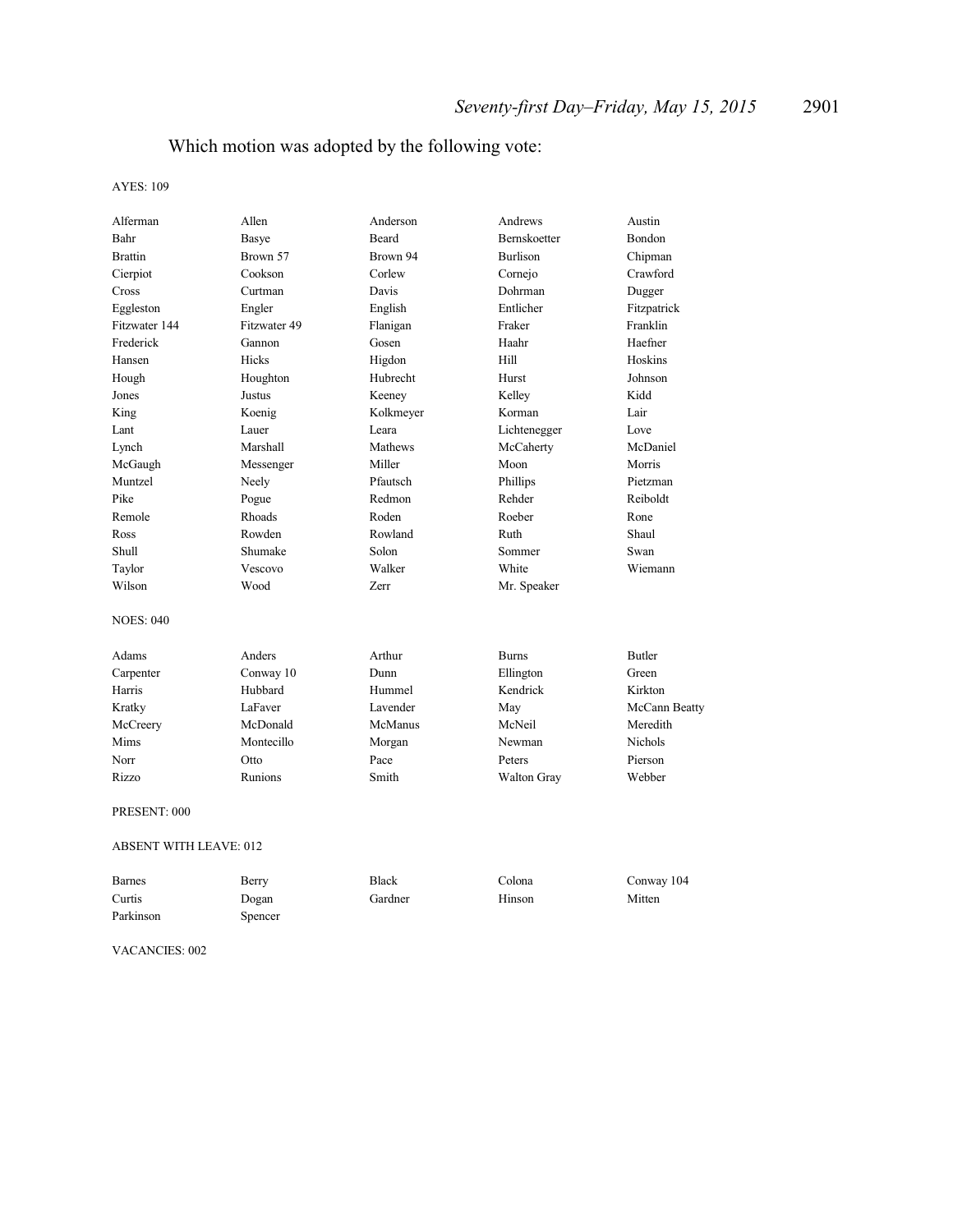Which motion was adopted by the following vote:

AYES: 109

| | | | | |
|---|---|---|---|---|
| Alferman | Allen | Anderson | Andrews | Austin |
| Bahr | Basye | Beard | Bernskoetter | Bondon |
| Brattin | Brown 57 | Brown 94 | Burlison | Chipman |
| Cierpiot | Cookson | Corlew | Cornejo | Crawford |
| Cross | Curtman | Davis | Dohrman | Dugger |
| Eggleston | Engler | English | Entlicher | Fitzpatrick |
| Fitzwater 144 | Fitzwater 49 | Flanigan | Fraker | Franklin |
| Frederick | Gannon | Gosen | Haahr | Haefner |
| Hansen | Hicks | Higdon | Hill | Hoskins |
| Hough | Houghton | Hubrecht | Hurst | Johnson |
| Jones | Justus | Keeney | Kelley | Kidd |
| King | Koenig | Kolkmeyer | Korman | Lair |
| Lant | Lauer | Leara | Lichtenegger | Love |
| Lynch | Marshall | Mathews | McCaherty | McDaniel |
| McGaugh | Messenger | Miller | Moon | Morris |
| Muntzel | Neely | Pfautsch | Phillips | Pietzman |
| Pike | Pogue | Redmon | Rehder | Reiboldt |
| Remole | Rhoads | Roden | Roeber | Rone |
| Ross | Rowden | Rowland | Ruth | Shaul |
| Shull | Shumake | Solon | Sommer | Swan |
| Taylor | Vescovo | Walker | White | Wiemann |
| Wilson | Wood | Zerr | Mr. Speaker | |

NOES: 040

| | | | | |
|---|---|---|---|---|
| Adams | Anders | Arthur | Burns | Butler |
| Carpenter | Conway 10 | Dunn | Ellington | Green |
| Harris | Hubbard | Hummel | Kendrick | Kirkton |
| Kratky | LaFaver | Lavender | May | McCann Beatty |
| McCreery | McDonald | McManus | McNeil | Meredith |
| Mims | Montecillo | Morgan | Newman | Nichols |
| Norr | Otto | Pace | Peters | Pierson |
| Rizzo | Runions | Smith | Walton Gray | Webber |

PRESENT: 000

ABSENT WITH LEAVE: 012

| | | | | |
|---|---|---|---|---|
| Barnes | Berry | Black | Colona | Conway 104 |
| Curtis | Dogan | Gardner | Hinson | Mitten |
| Parkinson | Spencer | | | |

VACANCIES: 002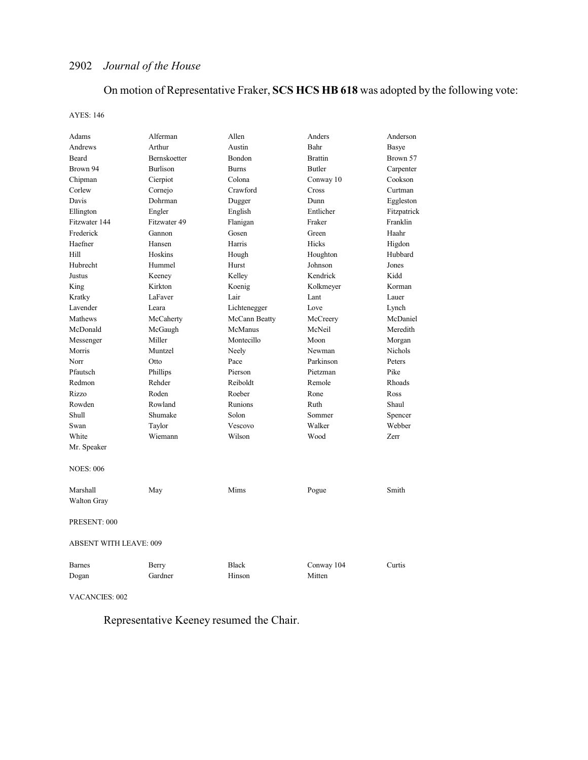On motion of Representative Fraker, **SCS HCS HB 618** was adopted by the following vote:

AYES: 146

| | | | | |
|---|---|---|---|---|
| Adams | Alferman | Allen | Anders | Anderson |
| Andrews | Arthur | Austin | Bahr | Basye |
| Beard | Bernskoetter | Bondon | Brattin | Brown 57 |
| Brown 94 | Burlison | Burns | Butler | Carpenter |
| Chipman | Cierpiot | Colona | Conway 10 | Cookson |
| Corlew | Cornejo | Crawford | Cross | Curtman |
| Davis | Dohrman | Dugger | Dunn | Eggleston |
| Ellington | Engler | English | Entlicher | Fitzpatrick |
| Fitzwater 144 | Fitzwater 49 | Flanigan | Fraker | Franklin |
| Frederick | Gannon | Gosen | Green | Haahr |
| Haefner | Hansen | Harris | Hicks | Higdon |
| Hill | Hoskins | Hough | Houghton | Hubbard |
| Hubrecht | Hummel | Hurst | Johnson | Jones |
| Justus | Keeney | Kelley | Kendrick | Kidd |
| King | Kirkton | Koenig | Kolkmeyer | Korman |
| Kratky | LaFaver | Lair | Lant | Lauer |
| Lavender | Leara | Lichtenegger | Love | Lynch |
| Mathews | McCaherty | McCann Beatty | McCreery | McDaniel |
| McDonald | McGaugh | McManus | McNeil | Meredith |
| Messenger | Miller | Montecillo | Moon | Morgan |
| Morris | Muntzel | Neely | Newman | Nichols |
| Norr | Otto | Pace | Parkinson | Peters |
| Pfautsch | Phillips | Pierson | Pietzman | Pike |
| Redmon | Rehder | Reiboldt | Remole | Rhoads |
| Rizzo | Roden | Roeber | Rone | Ross |
| Rowden | Rowland | Runions | Ruth | Shaul |
| Shull | Shumake | Solon | Sommer | Spencer |
| Swan | Taylor | Vescovo | Walker | Webber |
| White | Wiemann | Wilson | Wood | Zerr |
| Mr. Speaker | | | | |

NOES: 006

| | | | | |
|---|---|---|---|---|
| Marshall | May | Mims | Pogue | Smith |
| Walton Gray | | | | |

PRESENT: 000

ABSENT WITH LEAVE: 009

| | | | | |
|---|---|---|---|---|
| Barnes | Berry | Black | Conway 104 | Curtis |
| Dogan | Gardner | Hinson | Mitten | |

VACANCIES: 002

Representative Keeney resumed the Chair.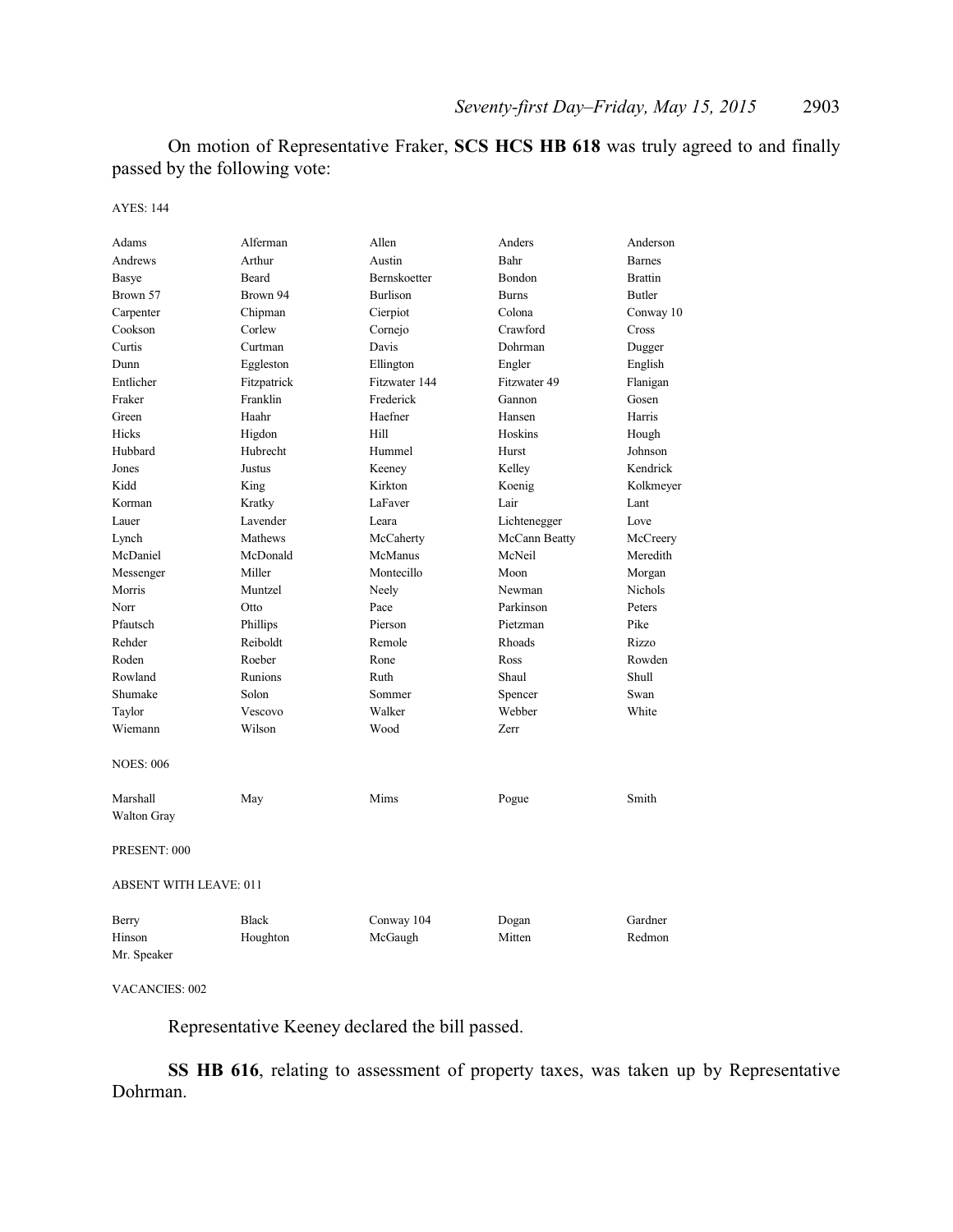On motion of Representative Fraker, **SCS HCS HB 618** was truly agreed to and finally passed by the following vote:

AYES: 144

| | | | | |
|---|---|---|---|---|
| Adams | Alferman | Allen | Anders | Anderson |
| Andrews | Arthur | Austin | Bahr | Barnes |
| Basye | Beard | Bernskoetter | Bondon | Brattin |
| Brown 57 | Brown 94 | Burlison | Burns | Butler |
| Carpenter | Chipman | Cierpiot | Colona | Conway 10 |
| Cookson | Corlew | Cornejo | Crawford | Cross |
| Curtis | Curtman | Davis | Dohrman | Dugger |
| Dunn | Eggleston | Ellington | Engler | English |
| Entlicher | Fitzpatrick | Fitzwater 144 | Fitzwater 49 | Flanigan |
| Fraker | Franklin | Frederick | Gannon | Gosen |
| Green | Haahr | Haefner | Hansen | Harris |
| Hicks | Higdon | Hill | Hoskins | Hough |
| Hubbard | Hubrecht | Hummel | Hurst | Johnson |
| Jones | Justus | Keeney | Kelley | Kendrick |
| Kidd | King | Kirkton | Koenig | Kolkmeyer |
| Korman | Kratky | LaFaver | Lair | Lant |
| Lauer | Lavender | Leara | Lichtenegger | Love |
| Lynch | Mathews | McCaherty | McCann Beatty | McCreery |
| McDaniel | McDonald | McManus | McNeil | Meredith |
| Messenger | Miller | Montecillo | Moon | Morgan |
| Morris | Muntzel | Neely | Newman | Nichols |
| Norr | Otto | Pace | Parkinson | Peters |
| Pfautsch | Phillips | Pierson | Pietzman | Pike |
| Rehder | Reiboldt | Remole | Rhoads | Rizzo |
| Roden | Roeber | Rone | Ross | Rowden |
| Rowland | Runions | Ruth | Shaul | Shull |
| Shumake | Solon | Sommer | Spencer | Swan |
| Taylor | Vescovo | Walker | Webber | White |
| Wiemann | Wilson | Wood | Zerr | |

NOES: 006

| | | | | |
|---|---|---|---|---|
| Marshall | May | Mims | Pogue | Smith |
| Walton Gray | | | | |

PRESENT: 000

ABSENT WITH LEAVE: 011

| | | | | |
|---|---|---|---|---|
| Berry | Black | Conway 104 | Dogan | Gardner |
| Hinson | Houghton | McGaugh | Mitten | Redmon |
| Mr. Speaker | | | | |

VACANCIES: 002

Representative Keeney declared the bill passed.

**SS HB 616**, relating to assessment of property taxes, was taken up by Representative Dohrman.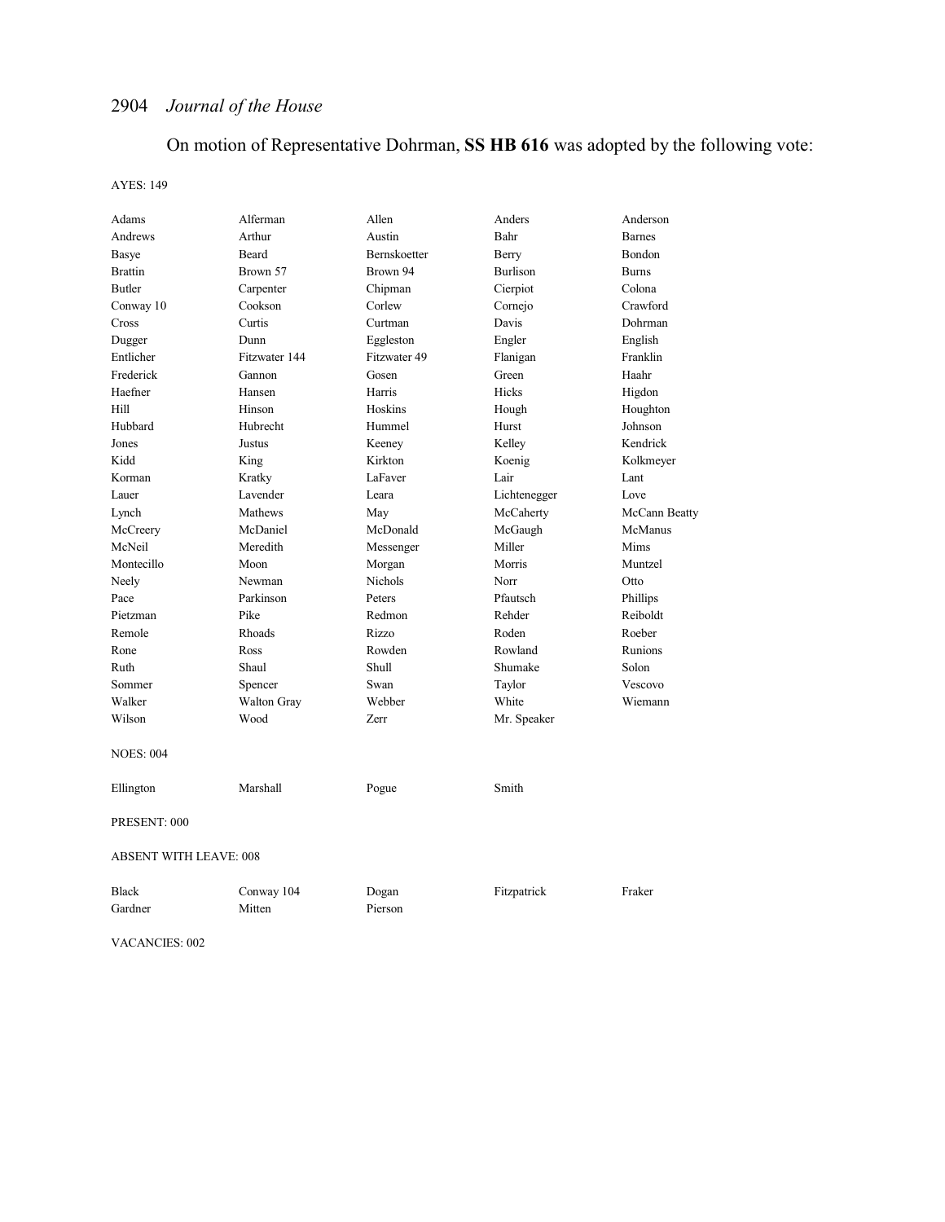On motion of Representative Dohrman, **SS HB 616** was adopted by the following vote:

AYES: 149

| | | | | |
|---|---|---|---|---|
| Adams | Alferman | Allen | Anders | Anderson |
| Andrews | Arthur | Austin | Bahr | Barnes |
| Basye | Beard | Bernskoetter | Berry | Bondon |
| Brattin | Brown 57 | Brown 94 | Burlison | Burns |
| Butler | Carpenter | Chipman | Cierpiot | Colona |
| Conway 10 | Cookson | Corlew | Cornejo | Crawford |
| Cross | Curtis | Curtman | Davis | Dohrman |
| Dugger | Dunn | Eggleston | Engler | English |
| Entlicher | Fitzwater 144 | Fitzwater 49 | Flanigan | Franklin |
| Frederick | Gannon | Gosen | Green | Haahr |
| Haefner | Hansen | Harris | Hicks | Higdon |
| Hill | Hinson | Hoskins | Hough | Houghton |
| Hubbard | Hubrecht | Hummel | Hurst | Johnson |
| Jones | Justus | Keeney | Kelley | Kendrick |
| Kidd | King | Kirkton | Koenig | Kolkmeyer |
| Korman | Kratky | LaFaver | Lair | Lant |
| Lauer | Lavender | Leara | Lichtenegger | Love |
| Lynch | Mathews | May | McCaherty | McCann Beatty |
| McCreery | McDaniel | McDonald | McGaugh | McManus |
| McNeil | Meredith | Messenger | Miller | Mims |
| Montecillo | Moon | Morgan | Morris | Muntzel |
| Neely | Newman | Nichols | Norr | Otto |
| Pace | Parkinson | Peters | Pfautsch | Phillips |
| Pietzman | Pike | Redmon | Rehder | Reiboldt |
| Remole | Rhoads | Rizzo | Roden | Roeber |
| Rone | Ross | Rowden | Rowland | Runions |
| Ruth | Shaul | Shull | Shumake | Solon |
| Sommer | Spencer | Swan | Taylor | Vescovo |
| Walker | Walton Gray | Webber | White | Wiemann |
| Wilson | Wood | Zerr | Mr. Speaker | |

NOES: 004

| | | | |
|---|---|---|---|
| Ellington | Marshall | Pogue | Smith |

PRESENT: 000

ABSENT WITH LEAVE: 008

| | | | | |
|---|---|---|---|---|
| Black | Conway 104 | Dogan | Fitzpatrick | Fraker |
| Gardner | Mitten | Pierson | | |

VACANCIES: 002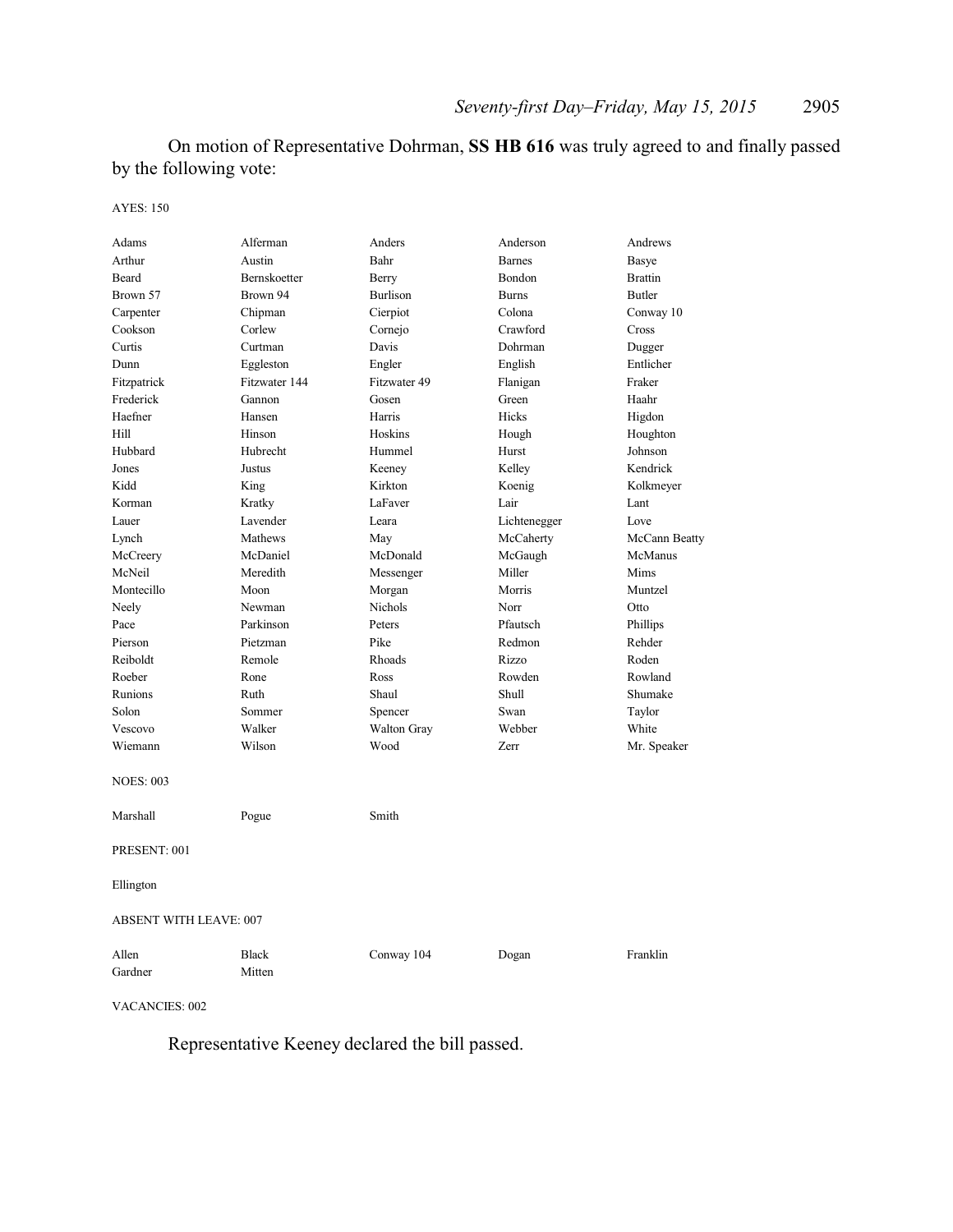On motion of Representative Dohrman, **SS HB 616** was truly agreed to and finally passed by the following vote:

AYES: 150

| | | | | |
|---|---|---|---|---|
| Adams | Alferman | Anders | Anderson | Andrews |
| Arthur | Austin | Bahr | Barnes | Basye |
| Beard | Bernskoetter | Berry | Bondon | Brattin |
| Brown 57 | Brown 94 | Burlison | Burns | Butler |
| Carpenter | Chipman | Cierpiot | Colona | Conway 10 |
| Cookson | Corlew | Cornejo | Crawford | Cross |
| Curtis | Curtman | Davis | Dohrman | Dugger |
| Dunn | Eggleston | Engler | English | Entlicher |
| Fitzpatrick | Fitzwater 144 | Fitzwater 49 | Flanigan | Fraker |
| Frederick | Gannon | Gosen | Green | Haahr |
| Haefner | Hansen | Harris | Hicks | Higdon |
| Hill | Hinson | Hoskins | Hough | Houghton |
| Hubbard | Hubrecht | Hummel | Hurst | Johnson |
| Jones | Justus | Keeney | Kelley | Kendrick |
| Kidd | King | Kirkton | Koenig | Kolkmeyer |
| Korman | Kratky | LaFaver | Lair | Lant |
| Lauer | Lavender | Leara | Lichtenegger | Love |
| Lynch | Mathews | May | McCaherty | McCann Beatty |
| McCreery | McDaniel | McDonald | McGaugh | McManus |
| McNeil | Meredith | Messenger | Miller | Mims |
| Montecillo | Moon | Morgan | Morris | Muntzel |
| Neely | Newman | Nichols | Norr | Otto |
| Pace | Parkinson | Peters | Pfautsch | Phillips |
| Pierson | Pietzman | Pike | Redmon | Rehder |
| Reiboldt | Remole | Rhoads | Rizzo | Roden |
| Roeber | Rone | Ross | Rowden | Rowland |
| Runions | Ruth | Shaul | Shull | Shumake |
| Solon | Sommer | Spencer | Swan | Taylor |
| Vescovo | Walker | Walton Gray | Webber | White |
| Wiemann | Wilson | Wood | Zerr | Mr. Speaker |

NOES: 003

| | | |
|---|---|---|
| Marshall | Pogue | Smith |

PRESENT: 001

Ellington

ABSENT WITH LEAVE: 007

| | | | | |
|---|---|---|---|---|
| Allen | Black | Conway 104 | Dogan | Franklin |
| Gardner | Mitten | | | |

VACANCIES: 002

Representative Keeney declared the bill passed.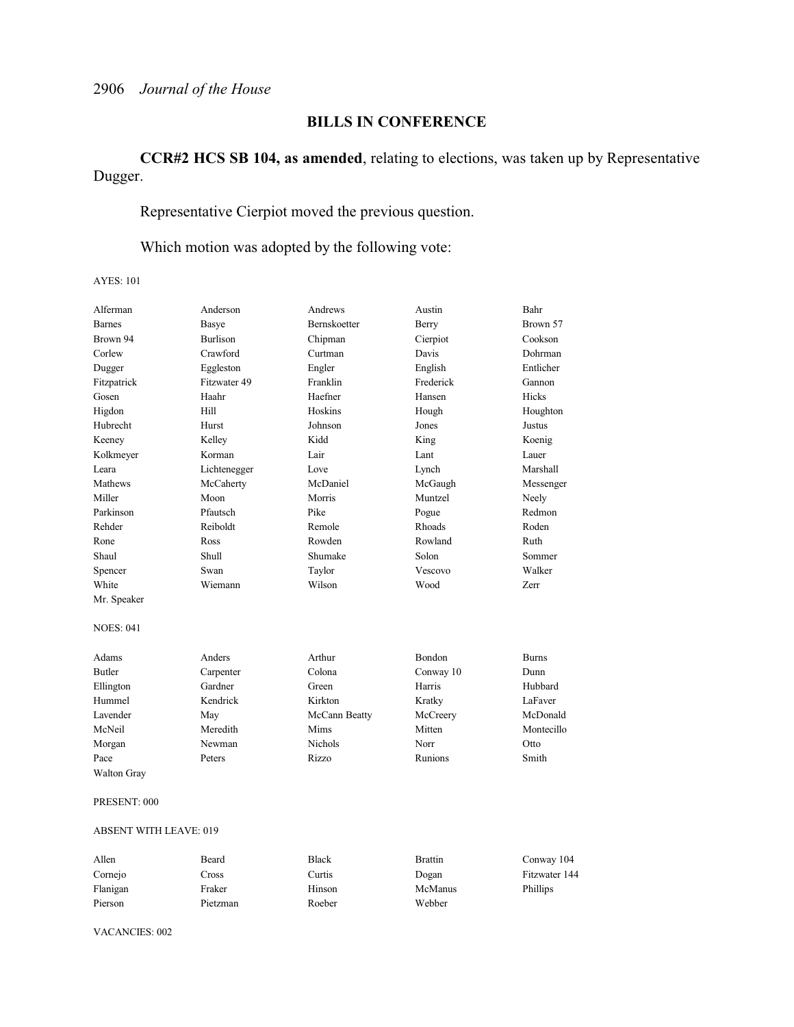## BILLS IN CONFERENCE

**CCR#2 HCS SB 104, as amended**, relating to elections, was taken up by Representative Dugger.

Representative Cierpiot moved the previous question.

Which motion was adopted by the following vote:

AYES: 101

| | | | | |
|---|---|---|---|---|
| Alferman | Anderson | Andrews | Austin | Bahr |
| Barnes | Basye | Bernskoetter | Berry | Brown 57 |
| Brown 94 | Burlison | Chipman | Cierpiot | Cookson |
| Corlew | Crawford | Curtman | Davis | Dohrman |
| Dugger | Eggleston | Engler | English | Entlicher |
| Fitzpatrick | Fitzwater 49 | Franklin | Frederick | Gannon |
| Gosen | Haahr | Haefner | Hansen | Hicks |
| Higdon | Hill | Hoskins | Hough | Houghton |
| Hubrecht | Hurst | Johnson | Jones | Justus |
| Keeney | Kelley | Kidd | King | Koenig |
| Kolkmeyer | Korman | Lair | Lant | Lauer |
| Leara | Lichtenegger | Love | Lynch | Marshall |
| Mathews | McCaherty | McDaniel | McGaugh | Messenger |
| Miller | Moon | Morris | Muntzel | Neely |
| Parkinson | Pfautsch | Pike | Pogue | Redmon |
| Rehder | Reiboldt | Remole | Rhoads | Roden |
| Rone | Ross | Rowden | Rowland | Ruth |
| Shaul | Shull | Shumake | Solon | Sommer |
| Spencer | Swan | Taylor | Vescovo | Walker |
| White | Wiemann | Wilson | Wood | Zerr |
| Mr. Speaker | | | | |

NOES: 041

| | | | | |
|---|---|---|---|---|
| Adams | Anders | Arthur | Bondon | Burns |
| Butler | Carpenter | Colona | Conway 10 | Dunn |
| Ellington | Gardner | Green | Harris | Hubbard |
| Hummel | Kendrick | Kirkton | Kratky | LaFaver |
| Lavender | May | McCann Beatty | McCreery | McDonald |
| McNeil | Meredith | Mims | Mitten | Montecillo |
| Morgan | Newman | Nichols | Norr | Otto |
| Pace | Peters | Rizzo | Runions | Smith |
| Walton Gray | | | | |

PRESENT: 000

ABSENT WITH LEAVE: 019

| | | | | |
|---|---|---|---|---|
| Allen | Beard | Black | Brattin | Conway 104 |
| Cornejo | Cross | Curtis | Dogan | Fitzwater 144 |
| Flanigan | Fraker | Hinson | McManus | Phillips |
| Pierson | Pietzman | Roeber | Webber | |

VACANCIES: 002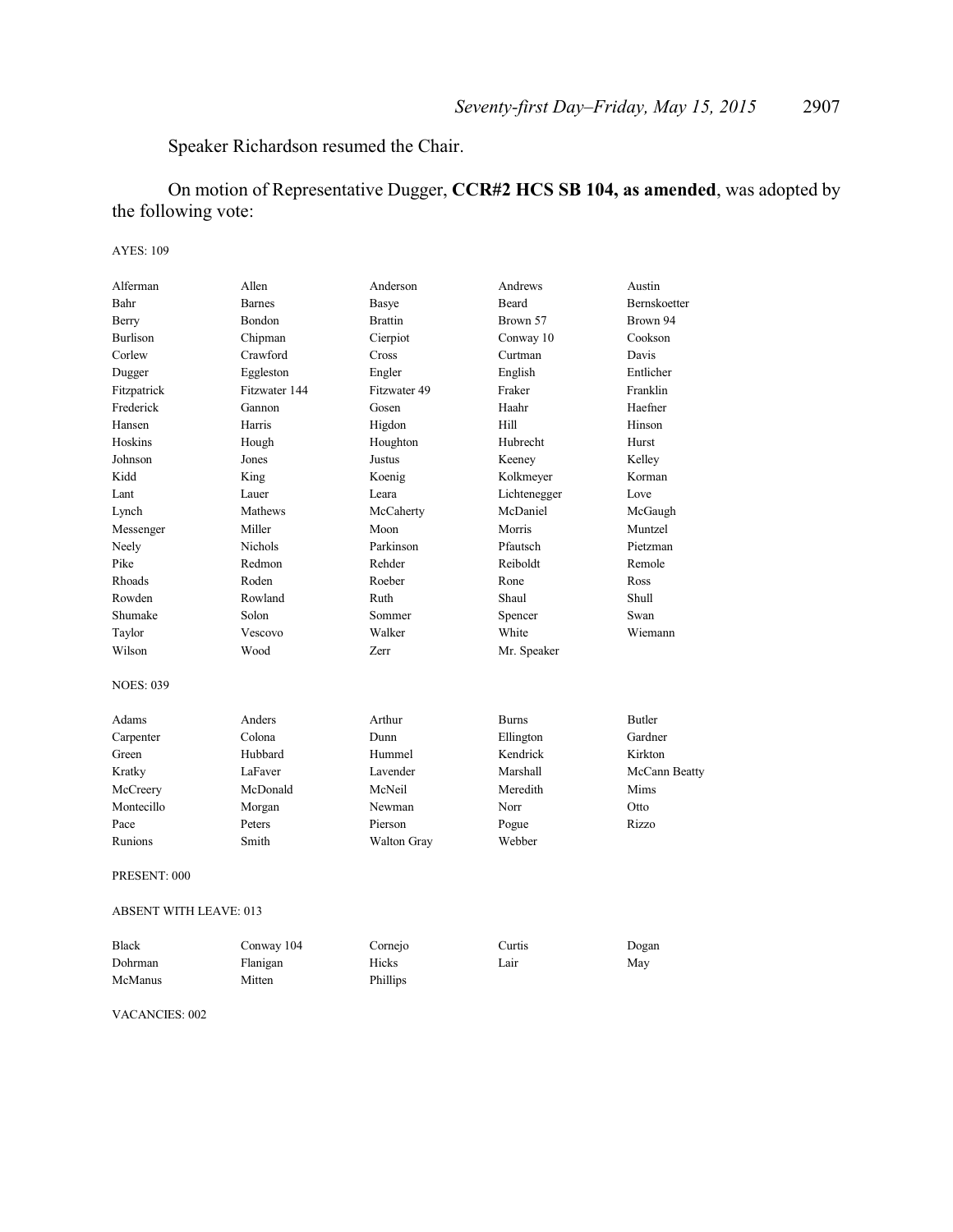Speaker Richardson resumed the Chair.

On motion of Representative Dugger, **CCR#2 HCS SB 104, as amended**, was adopted by the following vote:

AYES: 109

| | | | | |
|---|---|---|---|---|
| Alferman | Allen | Anderson | Andrews | Austin |
| Bahr | Barnes | Basye | Beard | Bernskoetter |
| Berry | Bondon | Brattin | Brown 57 | Brown 94 |
| Burlison | Chipman | Cierpiot | Conway 10 | Cookson |
| Corlew | Crawford | Cross | Curtman | Davis |
| Dugger | Eggleston | Engler | English | Entlicher |
| Fitzpatrick | Fitzwater 144 | Fitzwater 49 | Fraker | Franklin |
| Frederick | Gannon | Gosen | Haahr | Haefner |
| Hansen | Harris | Higdon | Hill | Hinson |
| Hoskins | Hough | Houghton | Hubrecht | Hurst |
| Johnson | Jones | Justus | Keeney | Kelley |
| Kidd | King | Koenig | Kolkmeyer | Korman |
| Lant | Lauer | Leara | Lichtenegger | Love |
| Lynch | Mathews | McCaherty | McDaniel | McGaugh |
| Messenger | Miller | Moon | Morris | Muntzel |
| Neely | Nichols | Parkinson | Pfautsch | Pietzman |
| Pike | Redmon | Rehder | Reiboldt | Remole |
| Rhoads | Roden | Roeber | Rone | Ross |
| Rowden | Rowland | Ruth | Shaul | Shull |
| Shumake | Solon | Sommer | Spencer | Swan |
| Taylor | Vescovo | Walker | White | Wiemann |
| Wilson | Wood | Zerr | Mr. Speaker | |

NOES: 039

| | | | | |
|---|---|---|---|---|
| Adams | Anders | Arthur | Burns | Butler |
| Carpenter | Colona | Dunn | Ellington | Gardner |
| Green | Hubbard | Hummel | Kendrick | Kirkton |
| Kratky | LaFaver | Lavender | Marshall | McCann Beatty |
| McCreery | McDonald | McNeil | Meredith | Mims |
| Montecillo | Morgan | Newman | Norr | Otto |
| Pace | Peters | Pierson | Pogue | Rizzo |
| Runions | Smith | Walton Gray | Webber | |

PRESENT: 000

ABSENT WITH LEAVE: 013

| | | | | |
|---|---|---|---|---|
| Black | Conway 104 | Cornejo | Curtis | Dogan |
| Dohrman | Flanigan | Hicks | Lair | May |
| McManus | Mitten | Phillips | | |

VACANCIES: 002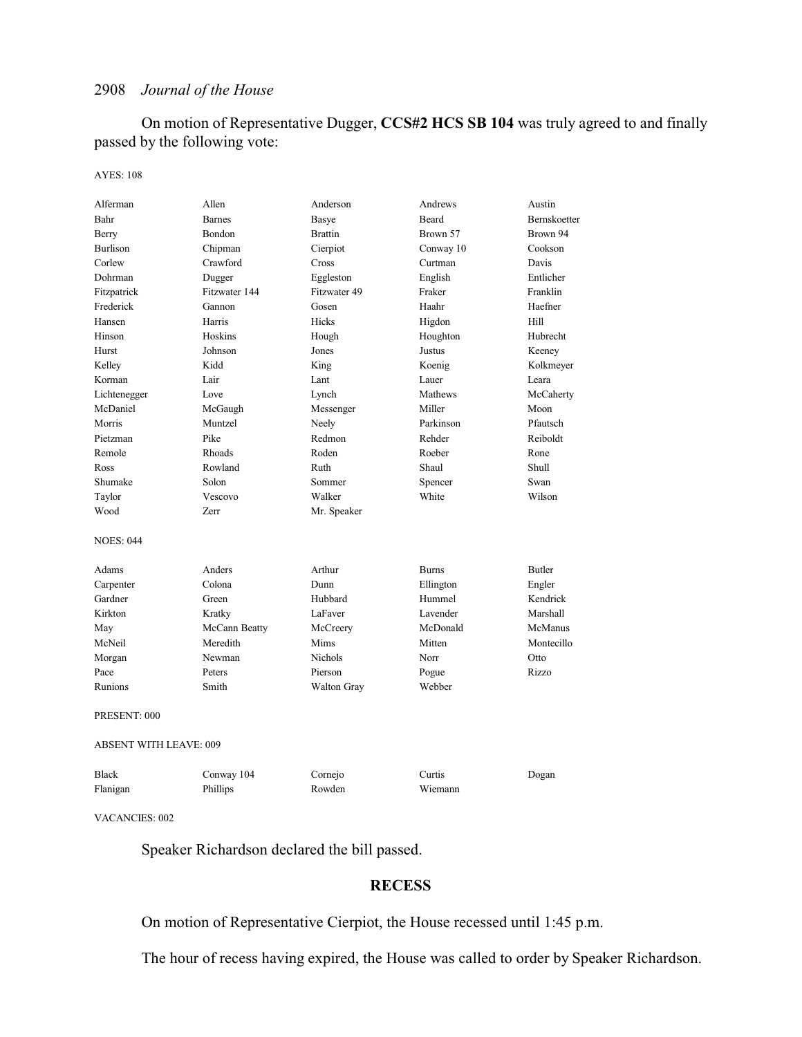On motion of Representative Dugger, **CCS#2 HCS SB 104** was truly agreed to and finally passed by the following vote:

AYES: 108

| | | | | |
|---|---|---|---|---|
| Alferman | Allen | Anderson | Andrews | Austin |
| Bahr | Barnes | Basye | Beard | Bernskoetter |
| Berry | Bondon | Brattin | Brown 57 | Brown 94 |
| Burlison | Chipman | Cierpiot | Conway 10 | Cookson |
| Corlew | Crawford | Cross | Curtman | Davis |
| Dohrman | Dugger | Eggleston | English | Entlicher |
| Fitzpatrick | Fitzwater 144 | Fitzwater 49 | Fraker | Franklin |
| Frederick | Gannon | Gosen | Haahr | Haefner |
| Hansen | Harris | Hicks | Higdon | Hill |
| Hinson | Hoskins | Hough | Houghton | Hubrecht |
| Hurst | Johnson | Jones | Justus | Keeney |
| Kelley | Kidd | King | Koenig | Kolkmeyer |
| Korman | Lair | Lant | Lauer | Leara |
| Lichtenegger | Love | Lynch | Mathews | McCaherty |
| McDaniel | McGaugh | Messenger | Miller | Moon |
| Morris | Muntzel | Neely | Parkinson | Pfautsch |
| Pietzman | Pike | Redmon | Rehder | Reiboldt |
| Remole | Rhoads | Roden | Roeber | Rone |
| Ross | Rowland | Ruth | Shaul | Shull |
| Shumake | Solon | Sommer | Spencer | Swan |
| Taylor | Vescovo | Walker | White | Wilson |
| Wood | Zerr | Mr. Speaker | | |

NOES: 044

| | | | | |
|---|---|---|---|---|
| Adams | Anders | Arthur | Burns | Butler |
| Carpenter | Colona | Dunn | Ellington | Engler |
| Gardner | Green | Hubbard | Hummel | Kendrick |
| Kirkton | Kratky | LaFaver | Lavender | Marshall |
| May | McCann Beatty | McCreery | McDonald | McManus |
| McNeil | Meredith | Mims | Mitten | Montecillo |
| Morgan | Newman | Nichols | Norr | Otto |
| Pace | Peters | Pierson | Pogue | Rizzo |
| Runions | Smith | Walton Gray | Webber | |

PRESENT: 000

ABSENT WITH LEAVE: 009

| | | | | |
|---|---|---|---|---|
| Black | Conway 104 | Cornejo | Curtis | Dogan |
| Flanigan | Phillips | Rowden | Wiemann | |

VACANCIES: 002

Speaker Richardson declared the bill passed.

## RECESS

On motion of Representative Cierpiot, the House recessed until 1:45 p.m.

The hour of recess having expired, the House was called to order by Speaker Richardson.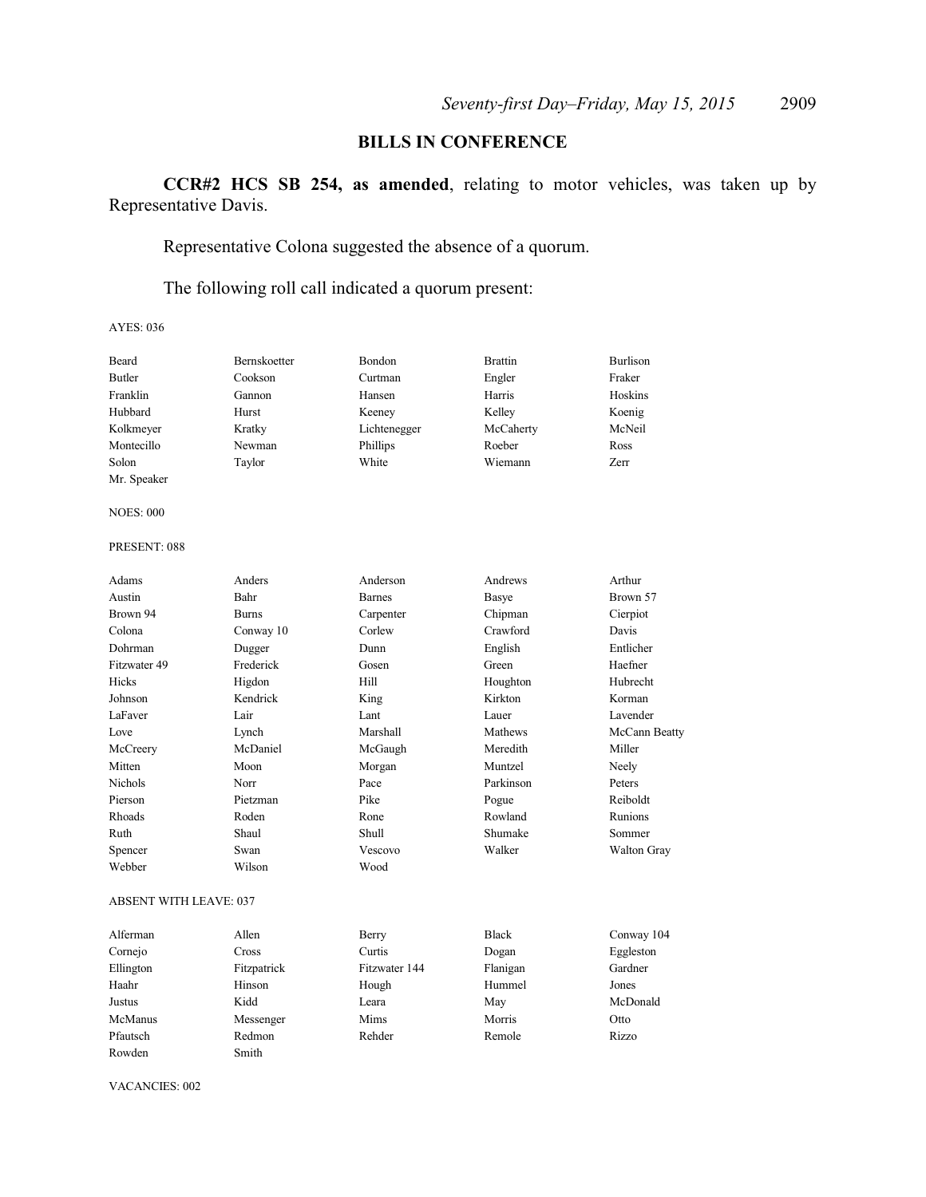## BILLS IN CONFERENCE

**CCR#2 HCS SB 254, as amended**, relating to motor vehicles, was taken up by Representative Davis.

Representative Colona suggested the absence of a quorum.

The following roll call indicated a quorum present:

AYES: 036

| | | | | |
|---|---|---|---|---|
| Beard | Bernskoetter | Bondon | Brattin | Burlison |
| Butler | Cookson | Curtman | Engler | Fraker |
| Franklin | Gannon | Hansen | Harris | Hoskins |
| Hubbard | Hurst | Keeney | Kelley | Koenig |
| Kolkmeyer | Kratky | Lichtenegger | McCaherty | McNeil |
| Montecillo | Newman | Phillips | Roeber | Ross |
| Solon | Taylor | White | Wiemann | Zerr |
| Mr. Speaker | | | | |

NOES: 000

PRESENT: 088

| | | | | |
|---|---|---|---|---|
| Adams | Anders | Anderson | Andrews | Arthur |
| Austin | Bahr | Barnes | Basye | Brown 57 |
| Brown 94 | Burns | Carpenter | Chipman | Cierpiot |
| Colona | Conway 10 | Corlew | Crawford | Davis |
| Dohrman | Dugger | Dunn | English | Entlicher |
| Fitzwater 49 | Frederick | Gosen | Green | Haefner |
| Hicks | Higdon | Hill | Houghton | Hubrecht |
| Johnson | Kendrick | King | Kirkton | Korman |
| LaFaver | Lair | Lant | Lauer | Lavender |
| Love | Lynch | Marshall | Mathews | McCann Beatty |
| McCreery | McDaniel | McGaugh | Meredith | Miller |
| Mitten | Moon | Morgan | Muntzel | Neely |
| Nichols | Norr | Pace | Parkinson | Peters |
| Pierson | Pietzman | Pike | Pogue | Reiboldt |
| Rhoads | Roden | Rone | Rowland | Runions |
| Ruth | Shaul | Shull | Shumake | Sommer |
| Spencer | Swan | Vescovo | Walker | Walton Gray |
| Webber | Wilson | Wood | | |

ABSENT WITH LEAVE: 037

| | | | | |
|---|---|---|---|---|
| Alferman | Allen | Berry | Black | Conway 104 |
| Cornejo | Cross | Curtis | Dogan | Eggleston |
| Ellington | Fitzpatrick | Fitzwater 144 | Flanigan | Gardner |
| Haahr | Hinson | Hough | Hummel | Jones |
| Justus | Kidd | Leara | May | McDonald |
| McManus | Messenger | Mims | Morris | Otto |
| Pfautsch | Redmon | Rehder | Remole | Rizzo |
| Rowden | Smith | | | |

VACANCIES: 002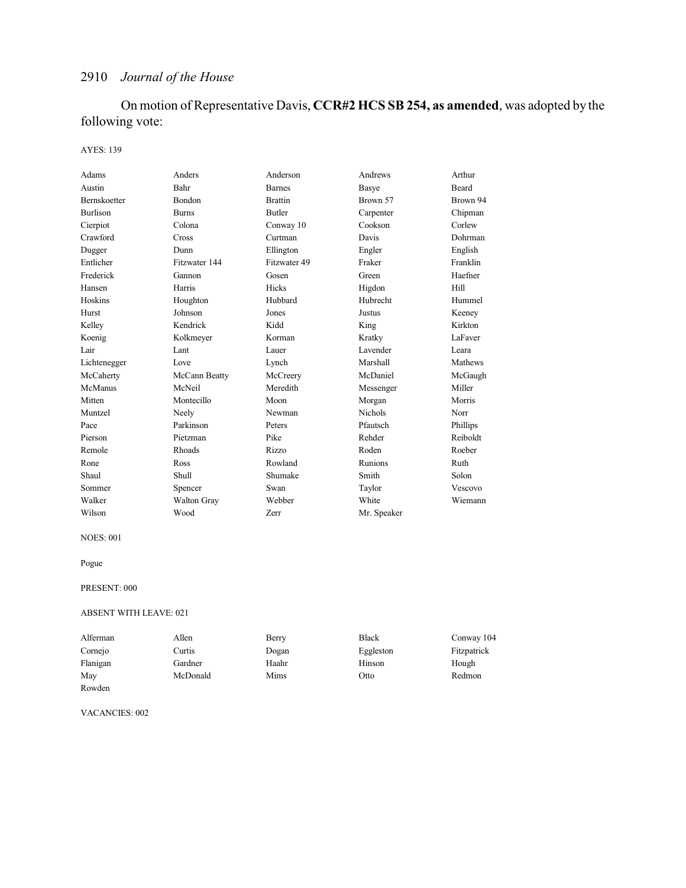On motion of Representative Davis, **CCR#2 HCS SB 254, as amended**, was adopted by the following vote:

AYES: 139

| | | | | |
|---|---|---|---|---|
| Adams | Anders | Anderson | Andrews | Arthur |
| Austin | Bahr | Barnes | Basye | Beard |
| Bernskoetter | Bondon | Brattin | Brown 57 | Brown 94 |
| Burlison | Burns | Butler | Carpenter | Chipman |
| Cierpiot | Colona | Conway 10 | Cookson | Corlew |
| Crawford | Cross | Curtman | Davis | Dohrman |
| Dugger | Dunn | Ellington | Engler | English |
| Entlicher | Fitzwater 144 | Fitzwater 49 | Fraker | Franklin |
| Frederick | Gannon | Gosen | Green | Haefner |
| Hansen | Harris | Hicks | Higdon | Hill |
| Hoskins | Houghton | Hubbard | Hubrecht | Hummel |
| Hurst | Johnson | Jones | Justus | Keeney |
| Kelley | Kendrick | Kidd | King | Kirkton |
| Koenig | Kolkmeyer | Korman | Kratky | LaFaver |
| Lair | Lant | Lauer | Lavender | Leara |
| Lichtenegger | Love | Lynch | Marshall | Mathews |
| McCaherty | McCann Beatty | McCreery | McDaniel | McGaugh |
| McManus | McNeil | Meredith | Messenger | Miller |
| Mitten | Montecillo | Moon | Morgan | Morris |
| Muntzel | Neely | Newman | Nichols | Norr |
| Pace | Parkinson | Peters | Pfautsch | Phillips |
| Pierson | Pietzman | Pike | Rehder | Reiboldt |
| Remole | Rhoads | Rizzo | Roden | Roeber |
| Rone | Ross | Rowland | Runions | Ruth |
| Shaul | Shull | Shumake | Smith | Solon |
| Sommer | Spencer | Swan | Taylor | Vescovo |
| Walker | Walton Gray | Webber | White | Wiemann |
| Wilson | Wood | Zerr | Mr. Speaker | |

NOES: 001

Pogue

PRESENT: 000

ABSENT WITH LEAVE: 021

| | | | | |
|---|---|---|---|---|
| Alferman | Allen | Berry | Black | Conway 104 |
| Cornejo | Curtis | Dogan | Eggleston | Fitzpatrick |
| Flanigan | Gardner | Haahr | Hinson | Hough |
| May | McDonald | Mims | Otto | Redmon |
| Rowden | | | | |

VACANCIES: 002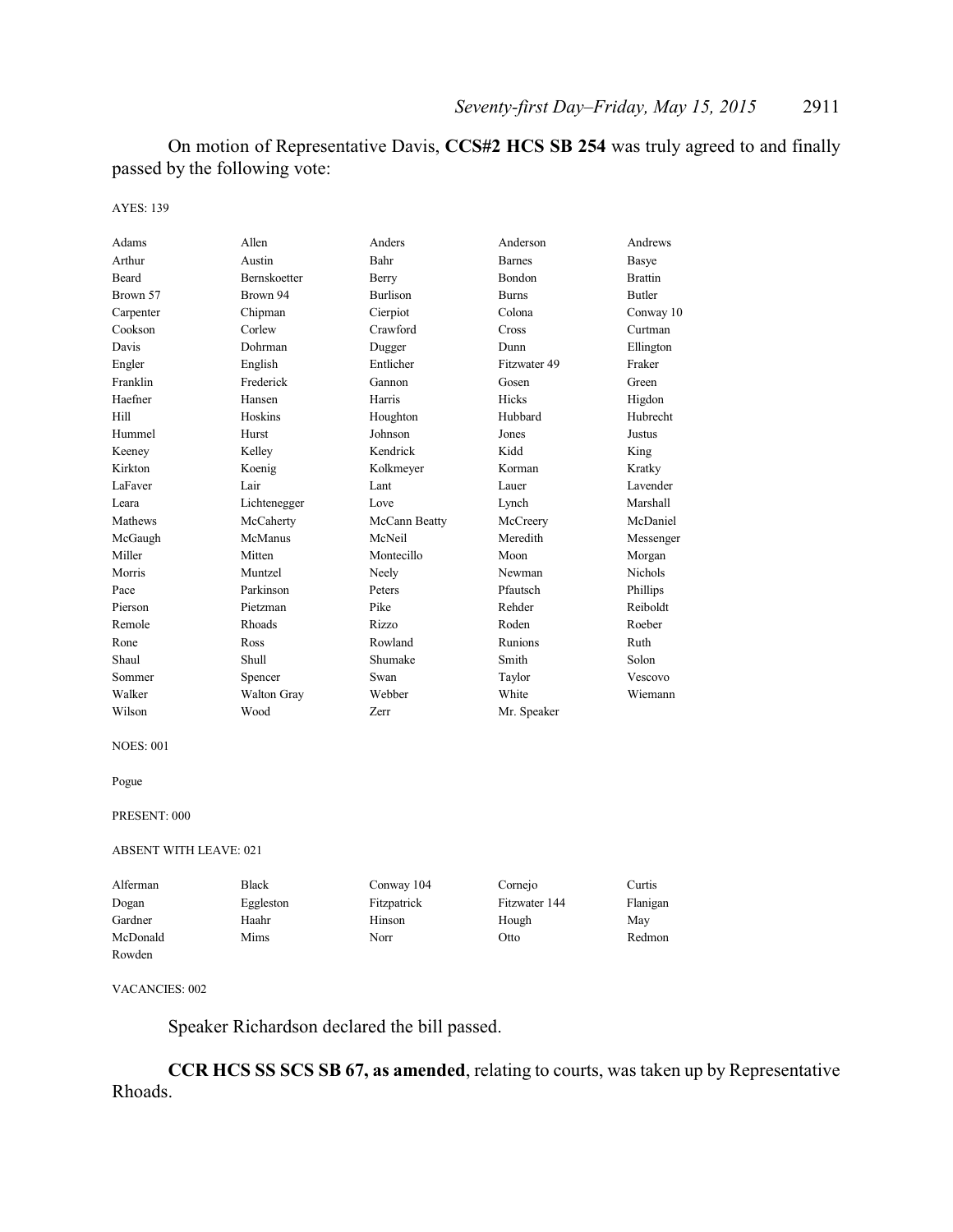On motion of Representative Davis, **CCS#2 HCS SB 254** was truly agreed to and finally passed by the following vote:

AYES: 139

| | | | | |
|---|---|---|---|---|
| Adams | Allen | Anders | Anderson | Andrews |
| Arthur | Austin | Bahr | Barnes | Basye |
| Beard | Bernskoetter | Berry | Bondon | Brattin |
| Brown 57 | Brown 94 | Burlison | Burns | Butler |
| Carpenter | Chipman | Cierpiot | Colona | Conway 10 |
| Cookson | Corlew | Crawford | Cross | Curtman |
| Davis | Dohrman | Dugger | Dunn | Ellington |
| Engler | English | Entlicher | Fitzwater 49 | Fraker |
| Franklin | Frederick | Gannon | Gosen | Green |
| Haefner | Hansen | Harris | Hicks | Higdon |
| Hill | Hoskins | Houghton | Hubbard | Hubrecht |
| Hummel | Hurst | Johnson | Jones | Justus |
| Keeney | Kelley | Kendrick | Kidd | King |
| Kirkton | Koenig | Kolkmeyer | Korman | Kratky |
| LaFaver | Lair | Lant | Lauer | Lavender |
| Leara | Lichtenegger | Love | Lynch | Marshall |
| Mathews | McCaherty | McCann Beatty | McCreery | McDaniel |
| McGaugh | McManus | McNeil | Meredith | Messenger |
| Miller | Mitten | Montecillo | Moon | Morgan |
| Morris | Muntzel | Neely | Newman | Nichols |
| Pace | Parkinson | Peters | Pfautsch | Phillips |
| Pierson | Pietzman | Pike | Rehder | Reiboldt |
| Remole | Rhoads | Rizzo | Roden | Roeber |
| Rone | Ross | Rowland | Runions | Ruth |
| Shaul | Shull | Shumake | Smith | Solon |
| Sommer | Spencer | Swan | Taylor | Vescovo |
| Walker | Walton Gray | Webber | White | Wiemann |
| Wilson | Wood | Zerr | Mr. Speaker | |

NOES: 001

Pogue

PRESENT: 000

ABSENT WITH LEAVE: 021

| | | | | |
|---|---|---|---|---|
| Alferman | Black | Conway 104 | Cornejo | Curtis |
| Dogan | Eggleston | Fitzpatrick | Fitzwater 144 | Flanigan |
| Gardner | Haahr | Hinson | Hough | May |
| McDonald | Mims | Norr | Otto | Redmon |
| Rowden | | | | |

VACANCIES: 002

Speaker Richardson declared the bill passed.

**CCR HCS SS SCS SB 67, as amended**, relating to courts, was taken up by Representative Rhoads.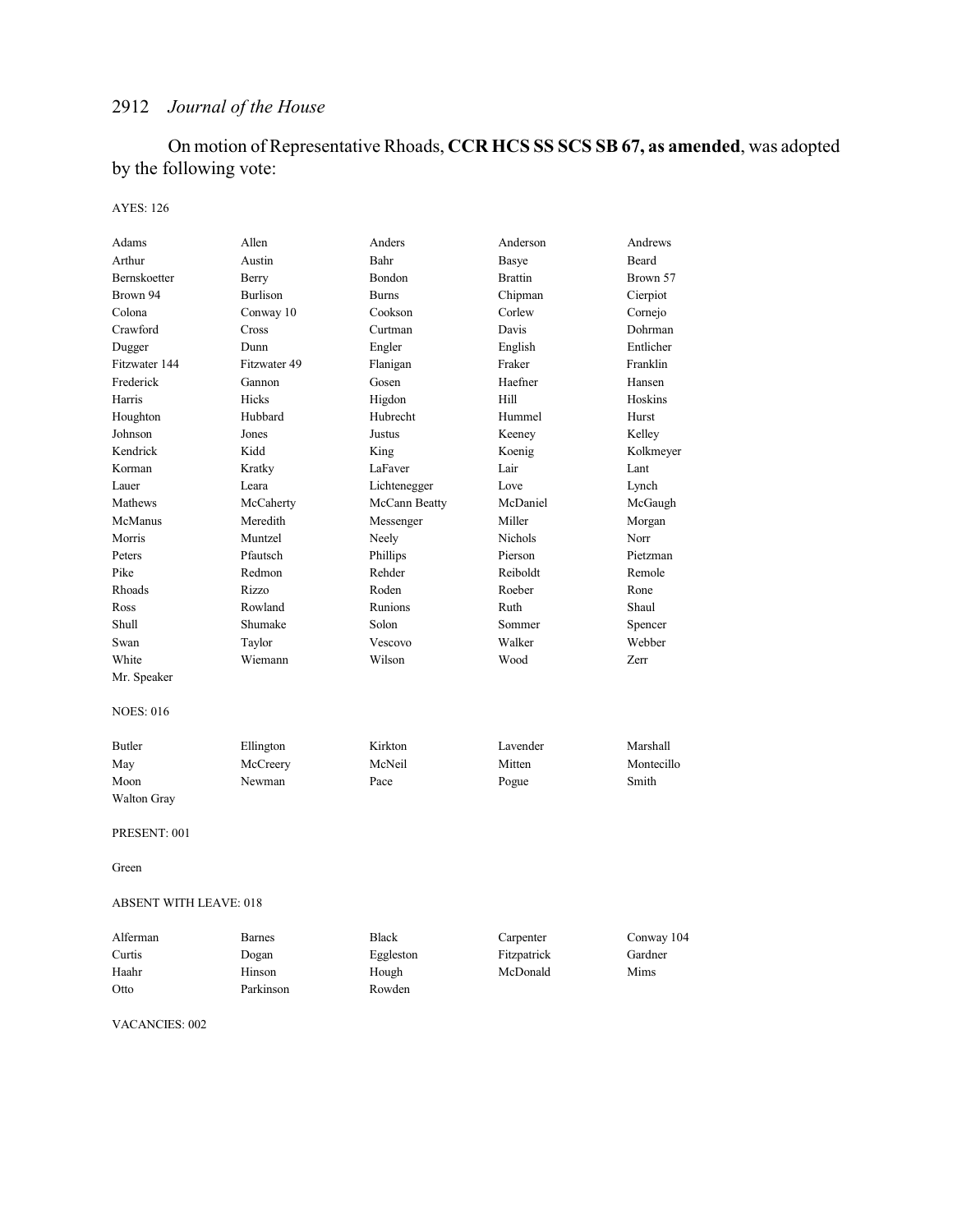On motion of Representative Rhoads, **CCR HCS SS SCS SB 67, as amended**, was adopted by the following vote:

AYES: 126

| | | | | |
|---|---|---|---|---|
| Adams | Allen | Anders | Anderson | Andrews |
| Arthur | Austin | Bahr | Basye | Beard |
| Bernskoetter | Berry | Bondon | Brattin | Brown 57 |
| Brown 94 | Burlison | Burns | Chipman | Cierpiot |
| Colona | Conway 10 | Cookson | Corlew | Cornejo |
| Crawford | Cross | Curtman | Davis | Dohrman |
| Dugger | Dunn | Engler | English | Entlicher |
| Fitzwater 144 | Fitzwater 49 | Flanigan | Fraker | Franklin |
| Frederick | Gannon | Gosen | Haefner | Hansen |
| Harris | Hicks | Higdon | Hill | Hoskins |
| Houghton | Hubbard | Hubrecht | Hummel | Hurst |
| Johnson | Jones | Justus | Keeney | Kelley |
| Kendrick | Kidd | King | Koenig | Kolkmeyer |
| Korman | Kratky | LaFaver | Lair | Lant |
| Lauer | Leara | Lichtenegger | Love | Lynch |
| Mathews | McCaherty | McCann Beatty | McDaniel | McGaugh |
| McManus | Meredith | Messenger | Miller | Morgan |
| Morris | Muntzel | Neely | Nichols | Norr |
| Peters | Pfautsch | Phillips | Pierson | Pietzman |
| Pike | Redmon | Rehder | Reiboldt | Remole |
| Rhoads | Rizzo | Roden | Roeber | Rone |
| Ross | Rowland | Runions | Ruth | Shaul |
| Shull | Shumake | Solon | Sommer | Spencer |
| Swan | Taylor | Vescovo | Walker | Webber |
| White | Wiemann | Wilson | Wood | Zerr |
| Mr. Speaker | | | | |

NOES: 016

| | | | | |
|---|---|---|---|---|
| Butler | Ellington | Kirkton | Lavender | Marshall |
| May | McCreery | McNeil | Mitten | Montecillo |
| Moon | Newman | Pace | Pogue | Smith |
| Walton Gray | | | | |

PRESENT: 001

Green

ABSENT WITH LEAVE: 018

| | | | | |
|---|---|---|---|---|
| Alferman | Barnes | Black | Carpenter | Conway 104 |
| Curtis | Dogan | Eggleston | Fitzpatrick | Gardner |
| Haahr | Hinson | Hough | McDonald | Mims |
| Otto | Parkinson | Rowden | | |

VACANCIES: 002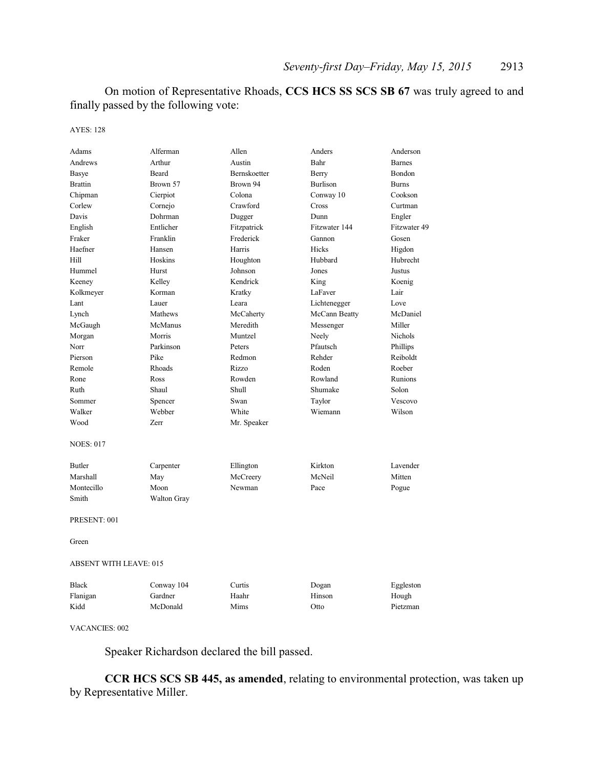On motion of Representative Rhoads, **CCS HCS SS SCS SB 67** was truly agreed to and finally passed by the following vote:

AYES: 128

| | | | | |
|---|---|---|---|---|
| Adams | Alferman | Allen | Anders | Anderson |
| Andrews | Arthur | Austin | Bahr | Barnes |
| Basye | Beard | Bernskoetter | Berry | Bondon |
| Brattin | Brown 57 | Brown 94 | Burlison | Burns |
| Chipman | Cierpiot | Colona | Conway 10 | Cookson |
| Corlew | Cornejo | Crawford | Cross | Curtman |
| Davis | Dohrman | Dugger | Dunn | Engler |
| English | Entlicher | Fitzpatrick | Fitzwater 144 | Fitzwater 49 |
| Fraker | Franklin | Frederick | Gannon | Gosen |
| Haefner | Hansen | Harris | Hicks | Higdon |
| Hill | Hoskins | Houghton | Hubbard | Hubrecht |
| Hummel | Hurst | Johnson | Jones | Justus |
| Keeney | Kelley | Kendrick | King | Koenig |
| Kolkmeyer | Korman | Kratky | LaFaver | Lair |
| Lant | Lauer | Leara | Lichtenegger | Love |
| Lynch | Mathews | McCaherty | McCann Beatty | McDaniel |
| McGaugh | McManus | Meredith | Messenger | Miller |
| Morgan | Morris | Muntzel | Neely | Nichols |
| Norr | Parkinson | Peters | Pfautsch | Phillips |
| Pierson | Pike | Redmon | Rehder | Reiboldt |
| Remole | Rhoads | Rizzo | Roden | Roeber |
| Rone | Ross | Rowden | Rowland | Runions |
| Ruth | Shaul | Shull | Shumake | Solon |
| Sommer | Spencer | Swan | Taylor | Vescovo |
| Walker | Webber | White | Wiemann | Wilson |
| Wood | Zerr | Mr. Speaker | | |

NOES: 017

| | | | | |
|---|---|---|---|---|
| Butler | Carpenter | Ellington | Kirkton | Lavender |
| Marshall | May | McCreery | McNeil | Mitten |
| Montecillo | Moon | Newman | Pace | Pogue |
| Smith | Walton Gray | | | |

PRESENT: 001

Green

ABSENT WITH LEAVE: 015

| | | | | |
|---|---|---|---|---|
| Black | Conway 104 | Curtis | Dogan | Eggleston |
| Flanigan | Gardner | Haahr | Hinson | Hough |
| Kidd | McDonald | Mims | Otto | Pietzman |

VACANCIES: 002

Speaker Richardson declared the bill passed.

**CCR HCS SCS SB 445, as amended**, relating to environmental protection, was taken up by Representative Miller.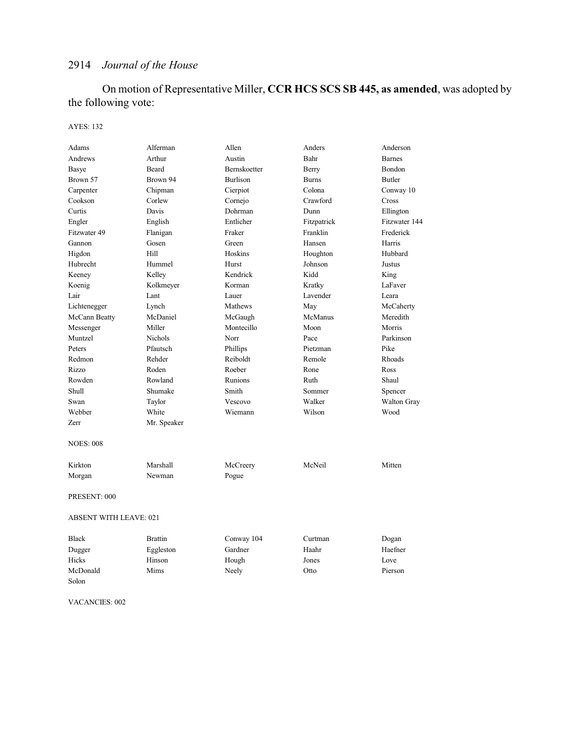On motion of Representative Miller, **CCR HCS SCS SB 445, as amended**, was adopted by the following vote:

AYES: 132

| | | | | |
|---|---|---|---|---|
| Adams | Alferman | Allen | Anders | Anderson |
| Andrews | Arthur | Austin | Bahr | Barnes |
| Basye | Beard | Bernskoetter | Berry | Bondon |
| Brown 57 | Brown 94 | Burlison | Burns | Butler |
| Carpenter | Chipman | Cierpiot | Colona | Conway 10 |
| Cookson | Corlew | Cornejo | Crawford | Cross |
| Curtis | Davis | Dohrman | Dunn | Ellington |
| Engler | English | Entlicher | Fitzpatrick | Fitzwater 144 |
| Fitzwater 49 | Flanigan | Fraker | Franklin | Frederick |
| Gannon | Gosen | Green | Hansen | Harris |
| Higdon | Hill | Hoskins | Houghton | Hubbard |
| Hubrecht | Hummel | Hurst | Johnson | Justus |
| Keeney | Kelley | Kendrick | Kidd | King |
| Koenig | Kolkmeyer | Korman | Kratky | LaFaver |
| Lair | Lant | Lauer | Lavender | Leara |
| Lichtenegger | Lynch | Mathews | May | McCaherty |
| McCann Beatty | McDaniel | McGaugh | McManus | Meredith |
| Messenger | Miller | Montecillo | Moon | Morris |
| Muntzel | Nichols | Norr | Pace | Parkinson |
| Peters | Pfautsch | Phillips | Pietzman | Pike |
| Redmon | Rehder | Reiboldt | Remole | Rhoads |
| Rizzo | Roden | Roeber | Rone | Ross |
| Rowden | Rowland | Runions | Ruth | Shaul |
| Shull | Shumake | Smith | Sommer | Spencer |
| Swan | Taylor | Vescovo | Walker | Walton Gray |
| Webber | White | Wiemann | Wilson | Wood |
| Zerr | Mr. Speaker | | | |

NOES: 008

| | | | | |
|---|---|---|---|---|
| Kirkton | Marshall | McCreery | McNeil | Mitten |
| Morgan | Newman | Pogue | | |

PRESENT: 000

ABSENT WITH LEAVE: 021

| | | | | |
|---|---|---|---|---|
| Black | Brattin | Conway 104 | Curtman | Dogan |
| Dugger | Eggleston | Gardner | Haahr | Haefner |
| Hicks | Hinson | Hough | Jones | Love |
| McDonald | Mims | Neely | Otto | Pierson |
| Solon | | | | |

VACANCIES: 002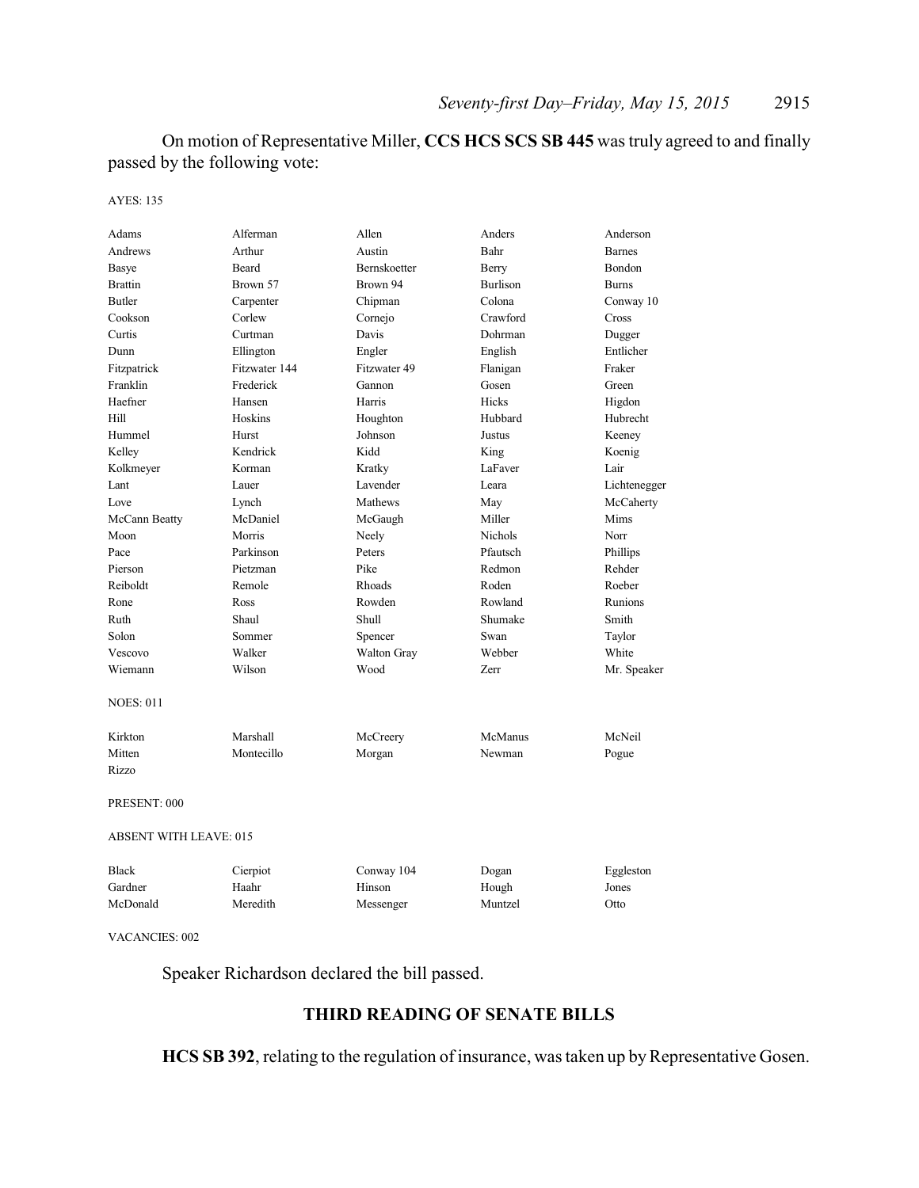On motion of Representative Miller, **CCS HCS SCS SB 445** was truly agreed to and finally passed by the following vote:

AYES: 135

| | | | | |
|---|---|---|---|---|
| Adams | Alferman | Allen | Anders | Anderson |
| Andrews | Arthur | Austin | Bahr | Barnes |
| Basye | Beard | Bernskoetter | Berry | Bondon |
| Brattin | Brown 57 | Brown 94 | Burlison | Burns |
| Butler | Carpenter | Chipman | Colona | Conway 10 |
| Cookson | Corlew | Cornejo | Crawford | Cross |
| Curtis | Curtman | Davis | Dohrman | Dugger |
| Dunn | Ellington | Engler | English | Entlicher |
| Fitzpatrick | Fitzwater 144 | Fitzwater 49 | Flanigan | Fraker |
| Franklin | Frederick | Gannon | Gosen | Green |
| Haefner | Hansen | Harris | Hicks | Higdon |
| Hill | Hoskins | Houghton | Hubbard | Hubrecht |
| Hummel | Hurst | Johnson | Justus | Keeney |
| Kelley | Kendrick | Kidd | King | Koenig |
| Kolkmeyer | Korman | Kratky | LaFaver | Lair |
| Lant | Lauer | Lavender | Leara | Lichtenegger |
| Love | Lynch | Mathews | May | McCaherty |
| McCann Beatty | McDaniel | McGaugh | Miller | Mims |
| Moon | Morris | Neely | Nichols | Norr |
| Pace | Parkinson | Peters | Pfautsch | Phillips |
| Pierson | Pietzman | Pike | Redmon | Rehder |
| Reiboldt | Remole | Rhoads | Roden | Roeber |
| Rone | Ross | Rowden | Rowland | Runions |
| Ruth | Shaul | Shull | Shumake | Smith |
| Solon | Sommer | Spencer | Swan | Taylor |
| Vescovo | Walker | Walton Gray | Webber | White |
| Wiemann | Wilson | Wood | Zerr | Mr. Speaker |

NOES: 011

| | | | | |
|---|---|---|---|---|
| Kirkton | Marshall | McCreery | McManus | McNeil |
| Mitten | Montecillo | Morgan | Newman | Pogue |
| Rizzo | | | | |

PRESENT: 000

ABSENT WITH LEAVE: 015

| | | | | |
|---|---|---|---|---|
| Black | Cierpiot | Conway 104 | Dogan | Eggleston |
| Gardner | Haahr | Hinson | Hough | Jones |
| McDonald | Meredith | Messenger | Muntzel | Otto |

VACANCIES: 002

Speaker Richardson declared the bill passed.

## THIRD READING OF SENATE BILLS

**HCS SB 392**, relating to the regulation of insurance, was taken up by Representative Gosen.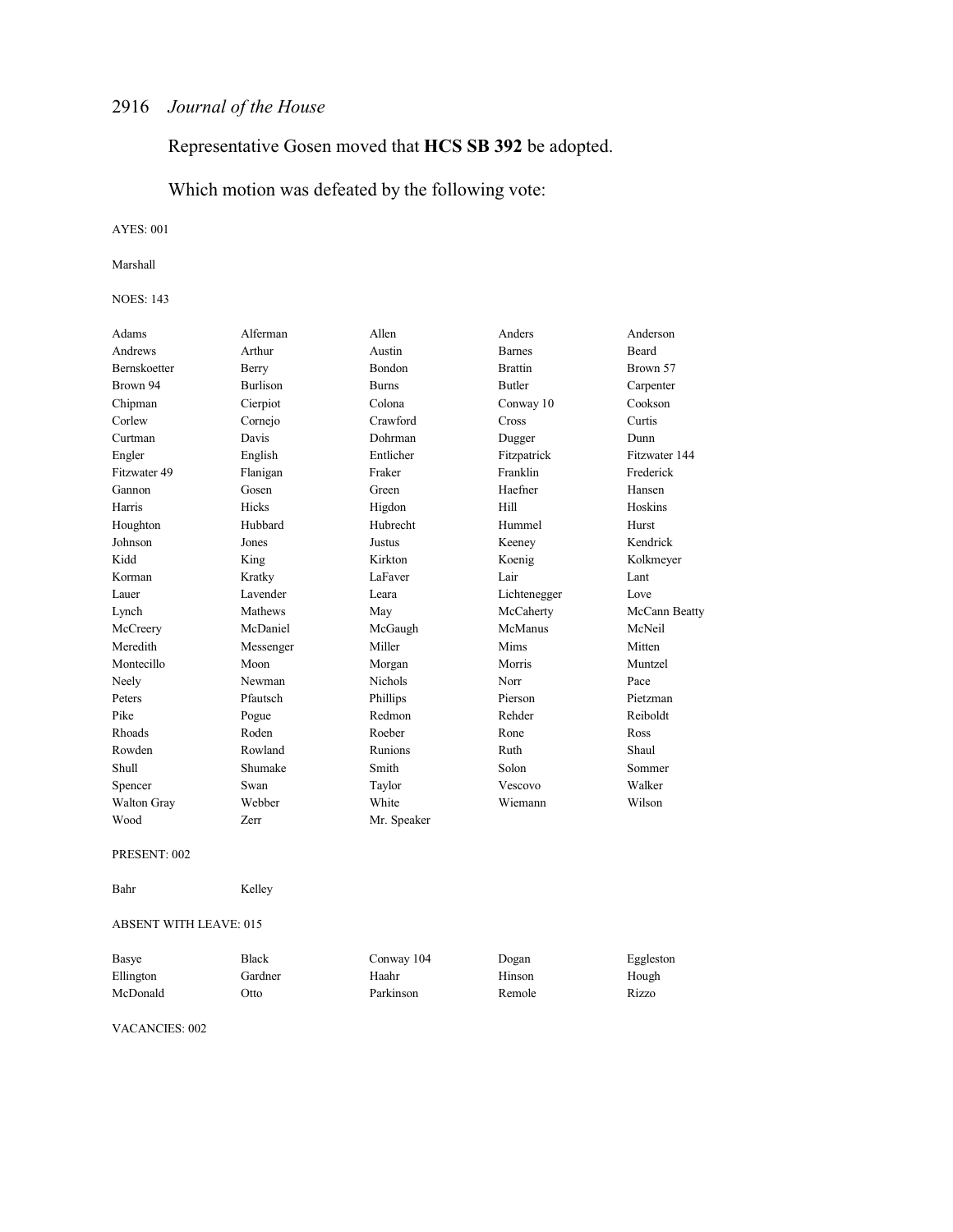Representative Gosen moved that **HCS SB 392** be adopted.

Which motion was defeated by the following vote:

AYES: 001

Marshall

NOES: 143

| | | | | |
|---|---|---|---|---|
| Adams | Alferman | Allen | Anders | Anderson |
| Andrews | Arthur | Austin | Barnes | Beard |
| Bernskoetter | Berry | Bondon | Brattin | Brown 57 |
| Brown 94 | Burlison | Burns | Butler | Carpenter |
| Chipman | Cierpiot | Colona | Conway 10 | Cookson |
| Corlew | Cornejo | Crawford | Cross | Curtis |
| Curtman | Davis | Dohrman | Dugger | Dunn |
| Engler | English | Entlicher | Fitzpatrick | Fitzwater 144 |
| Fitzwater 49 | Flanigan | Fraker | Franklin | Frederick |
| Gannon | Gosen | Green | Haefner | Hansen |
| Harris | Hicks | Higdon | Hill | Hoskins |
| Houghton | Hubbard | Hubrecht | Hummel | Hurst |
| Johnson | Jones | Justus | Keeney | Kendrick |
| Kidd | King | Kirkton | Koenig | Kolkmeyer |
| Korman | Kratky | LaFaver | Lair | Lant |
| Lauer | Lavender | Leara | Lichtenegger | Love |
| Lynch | Mathews | May | McCaherty | McCann Beatty |
| McCreery | McDaniel | McGaugh | McManus | McNeil |
| Meredith | Messenger | Miller | Mims | Mitten |
| Montecillo | Moon | Morgan | Morris | Muntzel |
| Neely | Newman | Nichols | Norr | Pace |
| Peters | Pfautsch | Phillips | Pierson | Pietzman |
| Pike | Pogue | Redmon | Rehder | Reiboldt |
| Rhoads | Roden | Roeber | Rone | Ross |
| Rowden | Rowland | Runions | Ruth | Shaul |
| Shull | Shumake | Smith | Solon | Sommer |
| Spencer | Swan | Taylor | Vescovo | Walker |
| Walton Gray | Webber | White | Wiemann | Wilson |
| Wood | Zerr | Mr. Speaker | | |

PRESENT: 002

| | |
|---|---|
| Bahr | Kelley |

ABSENT WITH LEAVE: 015

| | | | | |
|---|---|---|---|---|
| Basye | Black | Conway 104 | Dogan | Eggleston |
| Ellington | Gardner | Haahr | Hinson | Hough |
| McDonald | Otto | Parkinson | Remole | Rizzo |

VACANCIES: 002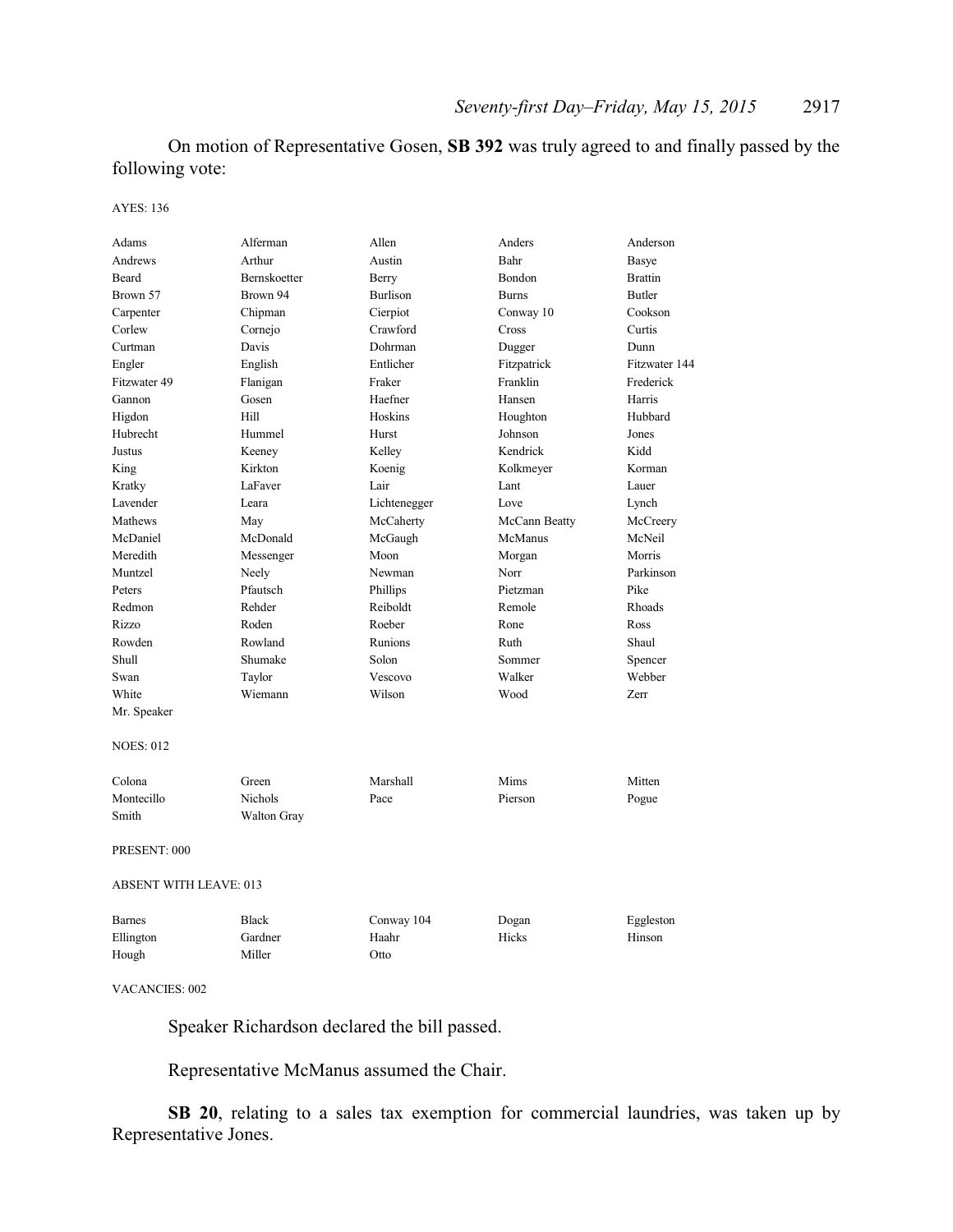On motion of Representative Gosen, **SB 392** was truly agreed to and finally passed by the following vote:

AYES: 136

| | | | | |
|---|---|---|---|---|
| Adams | Alferman | Allen | Anders | Anderson |
| Andrews | Arthur | Austin | Bahr | Basye |
| Beard | Bernskoetter | Berry | Bondon | Brattin |
| Brown 57 | Brown 94 | Burlison | Burns | Butler |
| Carpenter | Chipman | Cierpiot | Conway 10 | Cookson |
| Corlew | Cornejo | Crawford | Cross | Curtis |
| Curtman | Davis | Dohrman | Dugger | Dunn |
| Engler | English | Entlicher | Fitzpatrick | Fitzwater 144 |
| Fitzwater 49 | Flanigan | Fraker | Franklin | Frederick |
| Gannon | Gosen | Haefner | Hansen | Harris |
| Higdon | Hill | Hoskins | Houghton | Hubbard |
| Hubrecht | Hummel | Hurst | Johnson | Jones |
| Justus | Keeney | Kelley | Kendrick | Kidd |
| King | Kirkton | Koenig | Kolkmeyer | Korman |
| Kratky | LaFaver | Lair | Lant | Lauer |
| Lavender | Leara | Lichtenegger | Love | Lynch |
| Mathews | May | McCaherty | McCann Beatty | McCreery |
| McDaniel | McDonald | McGaugh | McManus | McNeil |
| Meredith | Messenger | Moon | Morgan | Morris |
| Muntzel | Neely | Newman | Norr | Parkinson |
| Peters | Pfautsch | Phillips | Pietzman | Pike |
| Redmon | Rehder | Reiboldt | Remole | Rhoads |
| Rizzo | Roden | Roeber | Rone | Ross |
| Rowden | Rowland | Runions | Ruth | Shaul |
| Shull | Shumake | Solon | Sommer | Spencer |
| Swan | Taylor | Vescovo | Walker | Webber |
| White | Wiemann | Wilson | Wood | Zerr |
| Mr. Speaker | | | | |

NOES: 012

| | | | | |
|---|---|---|---|---|
| Colona | Green | Marshall | Mims | Mitten |
| Montecillo | Nichols | Pace | Pierson | Pogue |
| Smith | Walton Gray | | | |

PRESENT: 000

ABSENT WITH LEAVE: 013

| | | | | |
|---|---|---|---|---|
| Barnes | Black | Conway 104 | Dogan | Eggleston |
| Ellington | Gardner | Haahr | Hicks | Hinson |
| Hough | Miller | Otto | | |

VACANCIES: 002

Speaker Richardson declared the bill passed.

Representative McManus assumed the Chair.

**SB 20**, relating to a sales tax exemption for commercial laundries, was taken up by Representative Jones.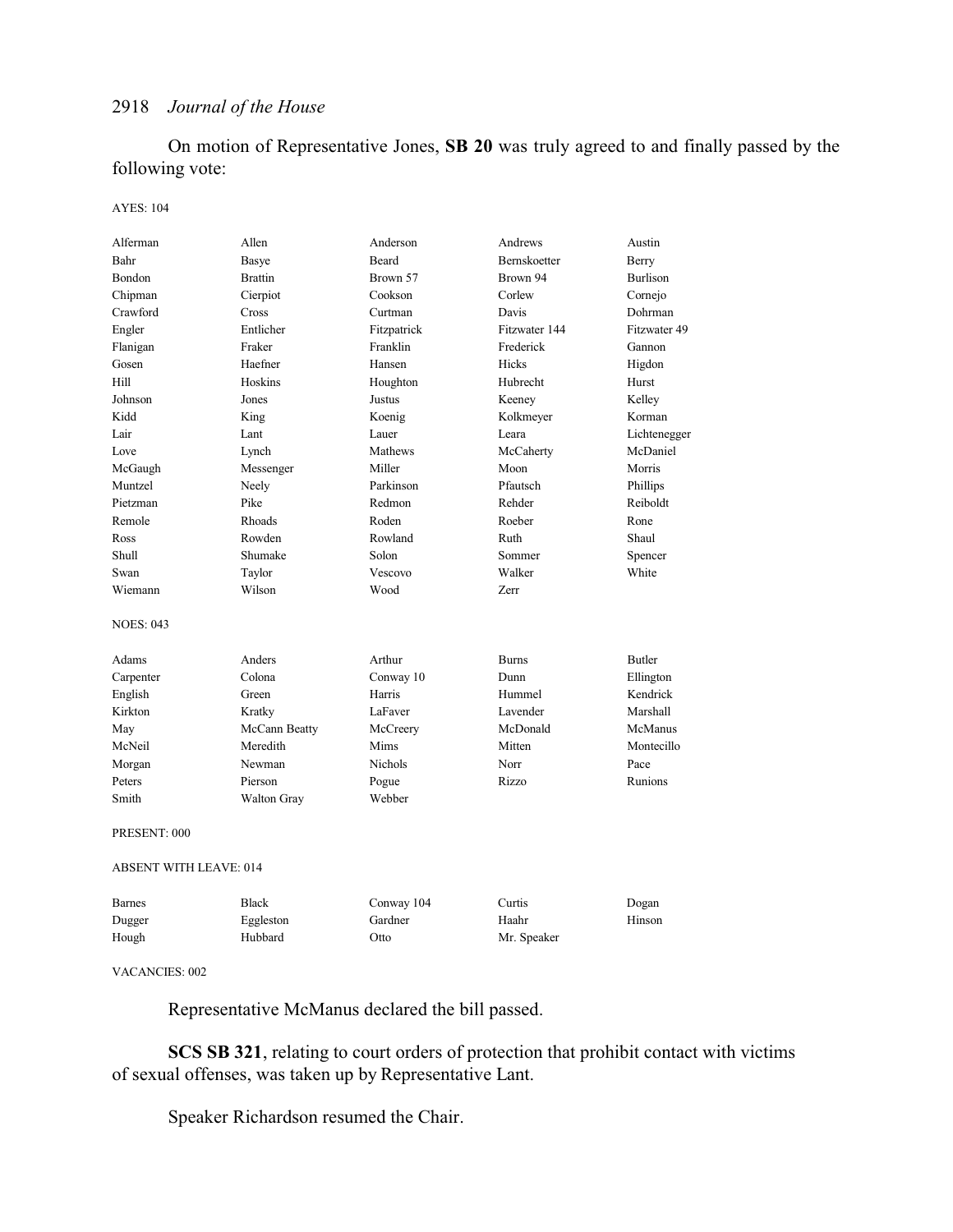On motion of Representative Jones, **SB 20** was truly agreed to and finally passed by the following vote:

AYES: 104

| | | | | |
|---|---|---|---|---|
| Alferman | Allen | Anderson | Andrews | Austin |
| Bahr | Basye | Beard | Bernskoetter | Berry |
| Bondon | Brattin | Brown 57 | Brown 94 | Burlison |
| Chipman | Cierpiot | Cookson | Corlew | Cornejo |
| Crawford | Cross | Curtman | Davis | Dohrman |
| Engler | Entlicher | Fitzpatrick | Fitzwater 144 | Fitzwater 49 |
| Flanigan | Fraker | Franklin | Frederick | Gannon |
| Gosen | Haefner | Hansen | Hicks | Higdon |
| Hill | Hoskins | Houghton | Hubrecht | Hurst |
| Johnson | Jones | Justus | Keeney | Kelley |
| Kidd | King | Koenig | Kolkmeyer | Korman |
| Lair | Lant | Lauer | Leara | Lichtenegger |
| Love | Lynch | Mathews | McCaherty | McDaniel |
| McGaugh | Messenger | Miller | Moon | Morris |
| Muntzel | Neely | Parkinson | Pfautsch | Phillips |
| Pietzman | Pike | Redmon | Rehder | Reiboldt |
| Remole | Rhoads | Roden | Roeber | Rone |
| Ross | Rowden | Rowland | Ruth | Shaul |
| Shull | Shumake | Solon | Sommer | Spencer |
| Swan | Taylor | Vescovo | Walker | White |
| Wiemann | Wilson | Wood | Zerr | |

NOES: 043

| | | | | |
|---|---|---|---|---|
| Adams | Anders | Arthur | Burns | Butler |
| Carpenter | Colona | Conway 10 | Dunn | Ellington |
| English | Green | Harris | Hummel | Kendrick |
| Kirkton | Kratky | LaFaver | Lavender | Marshall |
| May | McCann Beatty | McCreery | McDonald | McManus |
| McNeil | Meredith | Mims | Mitten | Montecillo |
| Morgan | Newman | Nichols | Norr | Pace |
| Peters | Pierson | Pogue | Rizzo | Runions |
| Smith | Walton Gray | Webber | | |

PRESENT: 000

ABSENT WITH LEAVE: 014

| | | | | |
|---|---|---|---|---|
| Barnes | Black | Conway 104 | Curtis | Dogan |
| Dugger | Eggleston | Gardner | Haahr | Hinson |
| Hough | Hubbard | Otto | Mr. Speaker | |

VACANCIES: 002

Representative McManus declared the bill passed.

**SCS SB 321**, relating to court orders of protection that prohibit contact with victims of sexual offenses, was taken up by Representative Lant.

Speaker Richardson resumed the Chair.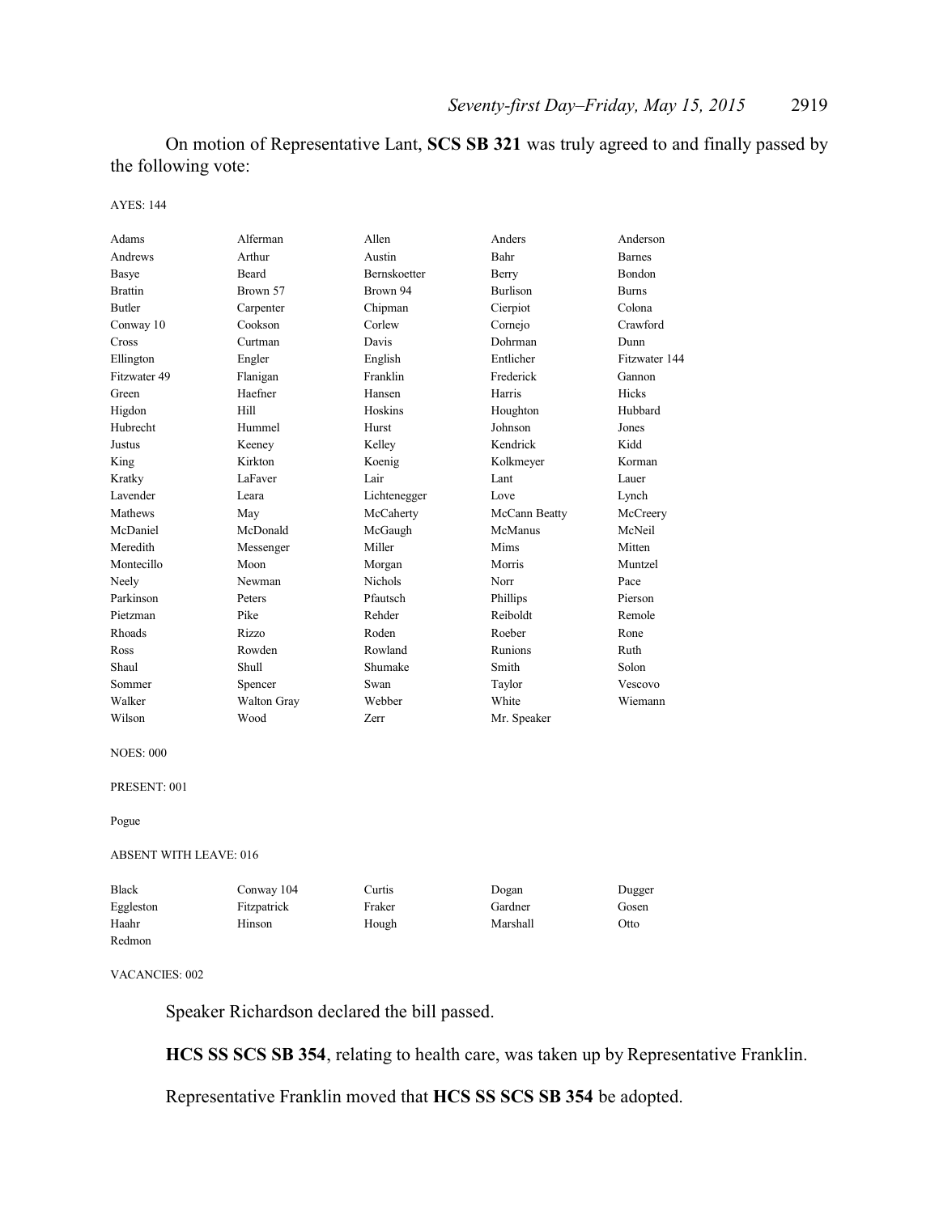On motion of Representative Lant, **SCS SB 321** was truly agreed to and finally passed by the following vote:

AYES: 144

| | | | | |
|---|---|---|---|---|
| Adams | Alferman | Allen | Anders | Anderson |
| Andrews | Arthur | Austin | Bahr | Barnes |
| Basye | Beard | Bernskoetter | Berry | Bondon |
| Brattin | Brown 57 | Brown 94 | Burlison | Burns |
| Butler | Carpenter | Chipman | Cierpiot | Colona |
| Conway 10 | Cookson | Corlew | Cornejo | Crawford |
| Cross | Curtman | Davis | Dohrman | Dunn |
| Ellington | Engler | English | Entlicher | Fitzwater 144 |
| Fitzwater 49 | Flanigan | Franklin | Frederick | Gannon |
| Green | Haefner | Hansen | Harris | Hicks |
| Higdon | Hill | Hoskins | Houghton | Hubbard |
| Hubrecht | Hummel | Hurst | Johnson | Jones |
| Justus | Keeney | Kelley | Kendrick | Kidd |
| King | Kirkton | Koenig | Kolkmeyer | Korman |
| Kratky | LaFaver | Lair | Lant | Lauer |
| Lavender | Leara | Lichtenegger | Love | Lynch |
| Mathews | May | McCaherty | McCann Beatty | McCreery |
| McDaniel | McDonald | McGaugh | McManus | McNeil |
| Meredith | Messenger | Miller | Mims | Mitten |
| Montecillo | Moon | Morgan | Morris | Muntzel |
| Neely | Newman | Nichols | Norr | Pace |
| Parkinson | Peters | Pfautsch | Phillips | Pierson |
| Pietzman | Pike | Rehder | Reiboldt | Remole |
| Rhoads | Rizzo | Roden | Roeber | Rone |
| Ross | Rowden | Rowland | Runions | Ruth |
| Shaul | Shull | Shumake | Smith | Solon |
| Sommer | Spencer | Swan | Taylor | Vescovo |
| Walker | Walton Gray | Webber | White | Wiemann |
| Wilson | Wood | Zerr | Mr. Speaker | |

NOES: 000

PRESENT: 001

Pogue

ABSENT WITH LEAVE: 016

| | | | | |
|---|---|---|---|---|
| Black | Conway 104 | Curtis | Dogan | Dugger |
| Eggleston | Fitzpatrick | Fraker | Gardner | Gosen |
| Haahr | Hinson | Hough | Marshall | Otto |
| Redmon | | | | |

VACANCIES: 002

Speaker Richardson declared the bill passed.

**HCS SS SCS SB 354**, relating to health care, was taken up by Representative Franklin.

Representative Franklin moved that **HCS SS SCS SB 354** be adopted.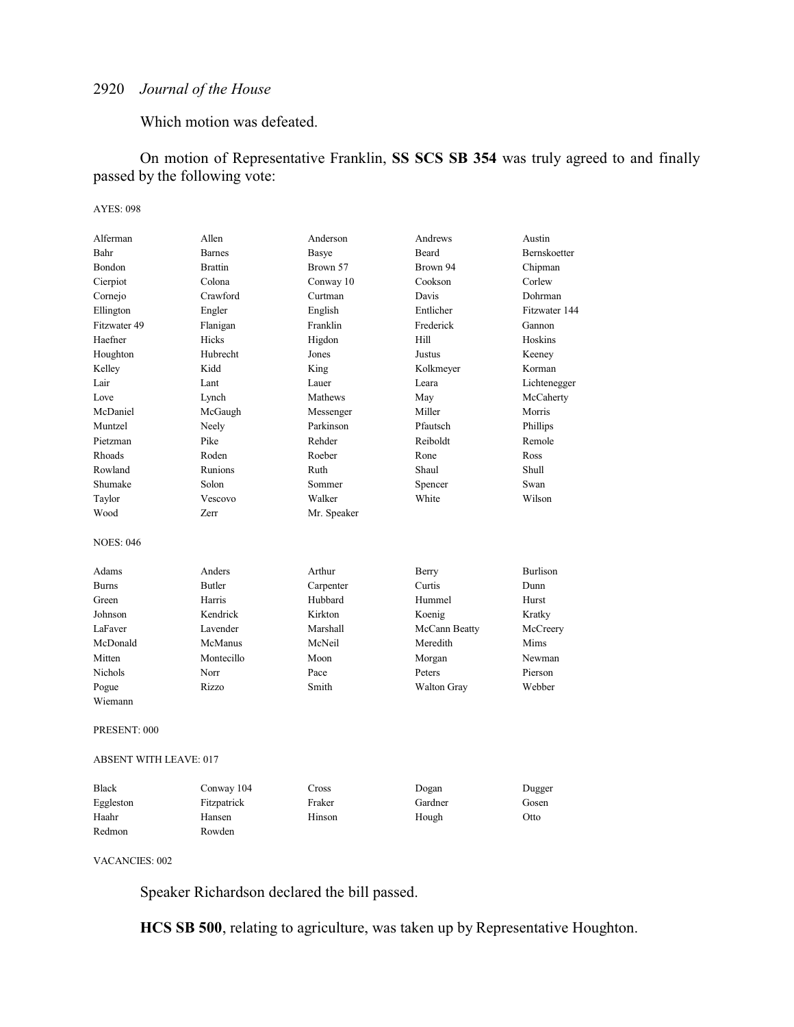Which motion was defeated.

On motion of Representative Franklin, **SS SCS SB 354** was truly agreed to and finally passed by the following vote:

AYES: 098

| | | | | |
|---|---|---|---|---|
| Alferman | Allen | Anderson | Andrews | Austin |
| Bahr | Barnes | Basye | Beard | Bernskoetter |
| Bondon | Brattin | Brown 57 | Brown 94 | Chipman |
| Cierpiot | Colona | Conway 10 | Cookson | Corlew |
| Cornejo | Crawford | Curtman | Davis | Dohrman |
| Ellington | Engler | English | Entlicher | Fitzwater 144 |
| Fitzwater 49 | Flanigan | Franklin | Frederick | Gannon |
| Haefner | Hicks | Higdon | Hill | Hoskins |
| Houghton | Hubrecht | Jones | Justus | Keeney |
| Kelley | Kidd | King | Kolkmeyer | Korman |
| Lair | Lant | Lauer | Leara | Lichtenegger |
| Love | Lynch | Mathews | May | McCaherty |
| McDaniel | McGaugh | Messenger | Miller | Morris |
| Muntzel | Neely | Parkinson | Pfautsch | Phillips |
| Pietzman | Pike | Rehder | Reiboldt | Remole |
| Rhoads | Roden | Roeber | Rone | Ross |
| Rowland | Runions | Ruth | Shaul | Shull |
| Shumake | Solon | Sommer | Spencer | Swan |
| Taylor | Vescovo | Walker | White | Wilson |
| Wood | Zerr | Mr. Speaker | | |

NOES: 046

| | | | | |
|---|---|---|---|---|
| Adams | Anders | Arthur | Berry | Burlison |
| Burns | Butler | Carpenter | Curtis | Dunn |
| Green | Harris | Hubbard | Hummel | Hurst |
| Johnson | Kendrick | Kirkton | Koenig | Kratky |
| LaFaver | Lavender | Marshall | McCann Beatty | McCreery |
| McDonald | McManus | McNeil | Meredith | Mims |
| Mitten | Montecillo | Moon | Morgan | Newman |
| Nichols | Norr | Pace | Peters | Pierson |
| Pogue | Rizzo | Smith | Walton Gray | Webber |
| Wiemann | | | | |

PRESENT: 000

ABSENT WITH LEAVE: 017

| | | | | |
|---|---|---|---|---|
| Black | Conway 104 | Cross | Dogan | Dugger |
| Eggleston | Fitzpatrick | Fraker | Gardner | Gosen |
| Haahr | Hansen | Hinson | Hough | Otto |
| Redmon | Rowden | | | |

VACANCIES: 002

Speaker Richardson declared the bill passed.

**HCS SB 500**, relating to agriculture, was taken up by Representative Houghton.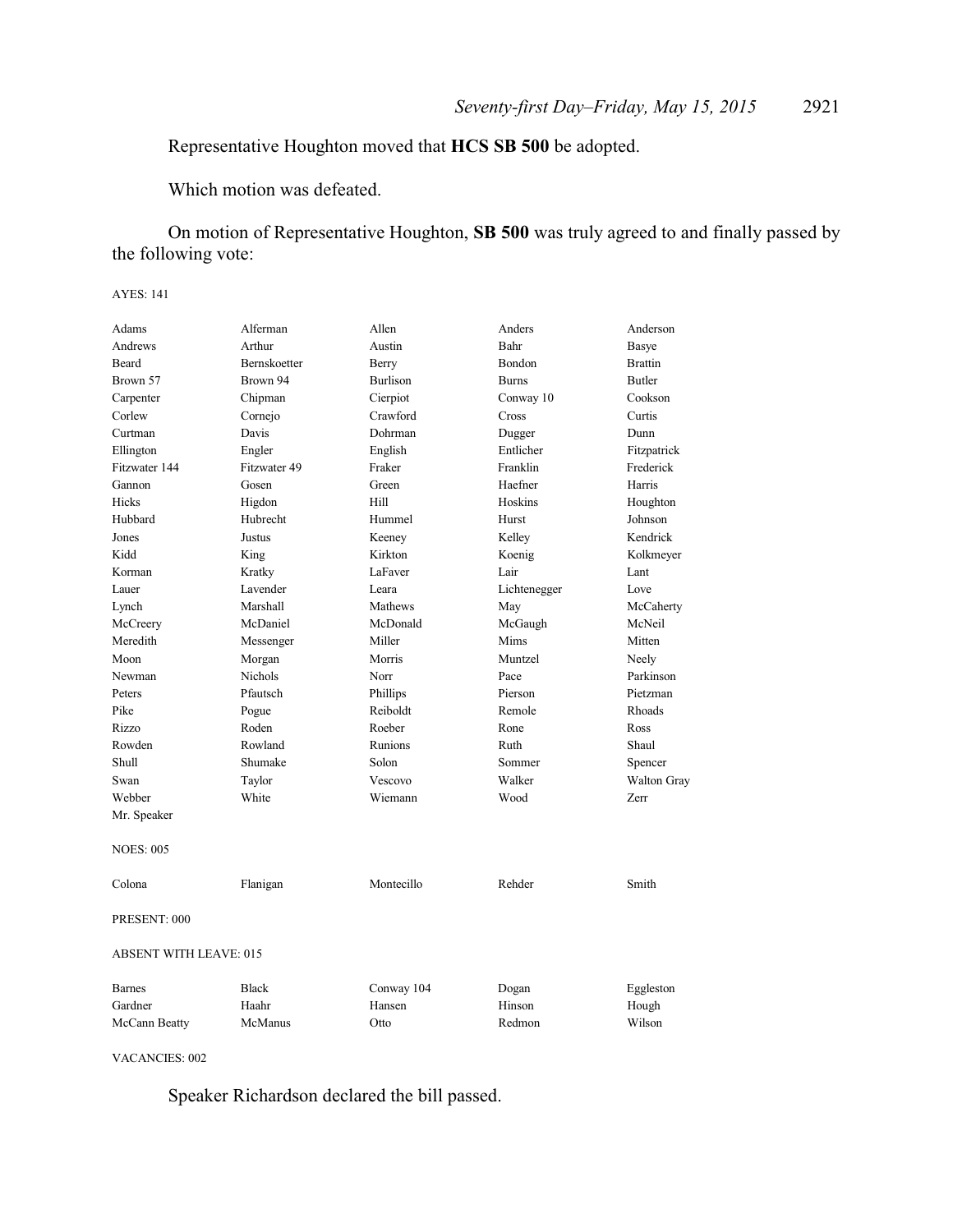Representative Houghton moved that **HCS SB 500** be adopted.

Which motion was defeated.

On motion of Representative Houghton, **SB 500** was truly agreed to and finally passed by the following vote:

AYES: 141

| | | | | |
|---|---|---|---|---|
| Adams | Alferman | Allen | Anders | Anderson |
| Andrews | Arthur | Austin | Bahr | Basye |
| Beard | Bernskoetter | Berry | Bondon | Brattin |
| Brown 57 | Brown 94 | Burlison | Burns | Butler |
| Carpenter | Chipman | Cierpiot | Conway 10 | Cookson |
| Corlew | Cornejo | Crawford | Cross | Curtis |
| Curtman | Davis | Dohrman | Dugger | Dunn |
| Ellington | Engler | English | Entlicher | Fitzpatrick |
| Fitzwater 144 | Fitzwater 49 | Fraker | Franklin | Frederick |
| Gannon | Gosen | Green | Haefner | Harris |
| Hicks | Higdon | Hill | Hoskins | Houghton |
| Hubbard | Hubrecht | Hummel | Hurst | Johnson |
| Jones | Justus | Keeney | Kelley | Kendrick |
| Kidd | King | Kirkton | Koenig | Kolkmeyer |
| Korman | Kratky | LaFaver | Lair | Lant |
| Lauer | Lavender | Leara | Lichtenegger | Love |
| Lynch | Marshall | Mathews | May | McCaherty |
| McCreery | McDaniel | McDonald | McGaugh | McNeil |
| Meredith | Messenger | Miller | Mims | Mitten |
| Moon | Morgan | Morris | Muntzel | Neely |
| Newman | Nichols | Norr | Pace | Parkinson |
| Peters | Pfautsch | Phillips | Pierson | Pietzman |
| Pike | Pogue | Reiboldt | Remole | Rhoads |
| Rizzo | Roden | Roeber | Rone | Ross |
| Rowden | Rowland | Runions | Ruth | Shaul |
| Shull | Shumake | Solon | Sommer | Spencer |
| Swan | Taylor | Vescovo | Walker | Walton Gray |
| Webber | White | Wiemann | Wood | Zerr |
| Mr. Speaker | | | | |

NOES: 005

| | | | | |
|---|---|---|---|---|
| Colona | Flanigan | Montecillo | Rehder | Smith |

PRESENT: 000

ABSENT WITH LEAVE: 015

| | | | | |
|---|---|---|---|---|
| Barnes | Black | Conway 104 | Dogan | Eggleston |
| Gardner | Haahr | Hansen | Hinson | Hough |
| McCann Beatty | McManus | Otto | Redmon | Wilson |

VACANCIES: 002

Speaker Richardson declared the bill passed.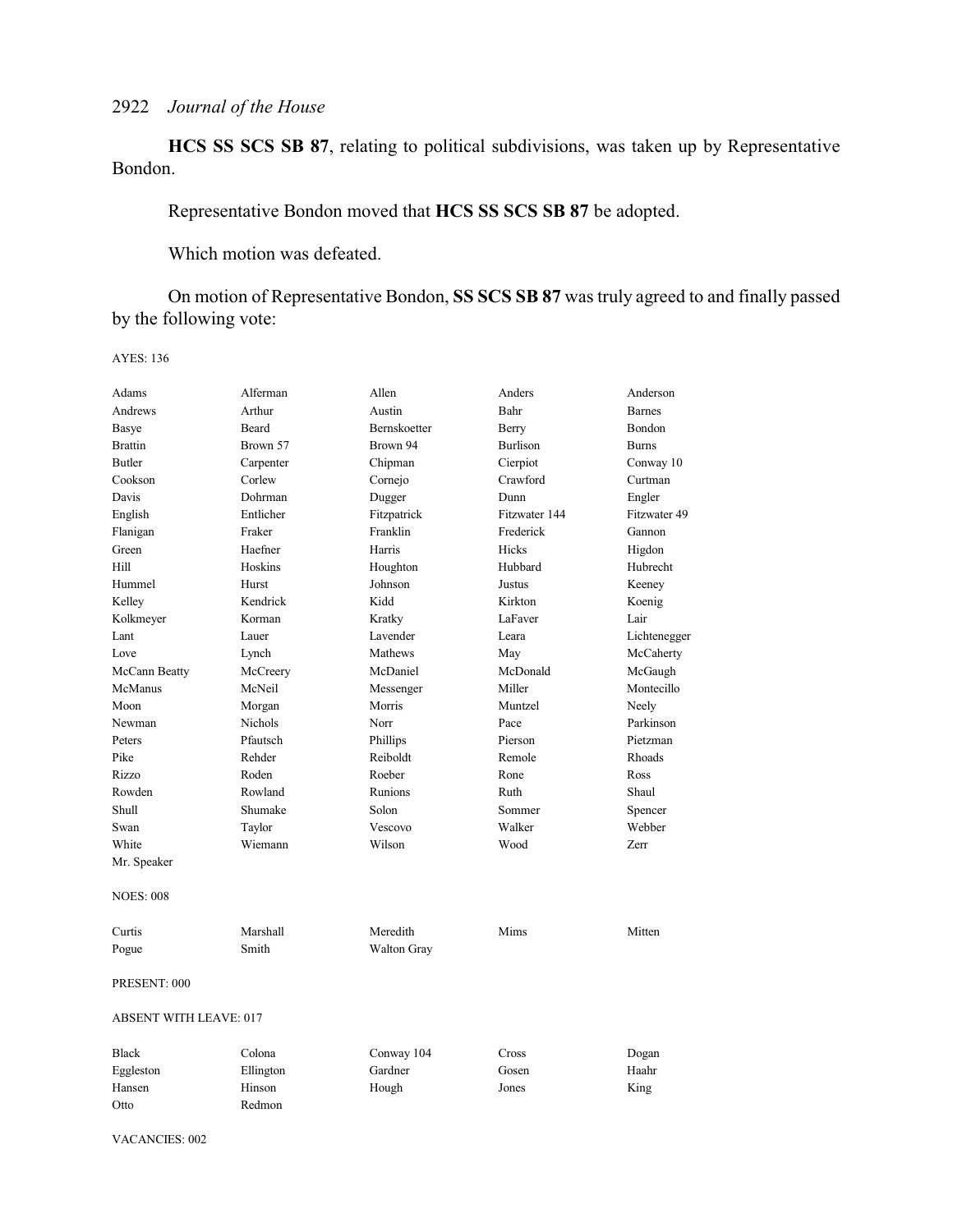**HCS SS SCS SB 87**, relating to political subdivisions, was taken up by Representative Bondon.

Representative Bondon moved that **HCS SS SCS SB 87** be adopted.

Which motion was defeated.

On motion of Representative Bondon, **SS SCS SB 87** was truly agreed to and finally passed by the following vote:

AYES: 136

| | | | | |
|---|---|---|---|---|
| Adams | Alferman | Allen | Anders | Anderson |
| Andrews | Arthur | Austin | Bahr | Barnes |
| Basye | Beard | Bernskoetter | Berry | Bondon |
| Brattin | Brown 57 | Brown 94 | Burlison | Burns |
| Butler | Carpenter | Chipman | Cierpiot | Conway 10 |
| Cookson | Corlew | Cornejo | Crawford | Curtman |
| Davis | Dohrman | Dugger | Dunn | Engler |
| English | Entlicher | Fitzpatrick | Fitzwater 144 | Fitzwater 49 |
| Flanigan | Fraker | Franklin | Frederick | Gannon |
| Green | Haefner | Harris | Hicks | Higdon |
| Hill | Hoskins | Houghton | Hubbard | Hubrecht |
| Hummel | Hurst | Johnson | Justus | Keeney |
| Kelley | Kendrick | Kidd | Kirkton | Koenig |
| Kolkmeyer | Korman | Kratky | LaFaver | Lair |
| Lant | Lauer | Lavender | Leara | Lichtenegger |
| Love | Lynch | Mathews | May | McCaherty |
| McCann Beatty | McCreery | McDaniel | McDonald | McGaugh |
| McManus | McNeil | Messenger | Miller | Montecillo |
| Moon | Morgan | Morris | Muntzel | Neely |
| Newman | Nichols | Norr | Pace | Parkinson |
| Peters | Pfautsch | Phillips | Pierson | Pietzman |
| Pike | Rehder | Reiboldt | Remole | Rhoads |
| Rizzo | Roden | Roeber | Rone | Ross |
| Rowden | Rowland | Runions | Ruth | Shaul |
| Shull | Shumake | Solon | Sommer | Spencer |
| Swan | Taylor | Vescovo | Walker | Webber |
| White | Wiemann | Wilson | Wood | Zerr |
| Mr. Speaker | | | | |

NOES: 008

| | | | | |
|---|---|---|---|---|
| Curtis | Marshall | Meredith | Mims | Mitten |
| Pogue | Smith | Walton Gray | | |

PRESENT: 000

ABSENT WITH LEAVE: 017

| | | | | |
|---|---|---|---|---|
| Black | Colona | Conway 104 | Cross | Dogan |
| Eggleston | Ellington | Gardner | Gosen | Haahr |
| Hansen | Hinson | Hough | Jones | King |
| Otto | Redmon | | | |

VACANCIES: 002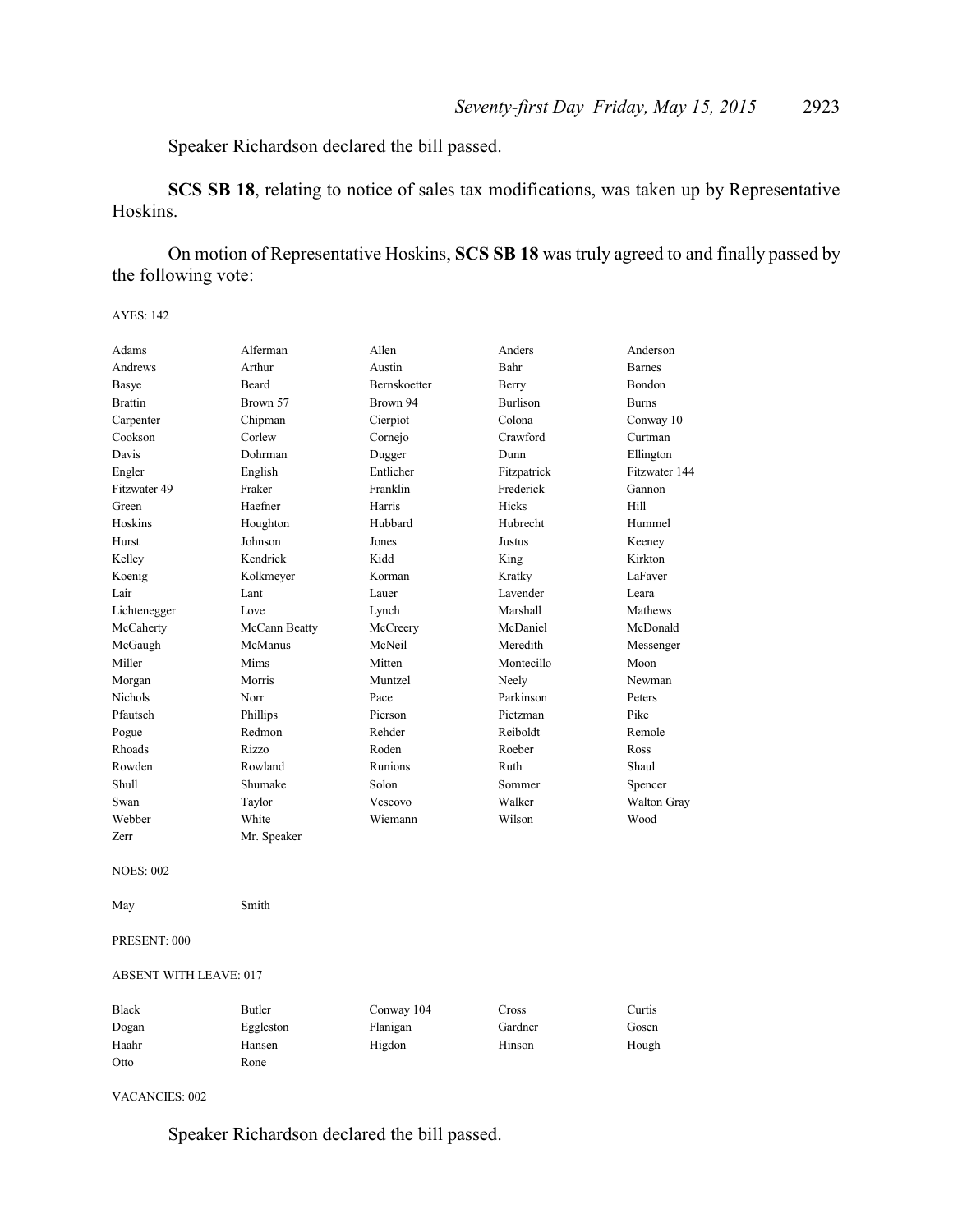Speaker Richardson declared the bill passed.

**SCS SB 18**, relating to notice of sales tax modifications, was taken up by Representative Hoskins.

On motion of Representative Hoskins, **SCS SB 18** was truly agreed to and finally passed by the following vote:

AYES: 142

| | | | | |
|---|---|---|---|---|
| Adams | Alferman | Allen | Anders | Anderson |
| Andrews | Arthur | Austin | Bahr | Barnes |
| Basye | Beard | Bernskoetter | Berry | Bondon |
| Brattin | Brown 57 | Brown 94 | Burlison | Burns |
| Carpenter | Chipman | Cierpiot | Colona | Conway 10 |
| Cookson | Corlew | Cornejo | Crawford | Curtman |
| Davis | Dohrman | Dugger | Dunn | Ellington |
| Engler | English | Entlicher | Fitzpatrick | Fitzwater 144 |
| Fitzwater 49 | Fraker | Franklin | Frederick | Gannon |
| Green | Haefner | Harris | Hicks | Hill |
| Hoskins | Houghton | Hubbard | Hubrecht | Hummel |
| Hurst | Johnson | Jones | Justus | Keeney |
| Kelley | Kendrick | Kidd | King | Kirkton |
| Koenig | Kolkmeyer | Korman | Kratky | LaFaver |
| Lair | Lant | Lauer | Lavender | Leara |
| Lichtenegger | Love | Lynch | Marshall | Mathews |
| McCaherty | McCann Beatty | McCreery | McDaniel | McDonald |
| McGaugh | McManus | McNeil | Meredith | Messenger |
| Miller | Mims | Mitten | Montecillo | Moon |
| Morgan | Morris | Muntzel | Neely | Newman |
| Nichols | Norr | Pace | Parkinson | Peters |
| Pfautsch | Phillips | Pierson | Pietzman | Pike |
| Pogue | Redmon | Rehder | Reiboldt | Remole |
| Rhoads | Rizzo | Roden | Roeber | Ross |
| Rowden | Rowland | Runions | Ruth | Shaul |
| Shull | Shumake | Solon | Sommer | Spencer |
| Swan | Taylor | Vescovo | Walker | Walton Gray |
| Webber | White | Wiemann | Wilson | Wood |
| Zerr | Mr. Speaker | | | |

NOES: 002

| | |
|---|---|
| May | Smith |

PRESENT: 000

ABSENT WITH LEAVE: 017

| | | | | |
|---|---|---|---|---|
| Black | Butler | Conway 104 | Cross | Curtis |
| Dogan | Eggleston | Flanigan | Gardner | Gosen |
| Haahr | Hansen | Higdon | Hinson | Hough |
| Otto | Rone | | | |

VACANCIES: 002

Speaker Richardson declared the bill passed.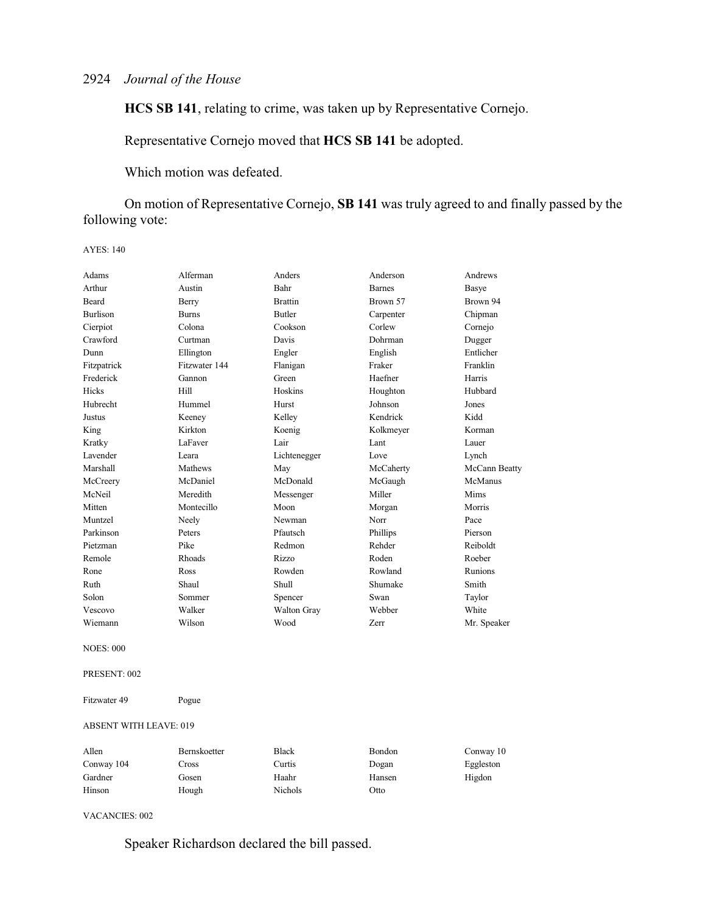**HCS SB 141**, relating to crime, was taken up by Representative Cornejo.

Representative Cornejo moved that **HCS SB 141** be adopted.

Which motion was defeated.

On motion of Representative Cornejo, **SB 141** was truly agreed to and finally passed by the following vote:

AYES: 140

| | | | | |
|---|---|---|---|---|
| Adams | Alferman | Anders | Anderson | Andrews |
| Arthur | Austin | Bahr | Barnes | Basye |
| Beard | Berry | Brattin | Brown 57 | Brown 94 |
| Burlison | Burns | Butler | Carpenter | Chipman |
| Cierpiot | Colona | Cookson | Corlew | Cornejo |
| Crawford | Curtman | Davis | Dohrman | Dugger |
| Dunn | Ellington | Engler | English | Entlicher |
| Fitzpatrick | Fitzwater 144 | Flanigan | Fraker | Franklin |
| Frederick | Gannon | Green | Haefner | Harris |
| Hicks | Hill | Hoskins | Houghton | Hubbard |
| Hubrecht | Hummel | Hurst | Johnson | Jones |
| Justus | Keeney | Kelley | Kendrick | Kidd |
| King | Kirkton | Koenig | Kolkmeyer | Korman |
| Kratky | LaFaver | Lair | Lant | Lauer |
| Lavender | Leara | Lichtenegger | Love | Lynch |
| Marshall | Mathews | May | McCaherty | McCann Beatty |
| McCreery | McDaniel | McDonald | McGaugh | McManus |
| McNeil | Meredith | Messenger | Miller | Mims |
| Mitten | Montecillo | Moon | Morgan | Morris |
| Muntzel | Neely | Newman | Norr | Pace |
| Parkinson | Peters | Pfautsch | Phillips | Pierson |
| Pietzman | Pike | Redmon | Rehder | Reiboldt |
| Remole | Rhoads | Rizzo | Roden | Roeber |
| Rone | Ross | Rowden | Rowland | Runions |
| Ruth | Shaul | Shull | Shumake | Smith |
| Solon | Sommer | Spencer | Swan | Taylor |
| Vescovo | Walker | Walton Gray | Webber | White |
| Wiemann | Wilson | Wood | Zerr | Mr. Speaker |

NOES: 000

PRESENT: 002

| | |
|---|---|
| Fitzwater 49 | Pogue |

ABSENT WITH LEAVE: 019

| | | | | |
|---|---|---|---|---|
| Allen | Bernskoetter | Black | Bondon | Conway 10 |
| Conway 104 | Cross | Curtis | Dogan | Eggleston |
| Gardner | Gosen | Haahr | Hansen | Higdon |
| Hinson | Hough | Nichols | Otto | |

VACANCIES: 002

Speaker Richardson declared the bill passed.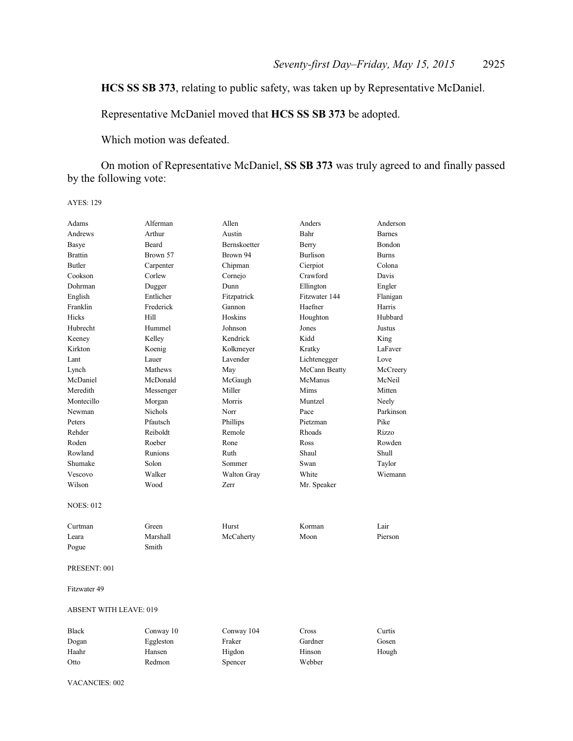**HCS SS SB 373**, relating to public safety, was taken up by Representative McDaniel.

Representative McDaniel moved that **HCS SS SB 373** be adopted.

Which motion was defeated.

On motion of Representative McDaniel, **SS SB 373** was truly agreed to and finally passed by the following vote:

AYES: 129

| | | | | |
|---|---|---|---|---|
| Adams | Alferman | Allen | Anders | Anderson |
| Andrews | Arthur | Austin | Bahr | Barnes |
| Basye | Beard | Bernskoetter | Berry | Bondon |
| Brattin | Brown 57 | Brown 94 | Burlison | Burns |
| Butler | Carpenter | Chipman | Cierpiot | Colona |
| Cookson | Corlew | Cornejo | Crawford | Davis |
| Dohrman | Dugger | Dunn | Ellington | Engler |
| English | Entlicher | Fitzpatrick | Fitzwater 144 | Flanigan |
| Franklin | Frederick | Gannon | Haefner | Harris |
| Hicks | Hill | Hoskins | Houghton | Hubbard |
| Hubrecht | Hummel | Johnson | Jones | Justus |
| Keeney | Kelley | Kendrick | Kidd | King |
| Kirkton | Koenig | Kolkmeyer | Kratky | LaFaver |
| Lant | Lauer | Lavender | Lichtenegger | Love |
| Lynch | Mathews | May | McCann Beatty | McCreery |
| McDaniel | McDonald | McGaugh | McManus | McNeil |
| Meredith | Messenger | Miller | Mims | Mitten |
| Montecillo | Morgan | Morris | Muntzel | Neely |
| Newman | Nichols | Norr | Pace | Parkinson |
| Peters | Pfautsch | Phillips | Pietzman | Pike |
| Rehder | Reiboldt | Remole | Rhoads | Rizzo |
| Roden | Roeber | Rone | Ross | Rowden |
| Rowland | Runions | Ruth | Shaul | Shull |
| Shumake | Solon | Sommer | Swan | Taylor |
| Vescovo | Walker | Walton Gray | White | Wiemann |
| Wilson | Wood | Zerr | Mr. Speaker | |

NOES: 012

| | | | | |
|---|---|---|---|---|
| Curtman | Green | Hurst | Korman | Lair |
| Leara | Marshall | McCaherty | Moon | Pierson |
| Pogue | Smith | | | |

PRESENT: 001

Fitzwater 49

ABSENT WITH LEAVE: 019

| | | | | |
|---|---|---|---|---|
| Black | Conway 10 | Conway 104 | Cross | Curtis |
| Dogan | Eggleston | Fraker | Gardner | Gosen |
| Haahr | Hansen | Higdon | Hinson | Hough |
| Otto | Redmon | Spencer | Webber | |

VACANCIES: 002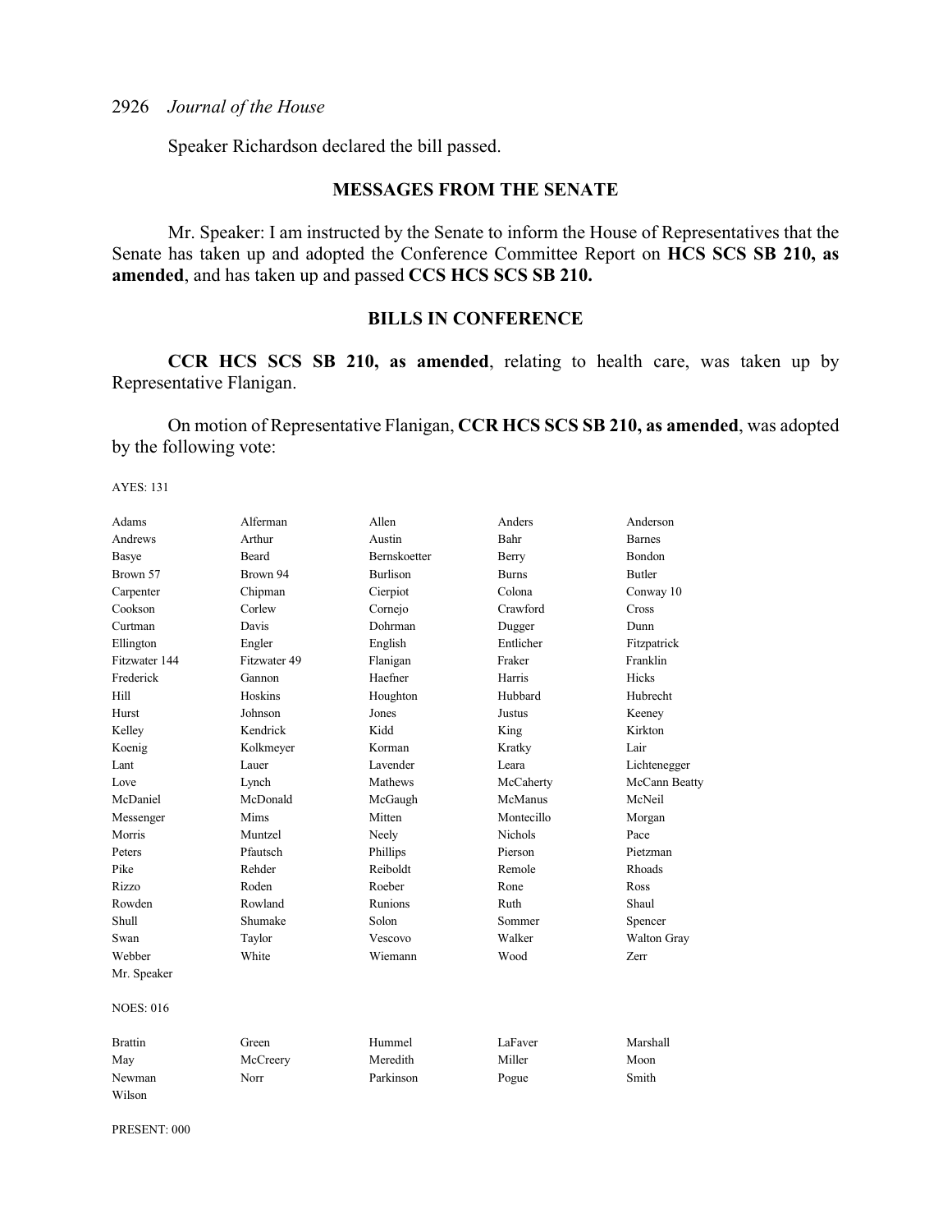Speaker Richardson declared the bill passed.

## MESSAGES FROM THE SENATE

Mr. Speaker: I am instructed by the Senate to inform the House of Representatives that the Senate has taken up and adopted the Conference Committee Report on **HCS SCS SB 210, as amended**, and has taken up and passed **CCS HCS SCS SB 210.**

## BILLS IN CONFERENCE

**CCR HCS SCS SB 210, as amended**, relating to health care, was taken up by Representative Flanigan.

On motion of Representative Flanigan, **CCR HCS SCS SB 210, as amended**, was adopted by the following vote:

AYES: 131

| | | | | |
|---|---|---|---|---|
| Adams | Alferman | Allen | Anders | Anderson |
| Andrews | Arthur | Austin | Bahr | Barnes |
| Basye | Beard | Bernskoetter | Berry | Bondon |
| Brown 57 | Brown 94 | Burlison | Burns | Butler |
| Carpenter | Chipman | Cierpiot | Colona | Conway 10 |
| Cookson | Corlew | Cornejo | Crawford | Cross |
| Curtman | Davis | Dohrman | Dugger | Dunn |
| Ellington | Engler | English | Entlicher | Fitzpatrick |
| Fitzwater 144 | Fitzwater 49 | Flanigan | Fraker | Franklin |
| Frederick | Gannon | Haefner | Harris | Hicks |
| Hill | Hoskins | Houghton | Hubbard | Hubrecht |
| Hurst | Johnson | Jones | Justus | Keeney |
| Kelley | Kendrick | Kidd | King | Kirkton |
| Koenig | Kolkmeyer | Korman | Kratky | Lair |
| Lant | Lauer | Lavender | Leara | Lichtenegger |
| Love | Lynch | Mathews | McCaherty | McCann Beatty |
| McDaniel | McDonald | McGaugh | McManus | McNeil |
| Messenger | Mims | Mitten | Montecillo | Morgan |
| Morris | Muntzel | Neely | Nichols | Pace |
| Peters | Pfautsch | Phillips | Pierson | Pietzman |
| Pike | Rehder | Reiboldt | Remole | Rhoads |
| Rizzo | Roden | Roeber | Rone | Ross |
| Rowden | Rowland | Runions | Ruth | Shaul |
| Shull | Shumake | Solon | Sommer | Spencer |
| Swan | Taylor | Vescovo | Walker | Walton Gray |
| Webber | White | Wiemann | Wood | Zerr |
| Mr. Speaker | | | | |

NOES: 016

| | | | | |
|---|---|---|---|---|
| Brattin | Green | Hummel | LaFaver | Marshall |
| May | McCreery | Meredith | Miller | Moon |
| Newman | Norr | Parkinson | Pogue | Smith |
| Wilson | | | | |

PRESENT: 000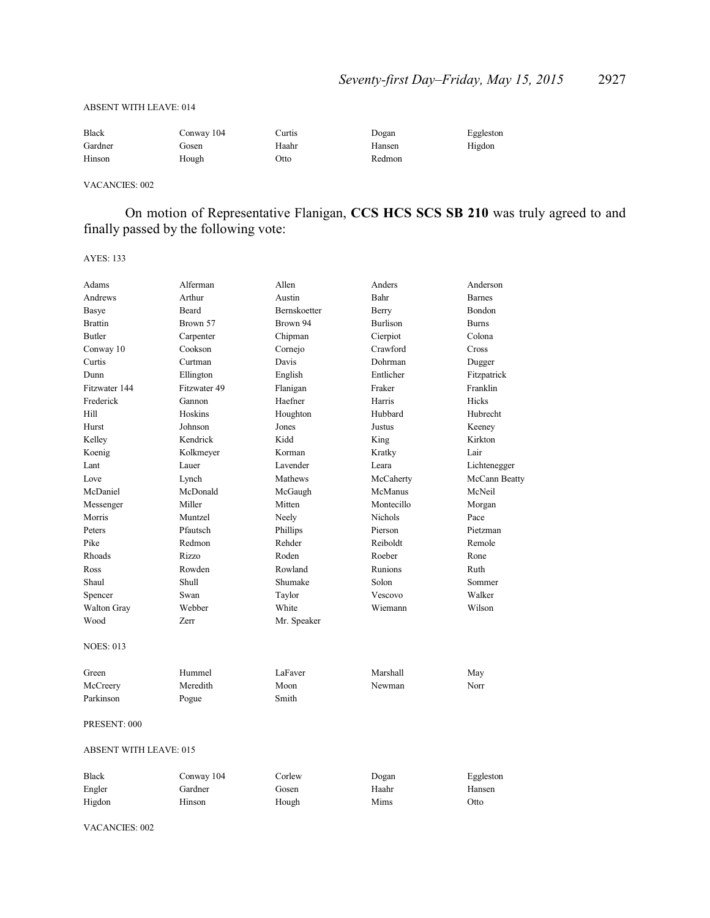ABSENT WITH LEAVE: 014

| | | | | |
|---|---|---|---|---|
| Black | Conway 104 | Curtis | Dogan | Eggleston |
| Gardner | Gosen | Haahr | Hansen | Higdon |
| Hinson | Hough | Otto | Redmon | |

VACANCIES: 002

On motion of Representative Flanigan, **CCS HCS SCS SB 210** was truly agreed to and finally passed by the following vote:

AYES: 133

| | | | | |
|---|---|---|---|---|
| Adams | Alferman | Allen | Anders | Anderson |
| Andrews | Arthur | Austin | Bahr | Barnes |
| Basye | Beard | Bernskoetter | Berry | Bondon |
| Brattin | Brown 57 | Brown 94 | Burlison | Burns |
| Butler | Carpenter | Chipman | Cierpiot | Colona |
| Conway 10 | Cookson | Cornejo | Crawford | Cross |
| Curtis | Curtman | Davis | Dohrman | Dugger |
| Dunn | Ellington | English | Entlicher | Fitzpatrick |
| Fitzwater 144 | Fitzwater 49 | Flanigan | Fraker | Franklin |
| Frederick | Gannon | Haefner | Harris | Hicks |
| Hill | Hoskins | Houghton | Hubbard | Hubrecht |
| Hurst | Johnson | Jones | Justus | Keeney |
| Kelley | Kendrick | Kidd | King | Kirkton |
| Koenig | Kolkmeyer | Korman | Kratky | Lair |
| Lant | Lauer | Lavender | Leara | Lichtenegger |
| Love | Lynch | Mathews | McCaherty | McCann Beatty |
| McDaniel | McDonald | McGaugh | McManus | McNeil |
| Messenger | Miller | Mitten | Montecillo | Morgan |
| Morris | Muntzel | Neely | Nichols | Pace |
| Peters | Pfautsch | Phillips | Pierson | Pietzman |
| Pike | Redmon | Rehder | Reiboldt | Remole |
| Rhoads | Rizzo | Roden | Roeber | Rone |
| Ross | Rowden | Rowland | Runions | Ruth |
| Shaul | Shull | Shumake | Solon | Sommer |
| Spencer | Swan | Taylor | Vescovo | Walker |
| Walton Gray | Webber | White | Wiemann | Wilson |
| Wood | Zerr | Mr. Speaker | | |

NOES: 013

| | | | | |
|---|---|---|---|---|
| Green | Hummel | LaFaver | Marshall | May |
| McCreery | Meredith | Moon | Newman | Norr |
| Parkinson | Pogue | Smith | | |

PRESENT: 000

ABSENT WITH LEAVE: 015

| | | | | |
|---|---|---|---|---|
| Black | Conway 104 | Corlew | Dogan | Eggleston |
| Engler | Gardner | Gosen | Haahr | Hansen |
| Higdon | Hinson | Hough | Mims | Otto |

VACANCIES: 002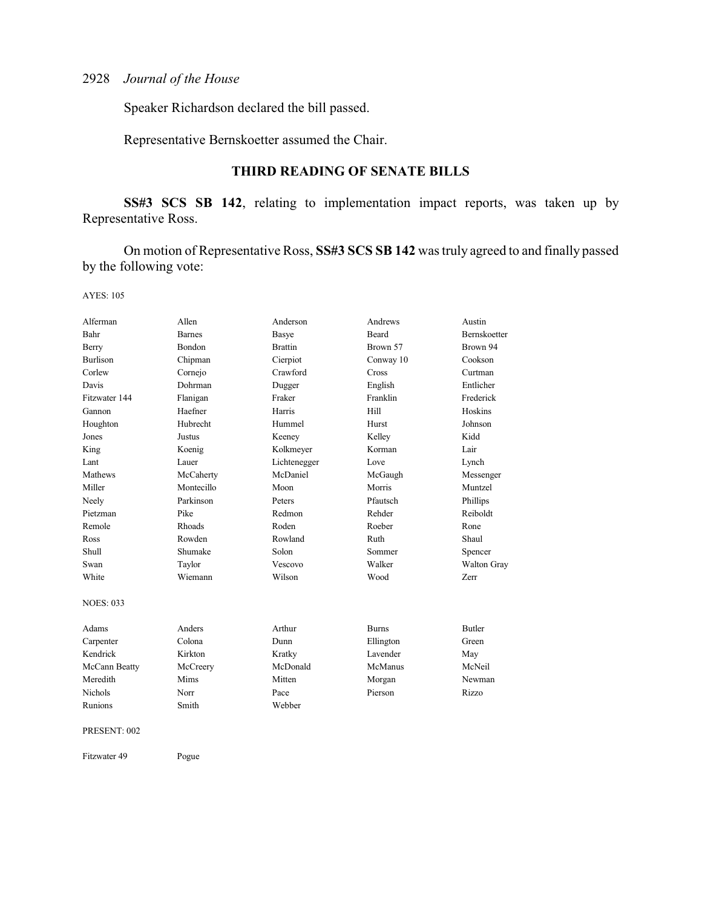Speaker Richardson declared the bill passed.

Representative Bernskoetter assumed the Chair.

## THIRD READING OF SENATE BILLS

**SS#3 SCS SB 142**, relating to implementation impact reports, was taken up by Representative Ross.

On motion of Representative Ross, **SS#3 SCS SB 142** was truly agreed to and finally passed by the following vote:

AYES: 105

| | | | | |
|---|---|---|---|---|
| Alferman | Allen | Anderson | Andrews | Austin |
| Bahr | Barnes | Basye | Beard | Bernskoetter |
| Berry | Bondon | Brattin | Brown 57 | Brown 94 |
| Burlison | Chipman | Cierpiot | Conway 10 | Cookson |
| Corlew | Cornejo | Crawford | Cross | Curtman |
| Davis | Dohrman | Dugger | English | Entlicher |
| Fitzwater 144 | Flanigan | Fraker | Franklin | Frederick |
| Gannon | Haefner | Harris | Hill | Hoskins |
| Houghton | Hubrecht | Hummel | Hurst | Johnson |
| Jones | Justus | Keeney | Kelley | Kidd |
| King | Koenig | Kolkmeyer | Korman | Lair |
| Lant | Lauer | Lichtenegger | Love | Lynch |
| Mathews | McCaherty | McDaniel | McGaugh | Messenger |
| Miller | Montecillo | Moon | Morris | Muntzel |
| Neely | Parkinson | Peters | Pfautsch | Phillips |
| Pietzman | Pike | Redmon | Rehder | Reiboldt |
| Remole | Rhoads | Roden | Roeber | Rone |
| Ross | Rowden | Rowland | Ruth | Shaul |
| Shull | Shumake | Solon | Sommer | Spencer |
| Swan | Taylor | Vescovo | Walker | Walton Gray |
| White | Wiemann | Wilson | Wood | Zerr |

NOES: 033

| | | | | |
|---|---|---|---|---|
| Adams | Anders | Arthur | Burns | Butler |
| Carpenter | Colona | Dunn | Ellington | Green |
| Kendrick | Kirkton | Kratky | Lavender | May |
| McCann Beatty | McCreery | McDonald | McManus | McNeil |
| Meredith | Mims | Mitten | Morgan | Newman |
| Nichols | Norr | Pace | Pierson | Rizzo |
| Runions | Smith | Webber | | |

PRESENT: 002

| | |
|---|---|
| Fitzwater 49 | Pogue |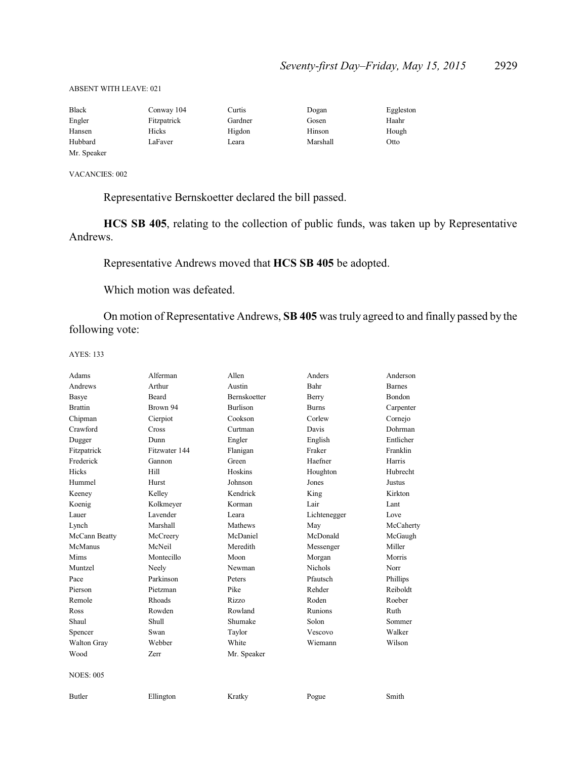ABSENT WITH LEAVE: 021

| | | | | |
|---|---|---|---|---|
| Black | Conway 104 | Curtis | Dogan | Eggleston |
| Engler | Fitzpatrick | Gardner | Gosen | Haahr |
| Hansen | Hicks | Higdon | Hinson | Hough |
| Hubbard | LaFaver | Leara | Marshall | Otto |
| Mr. Speaker | | | | |

VACANCIES: 002

Representative Bernskoetter declared the bill passed.

**HCS SB 405**, relating to the collection of public funds, was taken up by Representative Andrews.

Representative Andrews moved that **HCS SB 405** be adopted.

Which motion was defeated.

On motion of Representative Andrews, **SB 405** was truly agreed to and finally passed by the following vote:

AYES: 133

| | | | | |
|---|---|---|---|---|
| Adams | Alferman | Allen | Anders | Anderson |
| Andrews | Arthur | Austin | Bahr | Barnes |
| Basye | Beard | Bernskoetter | Berry | Bondon |
| Brattin | Brown 94 | Burlison | Burns | Carpenter |
| Chipman | Cierpiot | Cookson | Corlew | Cornejo |
| Crawford | Cross | Curtman | Davis | Dohrman |
| Dugger | Dunn | Engler | English | Entlicher |
| Fitzpatrick | Fitzwater 144 | Flanigan | Fraker | Franklin |
| Frederick | Gannon | Green | Haefner | Harris |
| Hicks | Hill | Hoskins | Houghton | Hubrecht |
| Hummel | Hurst | Johnson | Jones | Justus |
| Keeney | Kelley | Kendrick | King | Kirkton |
| Koenig | Kolkmeyer | Korman | Lair | Lant |
| Lauer | Lavender | Leara | Lichtenegger | Love |
| Lynch | Marshall | Mathews | May | McCaherty |
| McCann Beatty | McCreery | McDaniel | McDonald | McGaugh |
| McManus | McNeil | Meredith | Messenger | Miller |
| Mims | Montecillo | Moon | Morgan | Morris |
| Muntzel | Neely | Newman | Nichols | Norr |
| Pace | Parkinson | Peters | Pfautsch | Phillips |
| Pierson | Pietzman | Pike | Rehder | Reiboldt |
| Remole | Rhoads | Rizzo | Roden | Roeber |
| Ross | Rowden | Rowland | Runions | Ruth |
| Shaul | Shull | Shumake | Solon | Sommer |
| Spencer | Swan | Taylor | Vescovo | Walker |
| Walton Gray | Webber | White | Wiemann | Wilson |
| Wood | Zerr | Mr. Speaker | | |

NOES: 005

| | | | | |
|---|---|---|---|---|
| Butler | Ellington | Kratky | Pogue | Smith |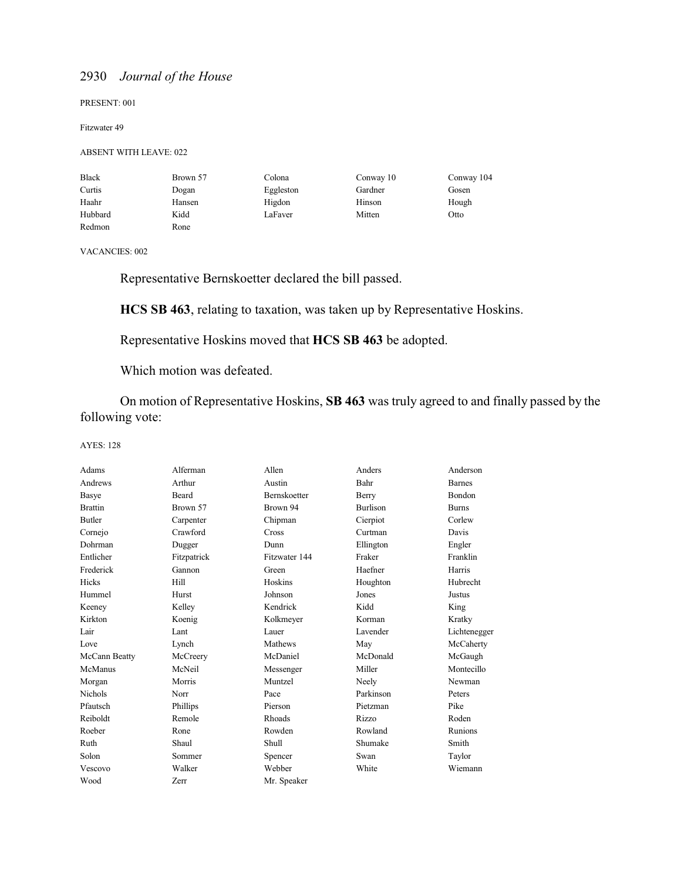PRESENT: 001

Fitzwater 49

ABSENT WITH LEAVE: 022

| | | | | |
|---|---|---|---|---|
| Black | Brown 57 | Colona | Conway 10 | Conway 104 |
| Curtis | Dogan | Eggleston | Gardner | Gosen |
| Haahr | Hansen | Higdon | Hinson | Hough |
| Hubbard | Kidd | LaFaver | Mitten | Otto |
| Redmon | Rone | | | |

VACANCIES: 002

Representative Bernskoetter declared the bill passed.

**HCS SB 463**, relating to taxation, was taken up by Representative Hoskins.

Representative Hoskins moved that **HCS SB 463** be adopted.

Which motion was defeated.

On motion of Representative Hoskins, **SB 463** was truly agreed to and finally passed by the following vote:

AYES: 128

| | | | | |
|---|---|---|---|---|
| Adams | Alferman | Allen | Anders | Anderson |
| Andrews | Arthur | Austin | Bahr | Barnes |
| Basye | Beard | Bernskoetter | Berry | Bondon |
| Brattin | Brown 57 | Brown 94 | Burlison | Burns |
| Butler | Carpenter | Chipman | Cierpiot | Corlew |
| Cornejo | Crawford | Cross | Curtman | Davis |
| Dohrman | Dugger | Dunn | Ellington | Engler |
| Entlicher | Fitzpatrick | Fitzwater 144 | Fraker | Franklin |
| Frederick | Gannon | Green | Haefner | Harris |
| Hicks | Hill | Hoskins | Houghton | Hubrecht |
| Hummel | Hurst | Johnson | Jones | Justus |
| Keeney | Kelley | Kendrick | Kidd | King |
| Kirkton | Koenig | Kolkmeyer | Korman | Kratky |
| Lair | Lant | Lauer | Lavender | Lichtenegger |
| Love | Lynch | Mathews | May | McCaherty |
| McCann Beatty | McCreery | McDaniel | McDonald | McGaugh |
| McManus | McNeil | Messenger | Miller | Montecillo |
| Morgan | Morris | Muntzel | Neely | Newman |
| Nichols | Norr | Pace | Parkinson | Peters |
| Pfautsch | Phillips | Pierson | Pietzman | Pike |
| Reiboldt | Remole | Rhoads | Rizzo | Roden |
| Roeber | Rone | Rowden | Rowland | Runions |
| Ruth | Shaul | Shull | Shumake | Smith |
| Solon | Sommer | Spencer | Swan | Taylor |
| Vescovo | Walker | Webber | White | Wiemann |
| Wood | Zerr | Mr. Speaker | | |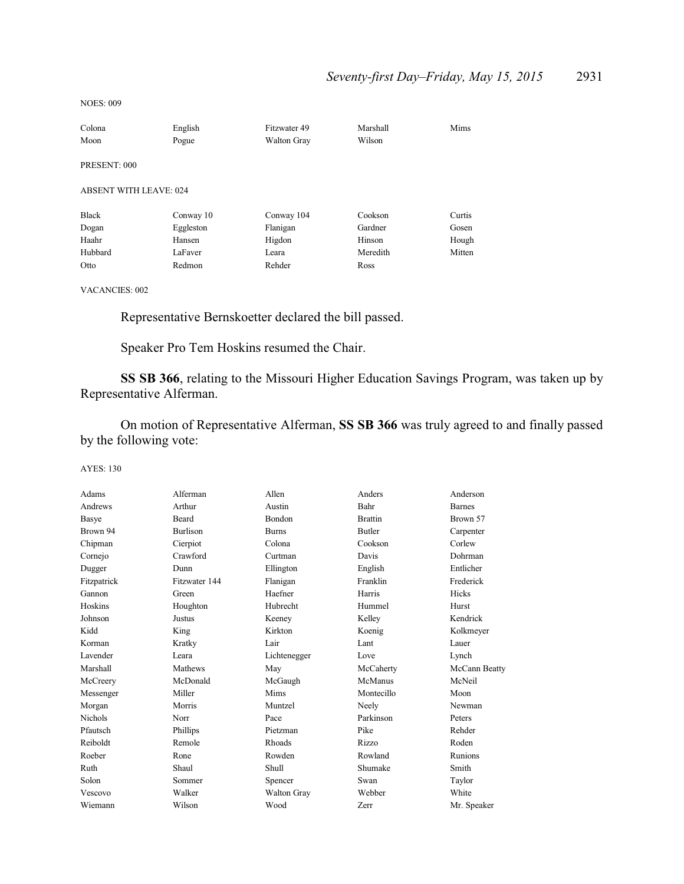NOES: 009

| | | | | |
|---|---|---|---|---|
| Colona | English | Fitzwater 49 | Marshall | Mims |
| Moon | Pogue | Walton Gray | Wilson | |

PRESENT: 000

ABSENT WITH LEAVE: 024

| | | | | |
|---|---|---|---|---|
| Black | Conway 10 | Conway 104 | Cookson | Curtis |
| Dogan | Eggleston | Flanigan | Gardner | Gosen |
| Haahr | Hansen | Higdon | Hinson | Hough |
| Hubbard | LaFaver | Leara | Meredith | Mitten |
| Otto | Redmon | Rehder | Ross | |

VACANCIES: 002

Representative Bernskoetter declared the bill passed.

Speaker Pro Tem Hoskins resumed the Chair.

**SS SB 366**, relating to the Missouri Higher Education Savings Program, was taken up by Representative Alferman.

On motion of Representative Alferman, **SS SB 366** was truly agreed to and finally passed by the following vote:

AYES: 130

| | | | | |
|---|---|---|---|---|
| Adams | Alferman | Allen | Anders | Anderson |
| Andrews | Arthur | Austin | Bahr | Barnes |
| Basye | Beard | Bondon | Brattin | Brown 57 |
| Brown 94 | Burlison | Burns | Butler | Carpenter |
| Chipman | Cierpiot | Colona | Cookson | Corlew |
| Cornejo | Crawford | Curtman | Davis | Dohrman |
| Dugger | Dunn | Ellington | English | Entlicher |
| Fitzpatrick | Fitzwater 144 | Flanigan | Franklin | Frederick |
| Gannon | Green | Haefner | Harris | Hicks |
| Hoskins | Houghton | Hubrecht | Hummel | Hurst |
| Johnson | Justus | Keeney | Kelley | Kendrick |
| Kidd | King | Kirkton | Koenig | Kolkmeyer |
| Korman | Kratky | Lair | Lant | Lauer |
| Lavender | Leara | Lichtenegger | Love | Lynch |
| Marshall | Mathews | May | McCaherty | McCann Beatty |
| McCreery | McDonald | McGaugh | McManus | McNeil |
| Messenger | Miller | Mims | Montecillo | Moon |
| Morgan | Morris | Muntzel | Neely | Newman |
| Nichols | Norr | Pace | Parkinson | Peters |
| Pfautsch | Phillips | Pietzman | Pike | Rehder |
| Reiboldt | Remole | Rhoads | Rizzo | Roden |
| Roeber | Rone | Rowden | Rowland | Runions |
| Ruth | Shaul | Shull | Shumake | Smith |
| Solon | Sommer | Spencer | Swan | Taylor |
| Vescovo | Walker | Walton Gray | Webber | White |
| Wiemann | Wilson | Wood | Zerr | Mr. Speaker |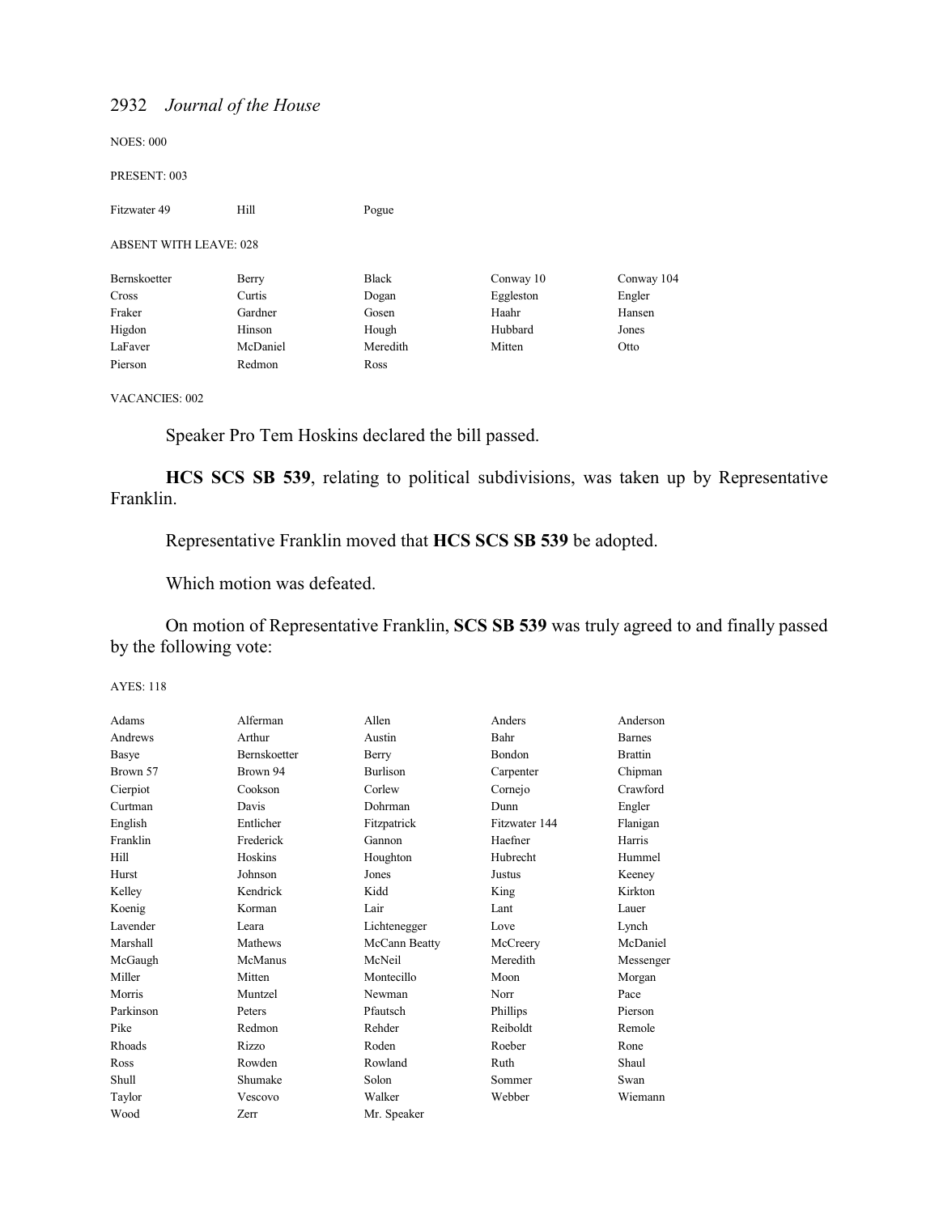NOES: 000

PRESENT: 003

| | | |
|---|---|---|
| Fitzwater 49 | Hill | Pogue |

ABSENT WITH LEAVE: 028

| | | | | |
|---|---|---|---|---|
| Bernskoetter | Berry | Black | Conway 10 | Conway 104 |
| Cross | Curtis | Dogan | Eggleston | Engler |
| Fraker | Gardner | Gosen | Haahr | Hansen |
| Higdon | Hinson | Hough | Hubbard | Jones |
| LaFaver | McDaniel | Meredith | Mitten | Otto |
| Pierson | Redmon | Ross | | |

VACANCIES: 002

Speaker Pro Tem Hoskins declared the bill passed.

**HCS SCS SB 539**, relating to political subdivisions, was taken up by Representative Franklin.

Representative Franklin moved that **HCS SCS SB 539** be adopted.

Which motion was defeated.

On motion of Representative Franklin, **SCS SB 539** was truly agreed to and finally passed by the following vote:

AYES: 118

| | | | | |
|---|---|---|---|---|
| Adams | Alferman | Allen | Anders | Anderson |
| Andrews | Arthur | Austin | Bahr | Barnes |
| Basye | Bernskoetter | Berry | Bondon | Brattin |
| Brown 57 | Brown 94 | Burlison | Carpenter | Chipman |
| Cierpiot | Cookson | Corlew | Cornejo | Crawford |
| Curtman | Davis | Dohrman | Dunn | Engler |
| English | Entlicher | Fitzpatrick | Fitzwater 144 | Flanigan |
| Franklin | Frederick | Gannon | Haefner | Harris |
| Hill | Hoskins | Houghton | Hubrecht | Hummel |
| Hurst | Johnson | Jones | Justus | Keeney |
| Kelley | Kendrick | Kidd | King | Kirkton |
| Koenig | Korman | Lair | Lant | Lauer |
| Lavender | Leara | Lichtenegger | Love | Lynch |
| Marshall | Mathews | McCann Beatty | McCreery | McDaniel |
| McGaugh | McManus | McNeil | Meredith | Messenger |
| Miller | Mitten | Montecillo | Moon | Morgan |
| Morris | Muntzel | Newman | Norr | Pace |
| Parkinson | Peters | Pfautsch | Phillips | Pierson |
| Pike | Redmon | Rehder | Reiboldt | Remole |
| Rhoads | Rizzo | Roden | Roeber | Rone |
| Ross | Rowden | Rowland | Ruth | Shaul |
| Shull | Shumake | Solon | Sommer | Swan |
| Taylor | Vescovo | Walker | Webber | Wiemann |
| Wood | Zerr | Mr. Speaker | | |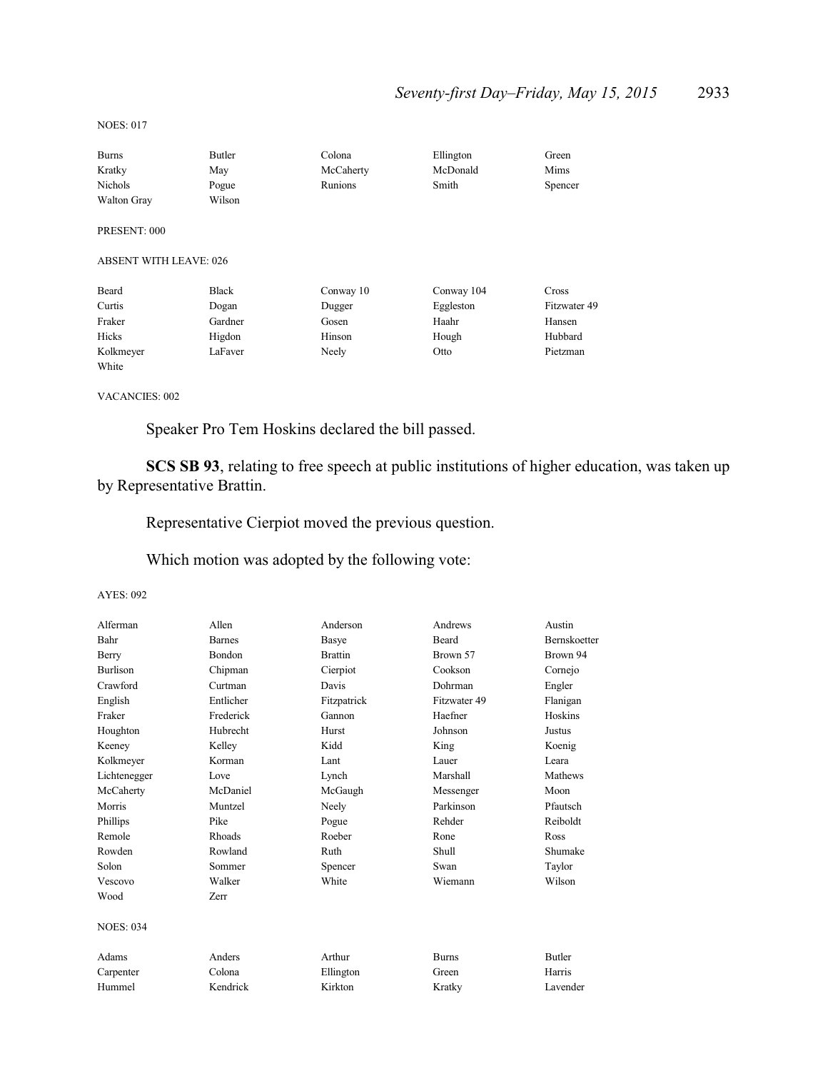NOES: 017

| | | | | |
|---|---|---|---|---|
| Burns | Butler | Colona | Ellington | Green |
| Kratky | May | McCaherty | McDonald | Mims |
| Nichols | Pogue | Runions | Smith | Spencer |
| Walton Gray | Wilson | | | |

PRESENT: 000

ABSENT WITH LEAVE: 026

| | | | | |
|---|---|---|---|---|
| Beard | Black | Conway 10 | Conway 104 | Cross |
| Curtis | Dogan | Dugger | Eggleston | Fitzwater 49 |
| Fraker | Gardner | Gosen | Haahr | Hansen |
| Hicks | Higdon | Hinson | Hough | Hubbard |
| Kolkmeyer | LaFaver | Neely | Otto | Pietzman |
| White | | | | |

VACANCIES: 002

Speaker Pro Tem Hoskins declared the bill passed.

**SCS SB 93**, relating to free speech at public institutions of higher education, was taken up by Representative Brattin.

Representative Cierpiot moved the previous question.

Which motion was adopted by the following vote:

AYES: 092

| | | | | |
|---|---|---|---|---|
| Alferman | Allen | Anderson | Andrews | Austin |
| Bahr | Barnes | Basye | Beard | Bernskoetter |
| Berry | Bondon | Brattin | Brown 57 | Brown 94 |
| Burlison | Chipman | Cierpiot | Cookson | Cornejo |
| Crawford | Curtman | Davis | Dohrman | Engler |
| English | Entlicher | Fitzpatrick | Fitzwater 49 | Flanigan |
| Fraker | Frederick | Gannon | Haefner | Hoskins |
| Houghton | Hubrecht | Hurst | Johnson | Justus |
| Keeney | Kelley | Kidd | King | Koenig |
| Kolkmeyer | Korman | Lant | Lauer | Leara |
| Lichtenegger | Love | Lynch | Marshall | Mathews |
| McCaherty | McDaniel | McGaugh | Messenger | Moon |
| Morris | Muntzel | Neely | Parkinson | Pfautsch |
| Phillips | Pike | Pogue | Rehder | Reiboldt |
| Remole | Rhoads | Roeber | Rone | Ross |
| Rowden | Rowland | Ruth | Shull | Shumake |
| Solon | Sommer | Spencer | Swan | Taylor |
| Vescovo | Walker | White | Wiemann | Wilson |
| Wood | Zerr | | | |

NOES: 034

| | | | | |
|---|---|---|---|---|
| Adams | Anders | Arthur | Burns | Butler |
| Carpenter | Colona | Ellington | Green | Harris |
| Hummel | Kendrick | Kirkton | Kratky | Lavender |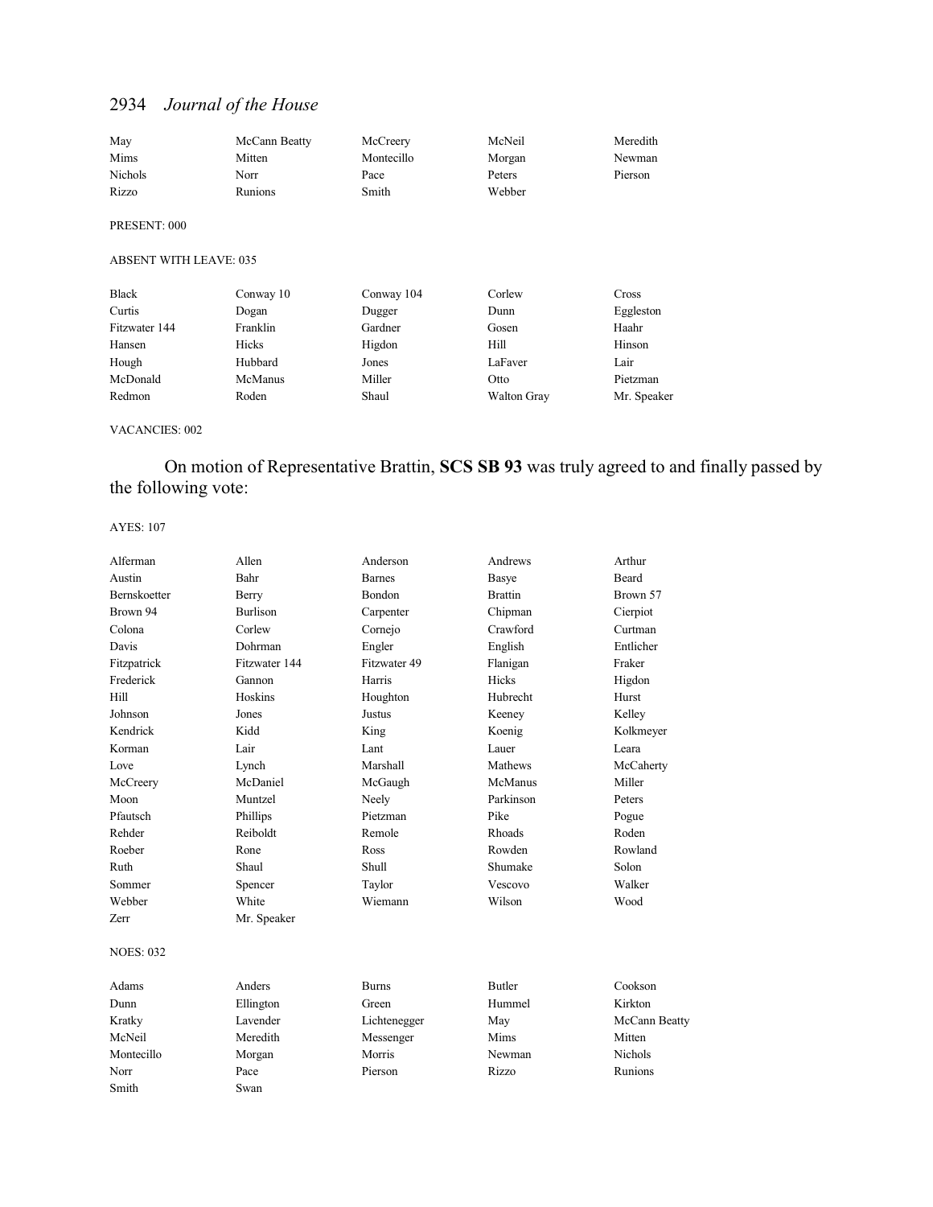| | | | | |
|---|---|---|---|---|
| May | McCann Beatty | McCreery | McNeil | Meredith |
| Mims | Mitten | Montecillo | Morgan | Newman |
| Nichols | Norr | Pace | Peters | Pierson |
| Rizzo | Runions | Smith | Webber | |

PRESENT: 000

ABSENT WITH LEAVE: 035

| | | | | |
|---|---|---|---|---|
| Black | Conway 10 | Conway 104 | Corlew | Cross |
| Curtis | Dogan | Dugger | Dunn | Eggleston |
| Fitzwater 144 | Franklin | Gardner | Gosen | Haahr |
| Hansen | Hicks | Higdon | Hill | Hinson |
| Hough | Hubbard | Jones | LaFaver | Lair |
| McDonald | McManus | Miller | Otto | Pietzman |
| Redmon | Roden | Shaul | Walton Gray | Mr. Speaker |

VACANCIES: 002

On motion of Representative Brattin, **SCS SB 93** was truly agreed to and finally passed by the following vote:

AYES: 107

| | | | | |
|---|---|---|---|---|
| Alferman | Allen | Anderson | Andrews | Arthur |
| Austin | Bahr | Barnes | Basye | Beard |
| Bernskoetter | Berry | Bondon | Brattin | Brown 57 |
| Brown 94 | Burlison | Carpenter | Chipman | Cierpiot |
| Colona | Corlew | Cornejo | Crawford | Curtman |
| Davis | Dohrman | Engler | English | Entlicher |
| Fitzpatrick | Fitzwater 144 | Fitzwater 49 | Flanigan | Fraker |
| Frederick | Gannon | Harris | Hicks | Higdon |
| Hill | Hoskins | Houghton | Hubrecht | Hurst |
| Johnson | Jones | Justus | Keeney | Kelley |
| Kendrick | Kidd | King | Koenig | Kolkmeyer |
| Korman | Lair | Lant | Lauer | Leara |
| Love | Lynch | Marshall | Mathews | McCaherty |
| McCreery | McDaniel | McGaugh | McManus | Miller |
| Moon | Muntzel | Neely | Parkinson | Peters |
| Pfautsch | Phillips | Pietzman | Pike | Pogue |
| Rehder | Reiboldt | Remole | Rhoads | Roden |
| Roeber | Rone | Ross | Rowden | Rowland |
| Ruth | Shaul | Shull | Shumake | Solon |
| Sommer | Spencer | Taylor | Vescovo | Walker |
| Webber | White | Wiemann | Wilson | Wood |
| Zerr | Mr. Speaker | | | |

NOES: 032

| | | | | |
|---|---|---|---|---|
| Adams | Anders | Burns | Butler | Cookson |
| Dunn | Ellington | Green | Hummel | Kirkton |
| Kratky | Lavender | Lichtenegger | May | McCann Beatty |
| McNeil | Meredith | Messenger | Mims | Mitten |
| Montecillo | Morgan | Morris | Newman | Nichols |
| Norr | Pace | Pierson | Rizzo | Runions |
| Smith | Swan | | | |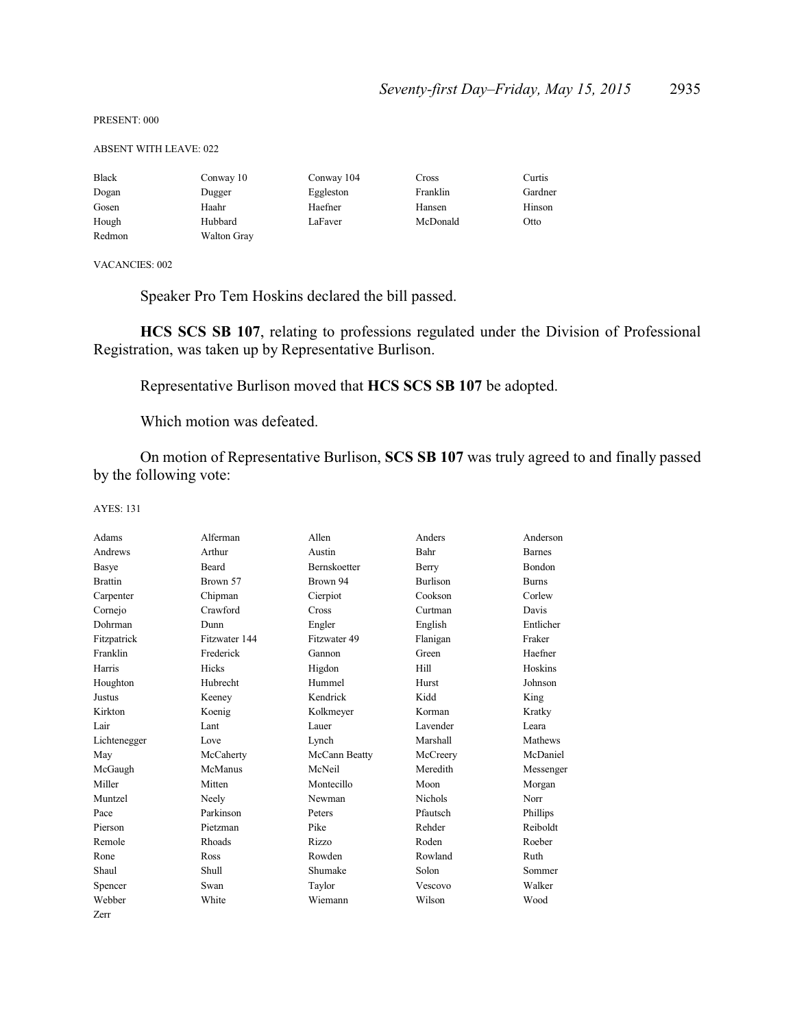PRESENT: 000

ABSENT WITH LEAVE: 022

| | | | | |
|---|---|---|---|---|
| Black | Conway 10 | Conway 104 | Cross | Curtis |
| Dogan | Dugger | Eggleston | Franklin | Gardner |
| Gosen | Haahr | Haefner | Hansen | Hinson |
| Hough | Hubbard | LaFaver | McDonald | Otto |
| Redmon | Walton Gray | | | |

VACANCIES: 002

Speaker Pro Tem Hoskins declared the bill passed.

**HCS SCS SB 107**, relating to professions regulated under the Division of Professional Registration, was taken up by Representative Burlison.

Representative Burlison moved that **HCS SCS SB 107** be adopted.

Which motion was defeated.

On motion of Representative Burlison, **SCS SB 107** was truly agreed to and finally passed by the following vote:

AYES: 131

| | | | | |
|---|---|---|---|---|
| Adams | Alferman | Allen | Anders | Anderson |
| Andrews | Arthur | Austin | Bahr | Barnes |
| Basye | Beard | Bernskoetter | Berry | Bondon |
| Brattin | Brown 57 | Brown 94 | Burlison | Burns |
| Carpenter | Chipman | Cierpiot | Cookson | Corlew |
| Cornejo | Crawford | Cross | Curtman | Davis |
| Dohrman | Dunn | Engler | English | Entlicher |
| Fitzpatrick | Fitzwater 144 | Fitzwater 49 | Flanigan | Fraker |
| Franklin | Frederick | Gannon | Green | Haefner |
| Harris | Hicks | Higdon | Hill | Hoskins |
| Houghton | Hubrecht | Hummel | Hurst | Johnson |
| Justus | Keeney | Kendrick | Kidd | King |
| Kirkton | Koenig | Kolkmeyer | Korman | Kratky |
| Lair | Lant | Lauer | Lavender | Leara |
| Lichtenegger | Love | Lynch | Marshall | Mathews |
| May | McCaherty | McCann Beatty | McCreery | McDaniel |
| McGaugh | McManus | McNeil | Meredith | Messenger |
| Miller | Mitten | Montecillo | Moon | Morgan |
| Muntzel | Neely | Newman | Nichols | Norr |
| Pace | Parkinson | Peters | Pfautsch | Phillips |
| Pierson | Pietzman | Pike | Rehder | Reiboldt |
| Remole | Rhoads | Rizzo | Roden | Roeber |
| Rone | Ross | Rowden | Rowland | Ruth |
| Shaul | Shull | Shumake | Solon | Sommer |
| Spencer | Swan | Taylor | Vescovo | Walker |
| Webber | White | Wiemann | Wilson | Wood |
| Zerr | | | | |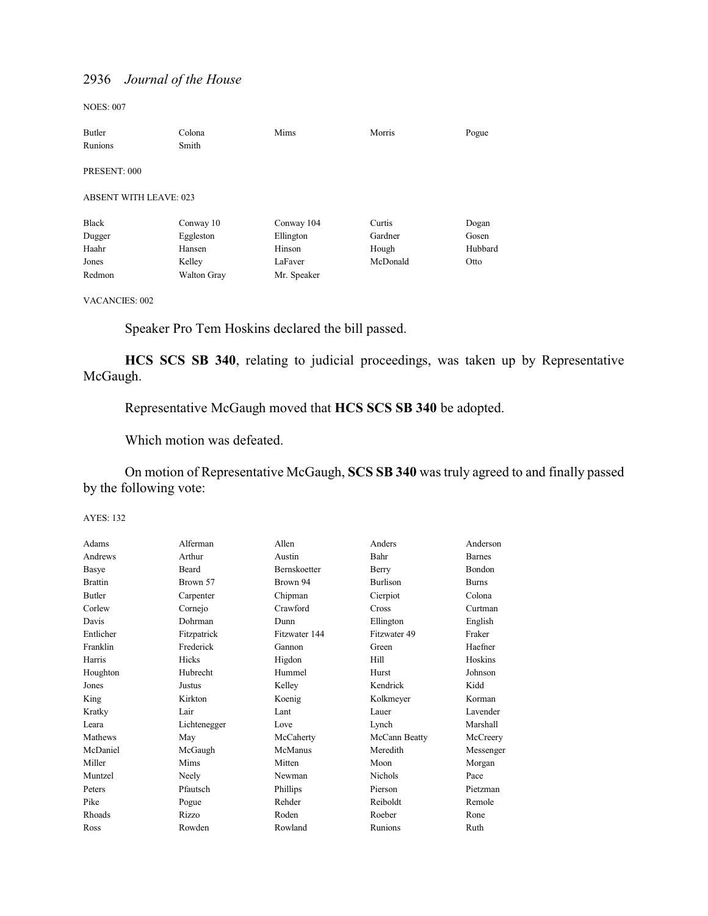NOES: 007

| Butler | Colona | Mims | Morris | Pogue |
|---|---|---|---|---|
| Runions | Smith | | | |

PRESENT: 000

ABSENT WITH LEAVE: 023

| Black | Conway 10 | Conway 104 | Curtis | Dogan |
|---|---|---|---|---|
| Dugger | Eggleston | Ellington | Gardner | Gosen |
| Haahr | Hansen | Hinson | Hough | Hubbard |
| Jones | Kelley | LaFaver | McDonald | Otto |
| Redmon | Walton Gray | Mr. Speaker | | |

VACANCIES: 002

Speaker Pro Tem Hoskins declared the bill passed.

**HCS SCS SB 340**, relating to judicial proceedings, was taken up by Representative McGaugh.

Representative McGaugh moved that **HCS SCS SB 340** be adopted.

Which motion was defeated.

On motion of Representative McGaugh, **SCS SB 340** was truly agreed to and finally passed by the following vote:

AYES: 132

| Adams | Alferman | Allen | Anders | Anderson |
|---|---|---|---|---|
| Andrews | Arthur | Austin | Bahr | Barnes |
| Basye | Beard | Bernskoetter | Berry | Bondon |
| Brattin | Brown 57 | Brown 94 | Burlison | Burns |
| Butler | Carpenter | Chipman | Cierpiot | Colona |
| Corlew | Cornejo | Crawford | Cross | Curtman |
| Davis | Dohrman | Dunn | Ellington | English |
| Entlicher | Fitzpatrick | Fitzwater 144 | Fitzwater 49 | Fraker |
| Franklin | Frederick | Gannon | Green | Haefner |
| Harris | Hicks | Higdon | Hill | Hoskins |
| Houghton | Hubrecht | Hummel | Hurst | Johnson |
| Jones | Justus | Kelley | Kendrick | Kidd |
| King | Kirkton | Koenig | Kolkmeyer | Korman |
| Kratky | Lair | Lant | Lauer | Lavender |
| Leara | Lichtenegger | Love | Lynch | Marshall |
| Mathews | May | McCaherty | McCann Beatty | McCreery |
| McDaniel | McGaugh | McManus | Meredith | Messenger |
| Miller | Mims | Mitten | Moon | Morgan |
| Muntzel | Neely | Newman | Nichols | Pace |
| Peters | Pfautsch | Phillips | Pierson | Pietzman |
| Pike | Pogue | Rehder | Reiboldt | Remole |
| Rhoads | Rizzo | Roden | Roeber | Rone |
| Ross | Rowden | Rowland | Runions | Ruth |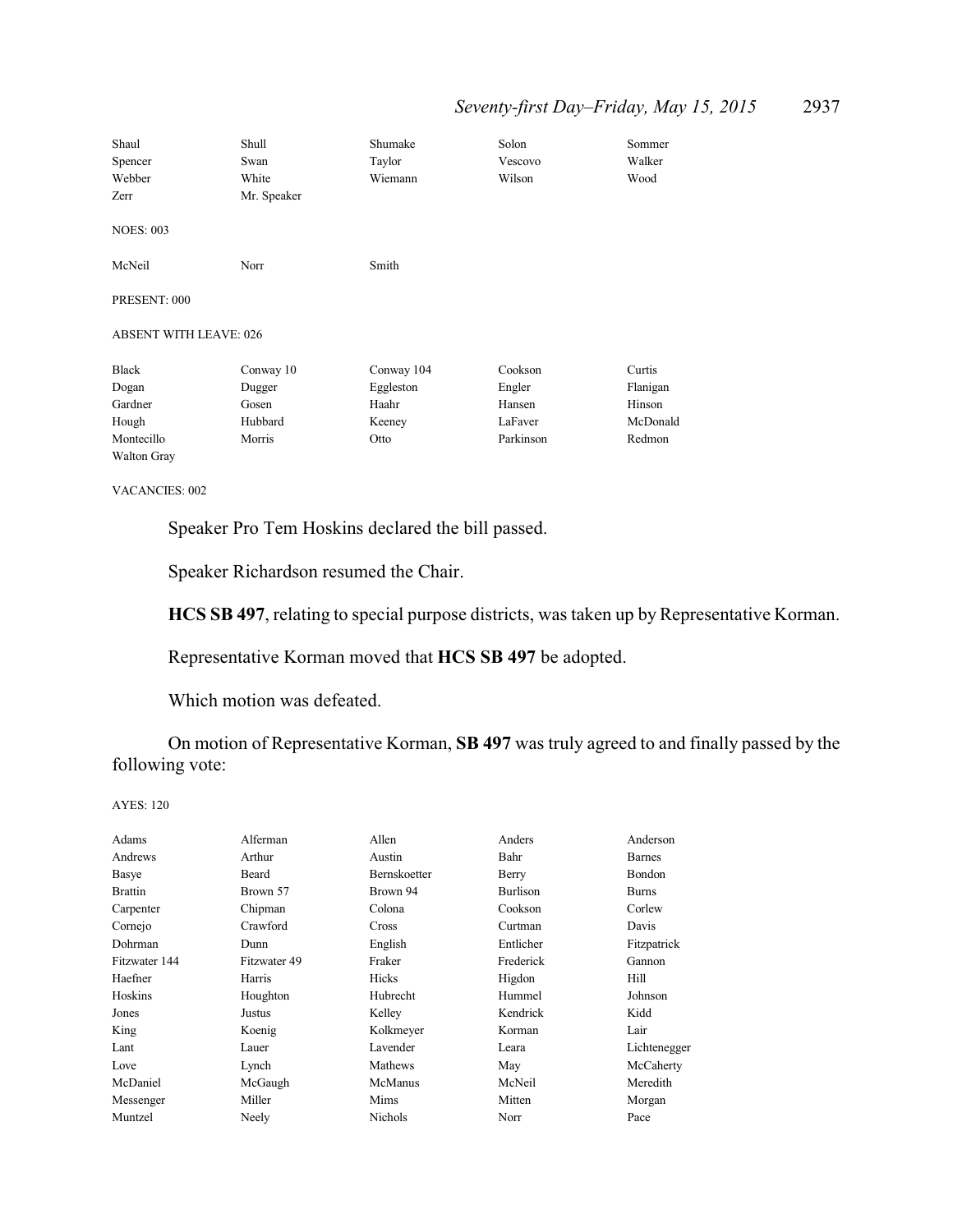| | | | | |
|---|---|---|---|---|
| Shaul | Shull | Shumake | Solon | Sommer |
| Spencer | Swan | Taylor | Vescovo | Walker |
| Webber | White | Wiemann | Wilson | Wood |
| Zerr | Mr. Speaker | | | |

NOES: 003

| | | |
|---|---|---|
| McNeil | Norr | Smith |

PRESENT: 000

ABSENT WITH LEAVE: 026

| | | | | |
|---|---|---|---|---|
| Black | Conway 10 | Conway 104 | Cookson | Curtis |
| Dogan | Dugger | Eggleston | Engler | Flanigan |
| Gardner | Gosen | Haahr | Hansen | Hinson |
| Hough | Hubbard | Keeney | LaFaver | McDonald |
| Montecillo | Morris | Otto | Parkinson | Redmon |
| Walton Gray | | | | |

VACANCIES: 002

Speaker Pro Tem Hoskins declared the bill passed.

Speaker Richardson resumed the Chair.

**HCS SB 497**, relating to special purpose districts, was taken up by Representative Korman.

Representative Korman moved that **HCS SB 497** be adopted.

Which motion was defeated.

On motion of Representative Korman, **SB 497** was truly agreed to and finally passed by the following vote:

AYES: 120

| | | | | |
|---|---|---|---|---|
| Adams | Alferman | Allen | Anders | Anderson |
| Andrews | Arthur | Austin | Bahr | Barnes |
| Basye | Beard | Bernskoetter | Berry | Bondon |
| Brattin | Brown 57 | Brown 94 | Burlison | Burns |
| Carpenter | Chipman | Colona | Cookson | Corlew |
| Cornejo | Crawford | Cross | Curtman | Davis |
| Dohrman | Dunn | English | Entlicher | Fitzpatrick |
| Fitzwater 144 | Fitzwater 49 | Fraker | Frederick | Gannon |
| Haefner | Harris | Hicks | Higdon | Hill |
| Hoskins | Houghton | Hubrecht | Hummel | Johnson |
| Jones | Justus | Kelley | Kendrick | Kidd |
| King | Koenig | Kolkmeyer | Korman | Lair |
| Lant | Lauer | Lavender | Leara | Lichtenegger |
| Love | Lynch | Mathews | May | McCaherty |
| McDaniel | McGaugh | McManus | McNeil | Meredith |
| Messenger | Miller | Mims | Mitten | Morgan |
| Muntzel | Neely | Nichols | Norr | Pace |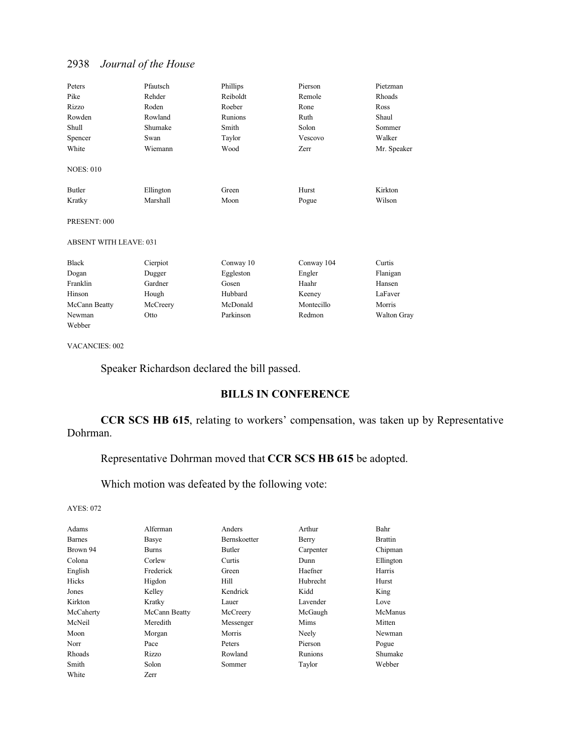| | | | | |
|---|---|---|---|---|
| Peters | Pfautsch | Phillips | Pierson | Pietzman |
| Pike | Rehder | Reiboldt | Remole | Rhoads |
| Rizzo | Roden | Roeber | Rone | Ross |
| Rowden | Rowland | Runions | Ruth | Shaul |
| Shull | Shumake | Smith | Solon | Sommer |
| Spencer | Swan | Taylor | Vescovo | Walker |
| White | Wiemann | Wood | Zerr | Mr. Speaker |

NOES: 010

| | | | | |
|---|---|---|---|---|
| Butler | Ellington | Green | Hurst | Kirkton |
| Kratky | Marshall | Moon | Pogue | Wilson |

PRESENT: 000

ABSENT WITH LEAVE: 031

| | | | | |
|---|---|---|---|---|
| Black | Cierpiot | Conway 10 | Conway 104 | Curtis |
| Dogan | Dugger | Eggleston | Engler | Flanigan |
| Franklin | Gardner | Gosen | Haahr | Hansen |
| Hinson | Hough | Hubbard | Keeney | LaFaver |
| McCann Beatty | McCreery | McDonald | Montecillo | Morris |
| Newman | Otto | Parkinson | Redmon | Walton Gray |
| Webber | | | | |

VACANCIES: 002

Speaker Richardson declared the bill passed.

## BILLS IN CONFERENCE

**CCR SCS HB 615**, relating to workers' compensation, was taken up by Representative Dohrman.

Representative Dohrman moved that **CCR SCS HB 615** be adopted.

Which motion was defeated by the following vote:

AYES: 072

| | | | | |
|---|---|---|---|---|
| Adams | Alferman | Anders | Arthur | Bahr |
| Barnes | Basye | Bernskoetter | Berry | Brattin |
| Brown 94 | Burns | Butler | Carpenter | Chipman |
| Colona | Corlew | Curtis | Dunn | Ellington |
| English | Frederick | Green | Haefner | Harris |
| Hicks | Higdon | Hill | Hubrecht | Hurst |
| Jones | Kelley | Kendrick | Kidd | King |
| Kirkton | Kratky | Lauer | Lavender | Love |
| McCaherty | McCann Beatty | McCreery | McGaugh | McManus |
| McNeil | Meredith | Messenger | Mims | Mitten |
| Moon | Morgan | Morris | Neely | Newman |
| Norr | Pace | Peters | Pierson | Pogue |
| Rhoads | Rizzo | Rowland | Runions | Shumake |
| Smith | Solon | Sommer | Taylor | Webber |
| White | Zerr | | | |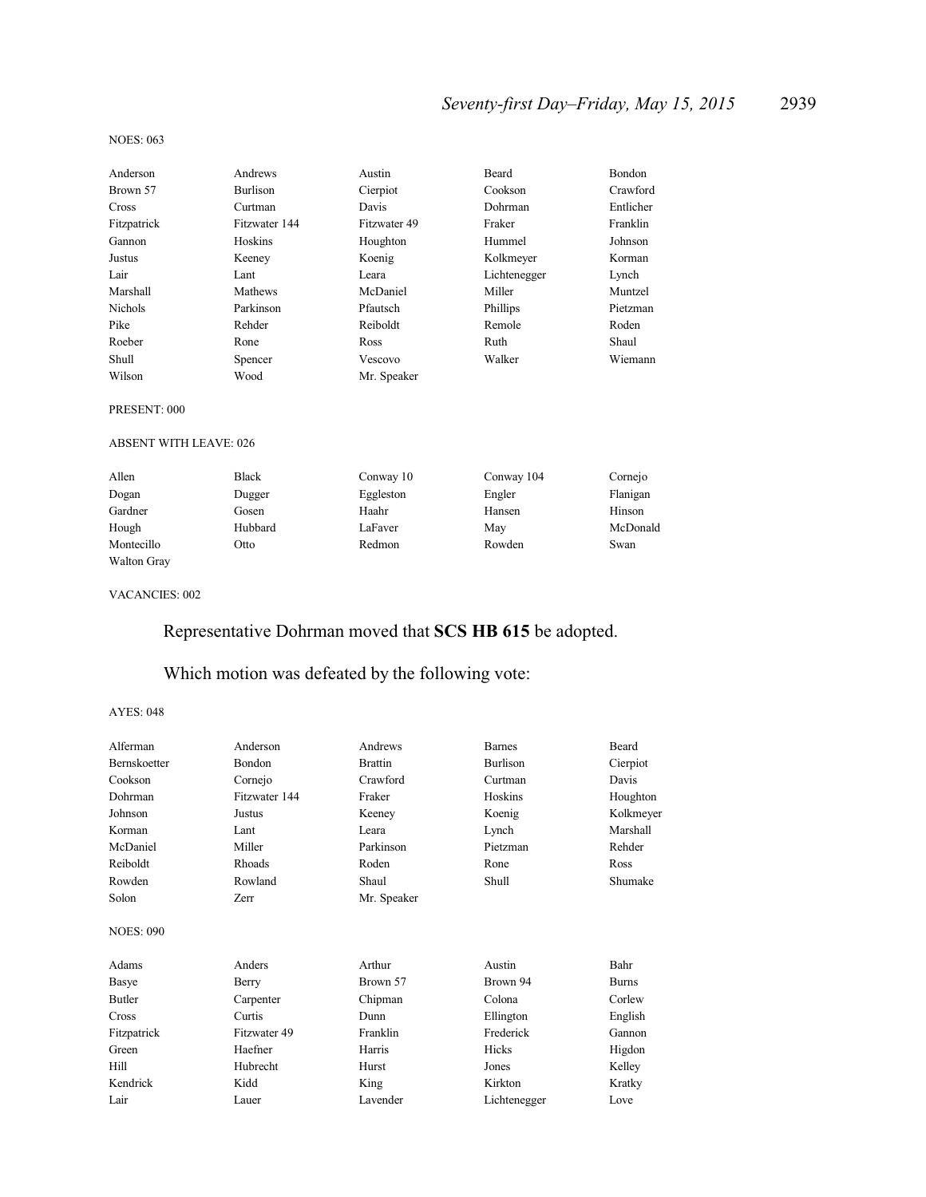NOES: 063

| | | | | |
|---|---|---|---|---|
| Anderson | Andrews | Austin | Beard | Bondon |
| Brown 57 | Burlison | Cierpiot | Cookson | Crawford |
| Cross | Curtman | Davis | Dohrman | Entlicher |
| Fitzpatrick | Fitzwater 144 | Fitzwater 49 | Fraker | Franklin |
| Gannon | Hoskins | Houghton | Hummel | Johnson |
| Justus | Keeney | Koenig | Kolkmeyer | Korman |
| Lair | Lant | Leara | Lichtenegger | Lynch |
| Marshall | Mathews | McDaniel | Miller | Muntzel |
| Nichols | Parkinson | Pfautsch | Phillips | Pietzman |
| Pike | Rehder | Reiboldt | Remole | Roden |
| Roeber | Rone | Ross | Ruth | Shaul |
| Shull | Spencer | Vescovo | Walker | Wiemann |
| Wilson | Wood | Mr. Speaker | | |

PRESENT: 000

ABSENT WITH LEAVE: 026

| | | | | |
|---|---|---|---|---|
| Allen | Black | Conway 10 | Conway 104 | Cornejo |
| Dogan | Dugger | Eggleston | Engler | Flanigan |
| Gardner | Gosen | Haahr | Hansen | Hinson |
| Hough | Hubbard | LaFaver | May | McDonald |
| Montecillo | Otto | Redmon | Rowden | Swan |
| Walton Gray | | | | |

VACANCIES: 002

Representative Dohrman moved that **SCS HB 615** be adopted.

Which motion was defeated by the following vote:

AYES: 048

| | | | | |
|---|---|---|---|---|
| Alferman | Anderson | Andrews | Barnes | Beard |
| Bernskoetter | Bondon | Brattin | Burlison | Cierpiot |
| Cookson | Cornejo | Crawford | Curtman | Davis |
| Dohrman | Fitzwater 144 | Fraker | Hoskins | Houghton |
| Johnson | Justus | Keeney | Koenig | Kolkmeyer |
| Korman | Lant | Leara | Lynch | Marshall |
| McDaniel | Miller | Parkinson | Pietzman | Rehder |
| Reiboldt | Rhoads | Roden | Rone | Ross |
| Rowden | Rowland | Shaul | Shull | Shumake |
| Solon | Zerr | Mr. Speaker | | |

NOES: 090

| | | | | |
|---|---|---|---|---|
| Adams | Anders | Arthur | Austin | Bahr |
| Basye | Berry | Brown 57 | Brown 94 | Burns |
| Butler | Carpenter | Chipman | Colona | Corlew |
| Cross | Curtis | Dunn | Ellington | English |
| Fitzpatrick | Fitzwater 49 | Franklin | Frederick | Gannon |
| Green | Haefner | Harris | Hicks | Higdon |
| Hill | Hubrecht | Hurst | Jones | Kelley |
| Kendrick | Kidd | King | Kirkton | Kratky |
| Lair | Lauer | Lavender | Lichtenegger | Love |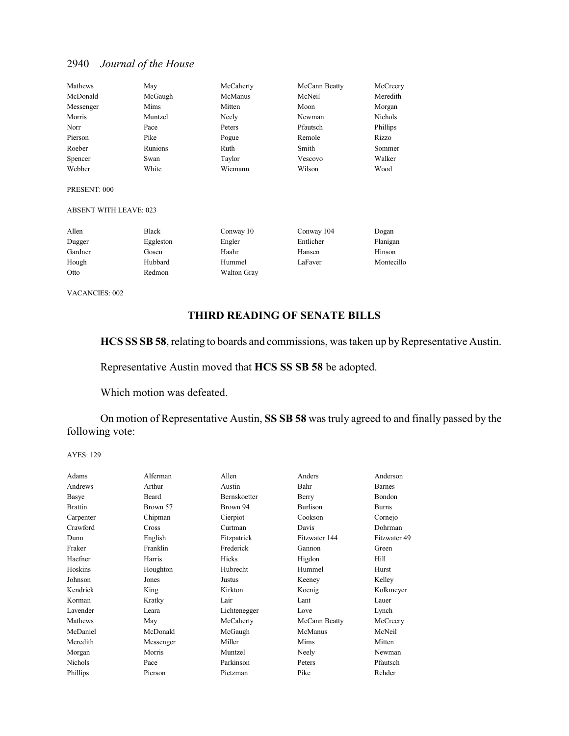| Mathews | May | McCaherty | McCann Beatty | McCreery |
|---|---|---|---|---|
| McDonald | McGaugh | McManus | McNeil | Meredith |
| Messenger | Mims | Mitten | Moon | Morgan |
| Morris | Muntzel | Neely | Newman | Nichols |
| Norr | Pace | Peters | Pfautsch | Phillips |
| Pierson | Pike | Pogue | Remole | Rizzo |
| Roeber | Runions | Ruth | Smith | Sommer |
| Spencer | Swan | Taylor | Vescovo | Walker |
| Webber | White | Wiemann | Wilson | Wood |

PRESENT: 000

ABSENT WITH LEAVE: 023

| Allen | Black | Conway 10 | Conway 104 | Dogan |
|---|---|---|---|---|
| Dugger | Eggleston | Engler | Entlicher | Flanigan |
| Gardner | Gosen | Haahr | Hansen | Hinson |
| Hough | Hubbard | Hummel | LaFaver | Montecillo |
| Otto | Redmon | Walton Gray | | |

VACANCIES: 002

## THIRD READING OF SENATE BILLS

**HCS SS SB 58**, relating to boards and commissions, was taken up by Representative Austin.

Representative Austin moved that **HCS SS SB 58** be adopted.

Which motion was defeated.

On motion of Representative Austin, **SS SB 58** was truly agreed to and finally passed by the following vote:

AYES: 129

| Adams | Alferman | Allen | Anders | Anderson |
|---|---|---|---|---|
| Andrews | Arthur | Austin | Bahr | Barnes |
| Basye | Beard | Bernskoetter | Berry | Bondon |
| Brattin | Brown 57 | Brown 94 | Burlison | Burns |
| Carpenter | Chipman | Cierpiot | Cookson | Cornejo |
| Crawford | Cross | Curtman | Davis | Dohrman |
| Dunn | English | Fitzpatrick | Fitzwater 144 | Fitzwater 49 |
| Fraker | Franklin | Frederick | Gannon | Green |
| Haefner | Harris | Hicks | Higdon | Hill |
| Hoskins | Houghton | Hubrecht | Hummel | Hurst |
| Johnson | Jones | Justus | Keeney | Kelley |
| Kendrick | King | Kirkton | Koenig | Kolkmeyer |
| Korman | Kratky | Lair | Lant | Lauer |
| Lavender | Leara | Lichtenegger | Love | Lynch |
| Mathews | May | McCaherty | McCann Beatty | McCreery |
| McDaniel | McDonald | McGaugh | McManus | McNeil |
| Meredith | Messenger | Miller | Mims | Mitten |
| Morgan | Morris | Muntzel | Neely | Newman |
| Nichols | Pace | Parkinson | Peters | Pfautsch |
| Phillips | Pierson | Pietzman | Pike | Rehder |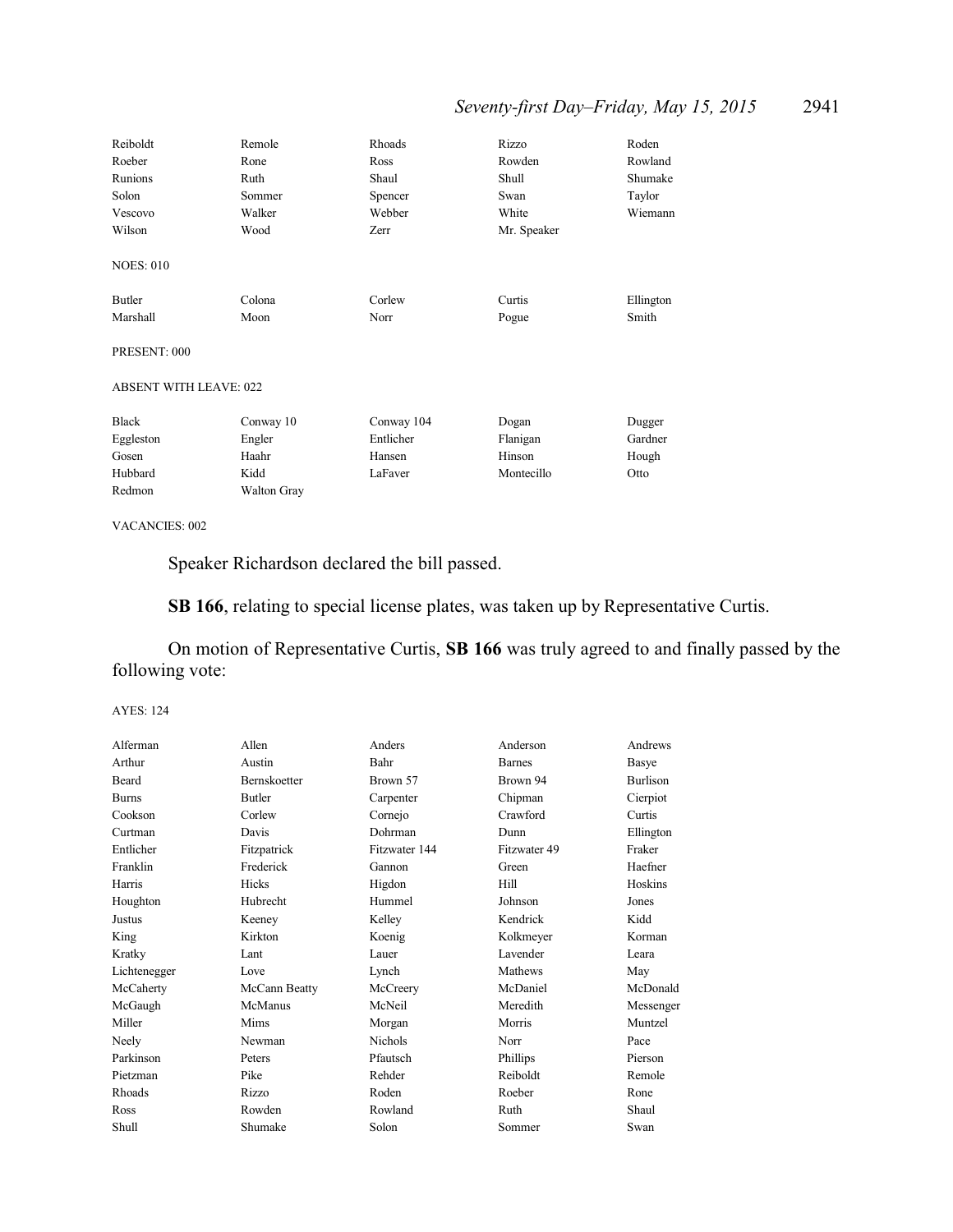| | | | | |
|---|---|---|---|---|
| Reiboldt | Remole | Rhoads | Rizzo | Roden |
| Roeber | Rone | Ross | Rowden | Rowland |
| Runions | Ruth | Shaul | Shull | Shumake |
| Solon | Sommer | Spencer | Swan | Taylor |
| Vescovo | Walker | Webber | White | Wiemann |
| Wilson | Wood | Zerr | Mr. Speaker | |

NOES: 010

| | | | | |
|---|---|---|---|---|
| Butler | Colona | Corlew | Curtis | Ellington |
| Marshall | Moon | Norr | Pogue | Smith |

PRESENT: 000

ABSENT WITH LEAVE: 022

| | | | | |
|---|---|---|---|---|
| Black | Conway 10 | Conway 104 | Dogan | Dugger |
| Eggleston | Engler | Entlicher | Flanigan | Gardner |
| Gosen | Haahr | Hansen | Hinson | Hough |
| Hubbard | Kidd | LaFaver | Montecillo | Otto |
| Redmon | Walton Gray | | | |

VACANCIES: 002

Speaker Richardson declared the bill passed.

**SB 166**, relating to special license plates, was taken up by Representative Curtis.

On motion of Representative Curtis, **SB 166** was truly agreed to and finally passed by the following vote:

AYES: 124

| | | | | |
|---|---|---|---|---|
| Alferman | Allen | Anders | Anderson | Andrews |
| Arthur | Austin | Bahr | Barnes | Basye |
| Beard | Bernskoetter | Brown 57 | Brown 94 | Burlison |
| Burns | Butler | Carpenter | Chipman | Cierpiot |
| Cookson | Corlew | Cornejo | Crawford | Curtis |
| Curtman | Davis | Dohrman | Dunn | Ellington |
| Entlicher | Fitzpatrick | Fitzwater 144 | Fitzwater 49 | Fraker |
| Franklin | Frederick | Gannon | Green | Haefner |
| Harris | Hicks | Higdon | Hill | Hoskins |
| Houghton | Hubrecht | Hummel | Johnson | Jones |
| Justus | Keeney | Kelley | Kendrick | Kidd |
| King | Kirkton | Koenig | Kolkmeyer | Korman |
| Kratky | Lant | Lauer | Lavender | Leara |
| Lichtenegger | Love | Lynch | Mathews | May |
| McCaherty | McCann Beatty | McCreery | McDaniel | McDonald |
| McGaugh | McManus | McNeil | Meredith | Messenger |
| Miller | Mims | Morgan | Morris | Muntzel |
| Neely | Newman | Nichols | Norr | Pace |
| Parkinson | Peters | Pfautsch | Phillips | Pierson |
| Pietzman | Pike | Rehder | Reiboldt | Remole |
| Rhoads | Rizzo | Roden | Roeber | Rone |
| Ross | Rowden | Rowland | Ruth | Shaul |
| Shull | Shumake | Solon | Sommer | Swan |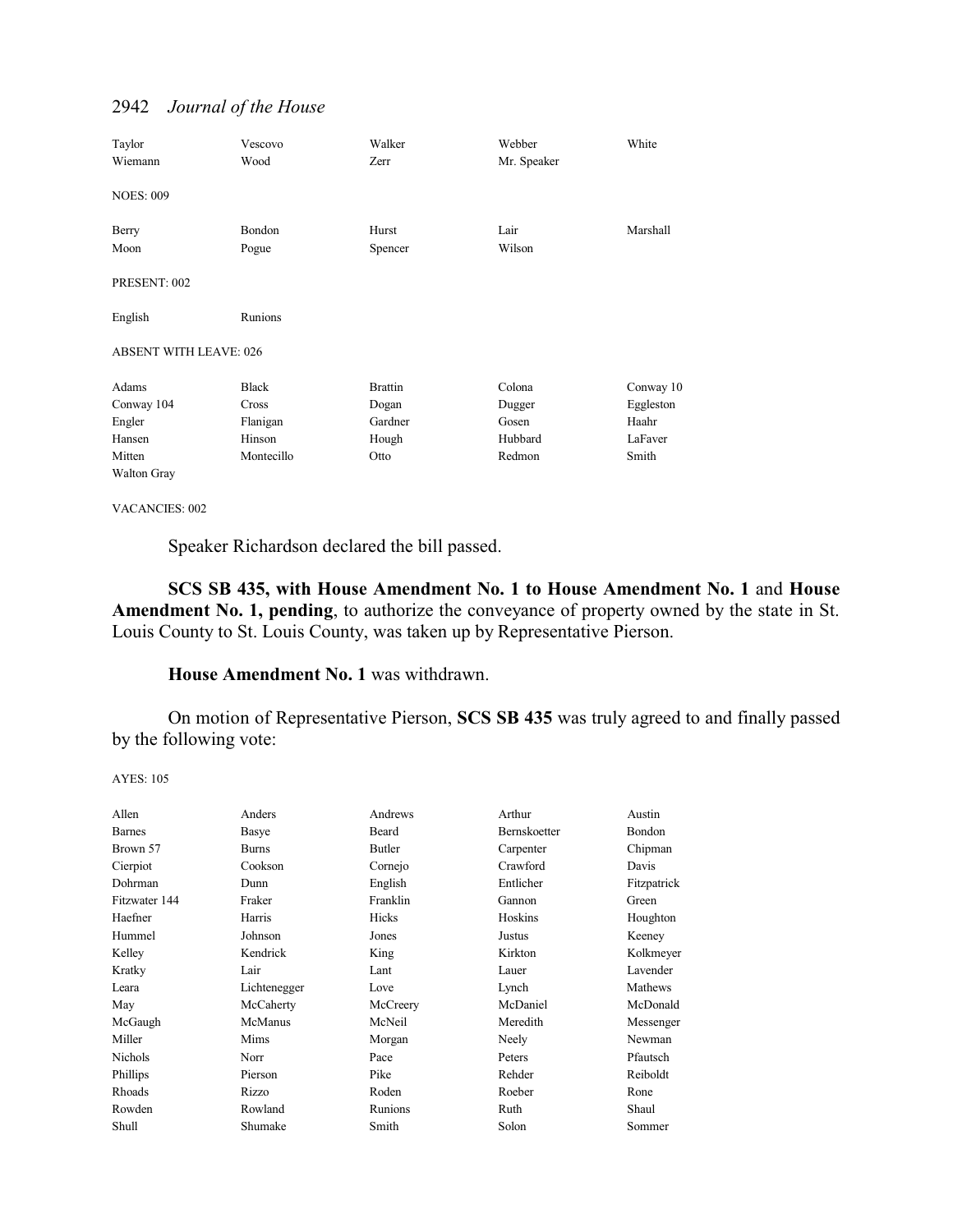| | | | | |
|---|---|---|---|---|
| Taylor | Vescovo | Walker | Webber | White |
| Wiemann | Wood | Zerr | Mr. Speaker | |

NOES: 009

| | | | | |
|---|---|---|---|---|
| Berry | Bondon | Hurst | Lair | Marshall |
| Moon | Pogue | Spencer | Wilson | |

PRESENT: 002

| | |
|---|---|
| English | Runions |

ABSENT WITH LEAVE: 026

| | | | | |
|---|---|---|---|---|
| Adams | Black | Brattin | Colona | Conway 10 |
| Conway 104 | Cross | Dogan | Dugger | Eggleston |
| Engler | Flanigan | Gardner | Gosen | Haahr |
| Hansen | Hinson | Hough | Hubbard | LaFaver |
| Mitten | Montecillo | Otto | Redmon | Smith |
| Walton Gray | | | | |

VACANCIES: 002

Speaker Richardson declared the bill passed.

**SCS SB 435, with House Amendment No. 1 to House Amendment No. 1** and **House Amendment No. 1, pending**, to authorize the conveyance of property owned by the state in St. Louis County to St. Louis County, was taken up by Representative Pierson.

**House Amendment No. 1** was withdrawn.

On motion of Representative Pierson, **SCS SB 435** was truly agreed to and finally passed by the following vote:

AYES: 105

| | | | | |
|---|---|---|---|---|
| Allen | Anders | Andrews | Arthur | Austin |
| Barnes | Basye | Beard | Bernskoetter | Bondon |
| Brown 57 | Burns | Butler | Carpenter | Chipman |
| Cierpiot | Cookson | Cornejo | Crawford | Davis |
| Dohrman | Dunn | English | Entlicher | Fitzpatrick |
| Fitzwater 144 | Fraker | Franklin | Gannon | Green |
| Haefner | Harris | Hicks | Hoskins | Houghton |
| Hummel | Johnson | Jones | Justus | Keeney |
| Kelley | Kendrick | King | Kirkton | Kolkmeyer |
| Kratky | Lair | Lant | Lauer | Lavender |
| Leara | Lichtenegger | Love | Lynch | Mathews |
| May | McCaherty | McCreery | McDaniel | McDonald |
| McGaugh | McManus | McNeil | Meredith | Messenger |
| Miller | Mims | Morgan | Neely | Newman |
| Nichols | Norr | Pace | Peters | Pfautsch |
| Phillips | Pierson | Pike | Rehder | Reiboldt |
| Rhoads | Rizzo | Roden | Roeber | Rone |
| Rowden | Rowland | Runions | Ruth | Shaul |
| Shull | Shumake | Smith | Solon | Sommer |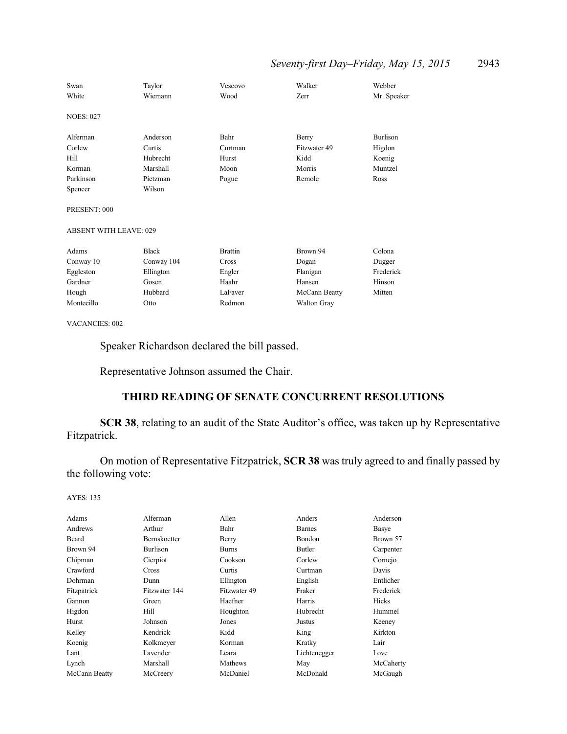| | | | | |
|---|---|---|---|---|
| Swan | Taylor | Vescovo | Walker | Webber |
| White | Wiemann | Wood | Zerr | Mr. Speaker |

NOES: 027

| | | | | |
|---|---|---|---|---|
| Alferman | Anderson | Bahr | Berry | Burlison |
| Corlew | Curtis | Curtman | Fitzwater 49 | Higdon |
| Hill | Hubrecht | Hurst | Kidd | Koenig |
| Korman | Marshall | Moon | Morris | Muntzel |
| Parkinson | Pietzman | Pogue | Remole | Ross |
| Spencer | Wilson | | | |

PRESENT: 000

ABSENT WITH LEAVE: 029

| | | | | |
|---|---|---|---|---|
| Adams | Black | Brattin | Brown 94 | Colona |
| Conway 10 | Conway 104 | Cross | Dogan | Dugger |
| Eggleston | Ellington | Engler | Flanigan | Frederick |
| Gardner | Gosen | Haahr | Hansen | Hinson |
| Hough | Hubbard | LaFaver | McCann Beatty | Mitten |
| Montecillo | Otto | Redmon | Walton Gray | |

VACANCIES: 002

Speaker Richardson declared the bill passed.

Representative Johnson assumed the Chair.

## THIRD READING OF SENATE CONCURRENT RESOLUTIONS

**SCR 38**, relating to an audit of the State Auditor's office, was taken up by Representative Fitzpatrick.

On motion of Representative Fitzpatrick, **SCR 38** was truly agreed to and finally passed by the following vote:

AYES: 135

| | | | | |
|---|---|---|---|---|
| Adams | Alferman | Allen | Anders | Anderson |
| Andrews | Arthur | Bahr | Barnes | Basye |
| Beard | Bernskoetter | Berry | Bondon | Brown 57 |
| Brown 94 | Burlison | Burns | Butler | Carpenter |
| Chipman | Cierpiot | Cookson | Corlew | Cornejo |
| Crawford | Cross | Curtis | Curtman | Davis |
| Dohrman | Dunn | Ellington | English | Entlicher |
| Fitzpatrick | Fitzwater 144 | Fitzwater 49 | Fraker | Frederick |
| Gannon | Green | Haefner | Harris | Hicks |
| Higdon | Hill | Houghton | Hubrecht | Hummel |
| Hurst | Johnson | Jones | Justus | Keeney |
| Kelley | Kendrick | Kidd | King | Kirkton |
| Koenig | Kolkmeyer | Korman | Kratky | Lair |
| Lant | Lavender | Leara | Lichtenegger | Love |
| Lynch | Marshall | Mathews | May | McCaherty |
| McCann Beatty | McCreery | McDaniel | McDonald | McGaugh |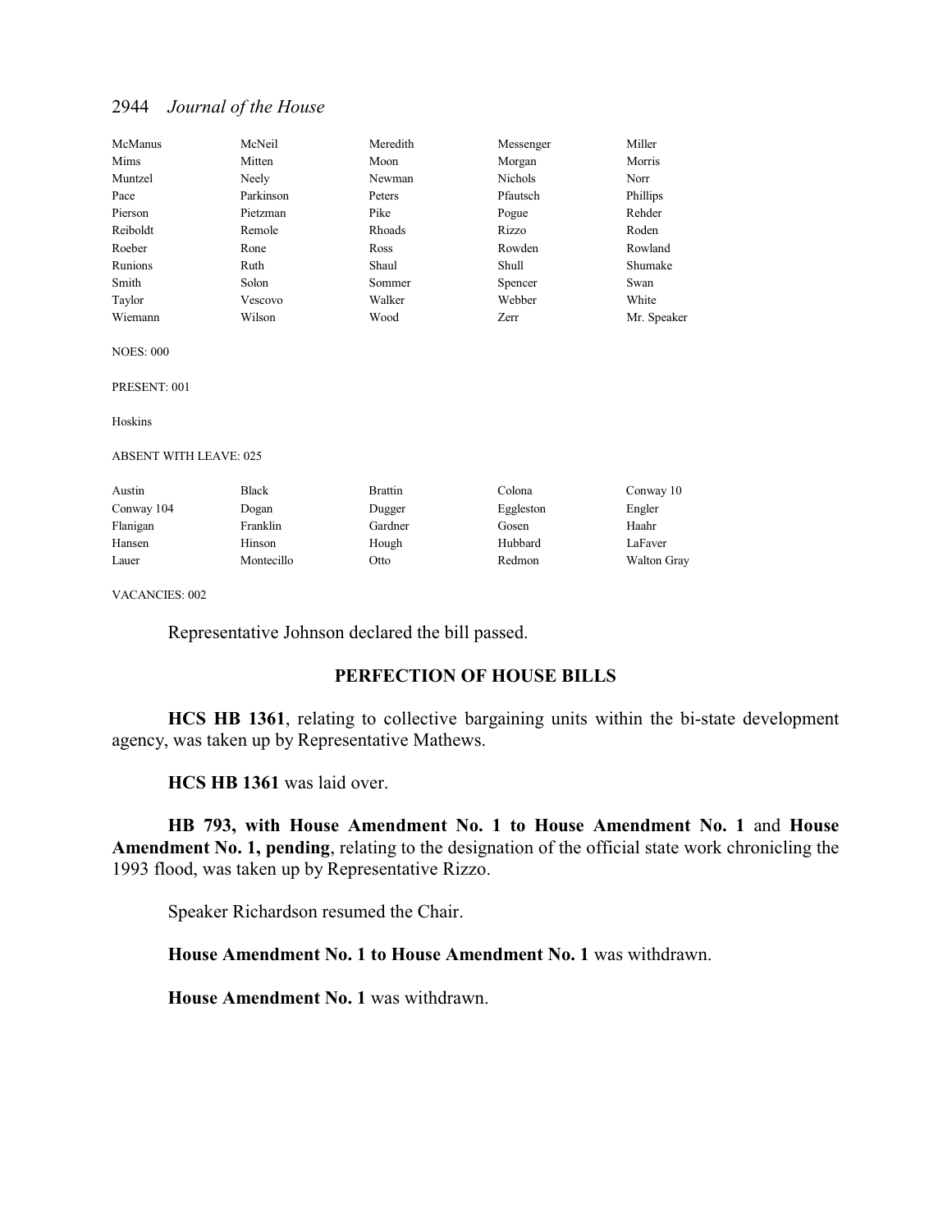| | | | | |
|---|---|---|---|---|
| McManus | McNeil | Meredith | Messenger | Miller |
| Mims | Mitten | Moon | Morgan | Morris |
| Muntzel | Neely | Newman | Nichols | Norr |
| Pace | Parkinson | Peters | Pfautsch | Phillips |
| Pierson | Pietzman | Pike | Pogue | Rehder |
| Reiboldt | Remole | Rhoads | Rizzo | Roden |
| Roeber | Rone | Ross | Rowden | Rowland |
| Runions | Ruth | Shaul | Shull | Shumake |
| Smith | Solon | Sommer | Spencer | Swan |
| Taylor | Vescovo | Walker | Webber | White |
| Wiemann | Wilson | Wood | Zerr | Mr. Speaker |

NOES: 000

PRESENT: 001

Hoskins

ABSENT WITH LEAVE: 025

| | | | | |
|---|---|---|---|---|
| Austin | Black | Brattin | Colona | Conway 10 |
| Conway 104 | Dogan | Dugger | Eggleston | Engler |
| Flanigan | Franklin | Gardner | Gosen | Haahr |
| Hansen | Hinson | Hough | Hubbard | LaFaver |
| Lauer | Montecillo | Otto | Redmon | Walton Gray |

VACANCIES: 002

Representative Johnson declared the bill passed.

## PERFECTION OF HOUSE BILLS

**HCS HB 1361**, relating to collective bargaining units within the bi-state development agency, was taken up by Representative Mathews.

**HCS HB 1361** was laid over.

**HB 793, with House Amendment No. 1 to House Amendment No. 1** and **House Amendment No. 1, pending**, relating to the designation of the official state work chronicling the 1993 flood, was taken up by Representative Rizzo.

Speaker Richardson resumed the Chair.

**House Amendment No. 1 to House Amendment No. 1** was withdrawn.

**House Amendment No. 1** was withdrawn.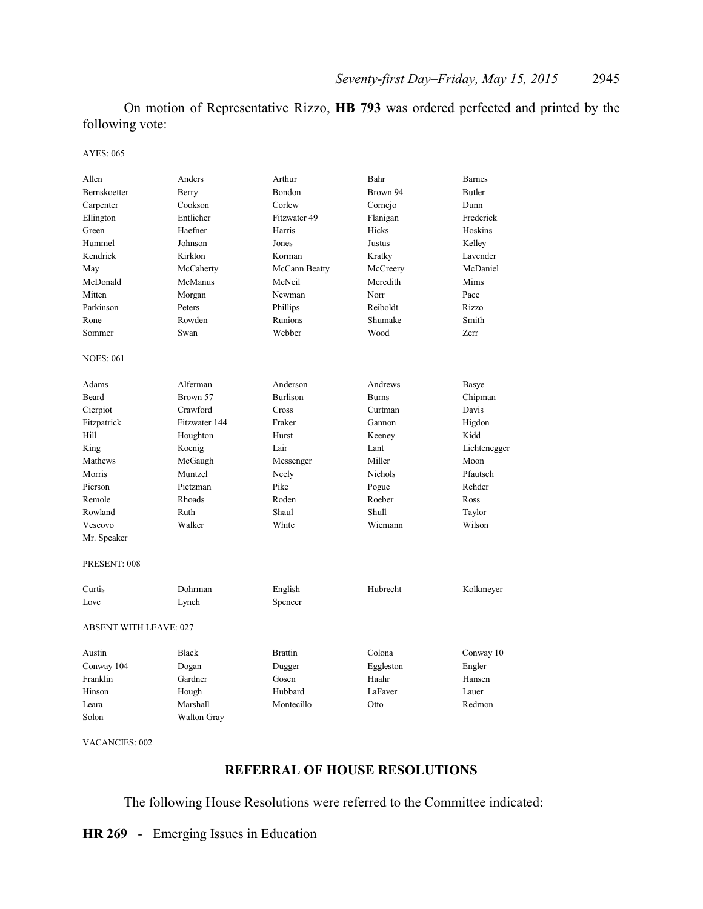On motion of Representative Rizzo, **HB 793** was ordered perfected and printed by the following vote:

AYES: 065

| | | | | |
|---|---|---|---|---|
| Allen | Anders | Arthur | Bahr | Barnes |
| Bernskoetter | Berry | Bondon | Brown 94 | Butler |
| Carpenter | Cookson | Corlew | Cornejo | Dunn |
| Ellington | Entlicher | Fitzwater 49 | Flanigan | Frederick |
| Green | Haefner | Harris | Hicks | Hoskins |
| Hummel | Johnson | Jones | Justus | Kelley |
| Kendrick | Kirkton | Korman | Kratky | Lavender |
| May | McCaherty | McCann Beatty | McCreery | McDaniel |
| McDonald | McManus | McNeil | Meredith | Mims |
| Mitten | Morgan | Newman | Norr | Pace |
| Parkinson | Peters | Phillips | Reiboldt | Rizzo |
| Rone | Rowden | Runions | Shumake | Smith |
| Sommer | Swan | Webber | Wood | Zerr |

NOES: 061

| | | | | |
|---|---|---|---|---|
| Adams | Alferman | Anderson | Andrews | Basye |
| Beard | Brown 57 | Burlison | Burns | Chipman |
| Cierpiot | Crawford | Cross | Curtman | Davis |
| Fitzpatrick | Fitzwater 144 | Fraker | Gannon | Higdon |
| Hill | Houghton | Hurst | Keeney | Kidd |
| King | Koenig | Lair | Lant | Lichtenegger |
| Mathews | McGaugh | Messenger | Miller | Moon |
| Morris | Muntzel | Neely | Nichols | Pfautsch |
| Pierson | Pietzman | Pike | Pogue | Rehder |
| Remole | Rhoads | Roden | Roeber | Ross |
| Rowland | Ruth | Shaul | Shull | Taylor |
| Vescovo | Walker | White | Wiemann | Wilson |
| Mr. Speaker | | | | |

PRESENT: 008

| | | | | |
|---|---|---|---|---|
| Curtis | Dohrman | English | Hubrecht | Kolkmeyer |
| Love | Lynch | Spencer | | |

ABSENT WITH LEAVE: 027

| | | | | |
|---|---|---|---|---|
| Austin | Black | Brattin | Colona | Conway 10 |
| Conway 104 | Dogan | Dugger | Eggleston | Engler |
| Franklin | Gardner | Gosen | Haahr | Hansen |
| Hinson | Hough | Hubbard | LaFaver | Lauer |
| Leara | Marshall | Montecillo | Otto | Redmon |
| Solon | Walton Gray | | | |

VACANCIES: 002

## REFERRAL OF HOUSE RESOLUTIONS

The following House Resolutions were referred to the Committee indicated:

**HR 269** - Emerging Issues in Education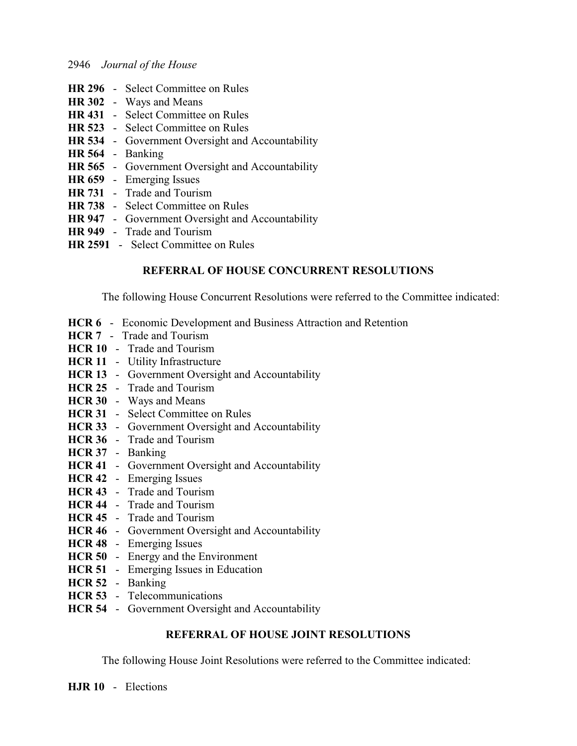**HR 296** - Select Committee on Rules
**HR 302** - Ways and Means
**HR 431** - Select Committee on Rules
**HR 523** - Select Committee on Rules
**HR 534** - Government Oversight and Accountability
**HR 564** - Banking
**HR 565** - Government Oversight and Accountability
**HR 659** - Emerging Issues
**HR 731** - Trade and Tourism
**HR 738** - Select Committee on Rules
**HR 947** - Government Oversight and Accountability
**HR 949** - Trade and Tourism
**HR 2591** - Select Committee on Rules

## REFERRAL OF HOUSE CONCURRENT RESOLUTIONS

The following House Concurrent Resolutions were referred to the Committee indicated:

**HCR 6** - Economic Development and Business Attraction and Retention
**HCR 7** - Trade and Tourism
**HCR 10** - Trade and Tourism
**HCR 11** - Utility Infrastructure
**HCR 13** - Government Oversight and Accountability
**HCR 25** - Trade and Tourism
**HCR 30** - Ways and Means
**HCR 31** - Select Committee on Rules
**HCR 33** - Government Oversight and Accountability
**HCR 36** - Trade and Tourism
**HCR 37** - Banking
**HCR 41** - Government Oversight and Accountability
**HCR 42** - Emerging Issues
**HCR 43** - Trade and Tourism
**HCR 44** - Trade and Tourism
**HCR 45** - Trade and Tourism
**HCR 46** - Government Oversight and Accountability
**HCR 48** - Emerging Issues
**HCR 50** - Energy and the Environment
**HCR 51** - Emerging Issues in Education
**HCR 52** - Banking
**HCR 53** - Telecommunications
**HCR 54** - Government Oversight and Accountability

## REFERRAL OF HOUSE JOINT RESOLUTIONS

The following House Joint Resolutions were referred to the Committee indicated:

**HJR 10** - Elections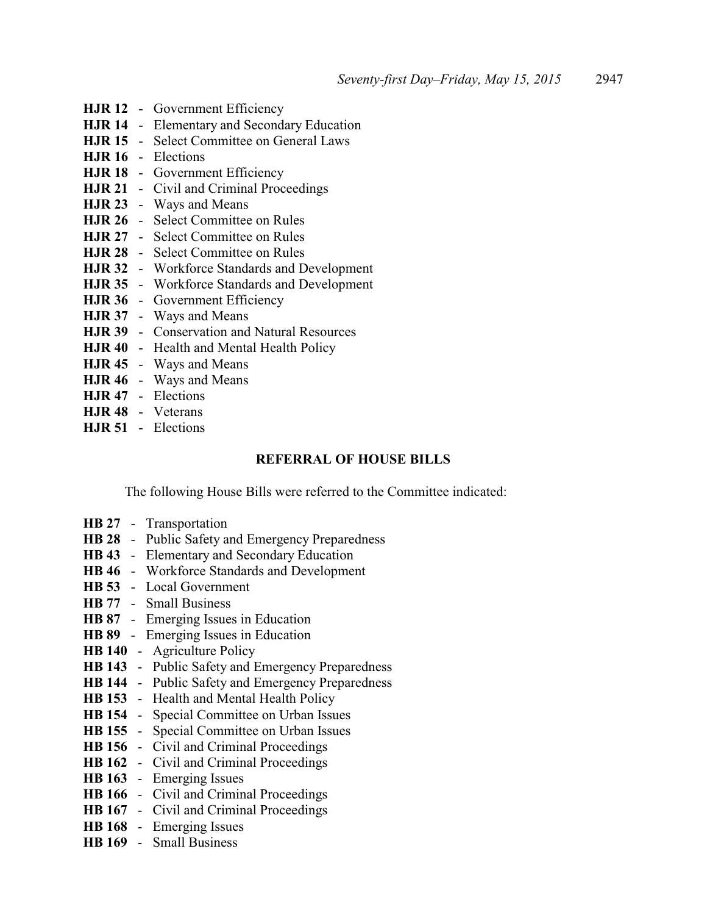**HJR 12** - Government Efficiency
**HJR 14** - Elementary and Secondary Education
**HJR 15** - Select Committee on General Laws
**HJR 16** - Elections
**HJR 18** - Government Efficiency
**HJR 21** - Civil and Criminal Proceedings
**HJR 23** - Ways and Means
**HJR 26** - Select Committee on Rules
**HJR 27** - Select Committee on Rules
**HJR 28** - Select Committee on Rules
**HJR 32** - Workforce Standards and Development
**HJR 35** - Workforce Standards and Development
**HJR 36** - Government Efficiency
**HJR 37** - Ways and Means
**HJR 39** - Conservation and Natural Resources
**HJR 40** - Health and Mental Health Policy
**HJR 45** - Ways and Means
**HJR 46** - Ways and Means
**HJR 47** - Elections
**HJR 48** - Veterans
**HJR 51** - Elections

## REFERRAL OF HOUSE BILLS

The following House Bills were referred to the Committee indicated:

**HB 27** - Transportation
**HB 28** - Public Safety and Emergency Preparedness
**HB 43** - Elementary and Secondary Education
**HB 46** - Workforce Standards and Development
**HB 53** - Local Government
**HB 77** - Small Business
**HB 87** - Emerging Issues in Education
**HB 89** - Emerging Issues in Education
**HB 140** - Agriculture Policy
**HB 143** - Public Safety and Emergency Preparedness
**HB 144** - Public Safety and Emergency Preparedness
**HB 153** - Health and Mental Health Policy
**HB 154** - Special Committee on Urban Issues
**HB 155** - Special Committee on Urban Issues
**HB 156** - Civil and Criminal Proceedings
**HB 162** - Civil and Criminal Proceedings
**HB 163** - Emerging Issues
**HB 166** - Civil and Criminal Proceedings
**HB 167** - Civil and Criminal Proceedings
**HB 168** - Emerging Issues
**HB 169** - Small Business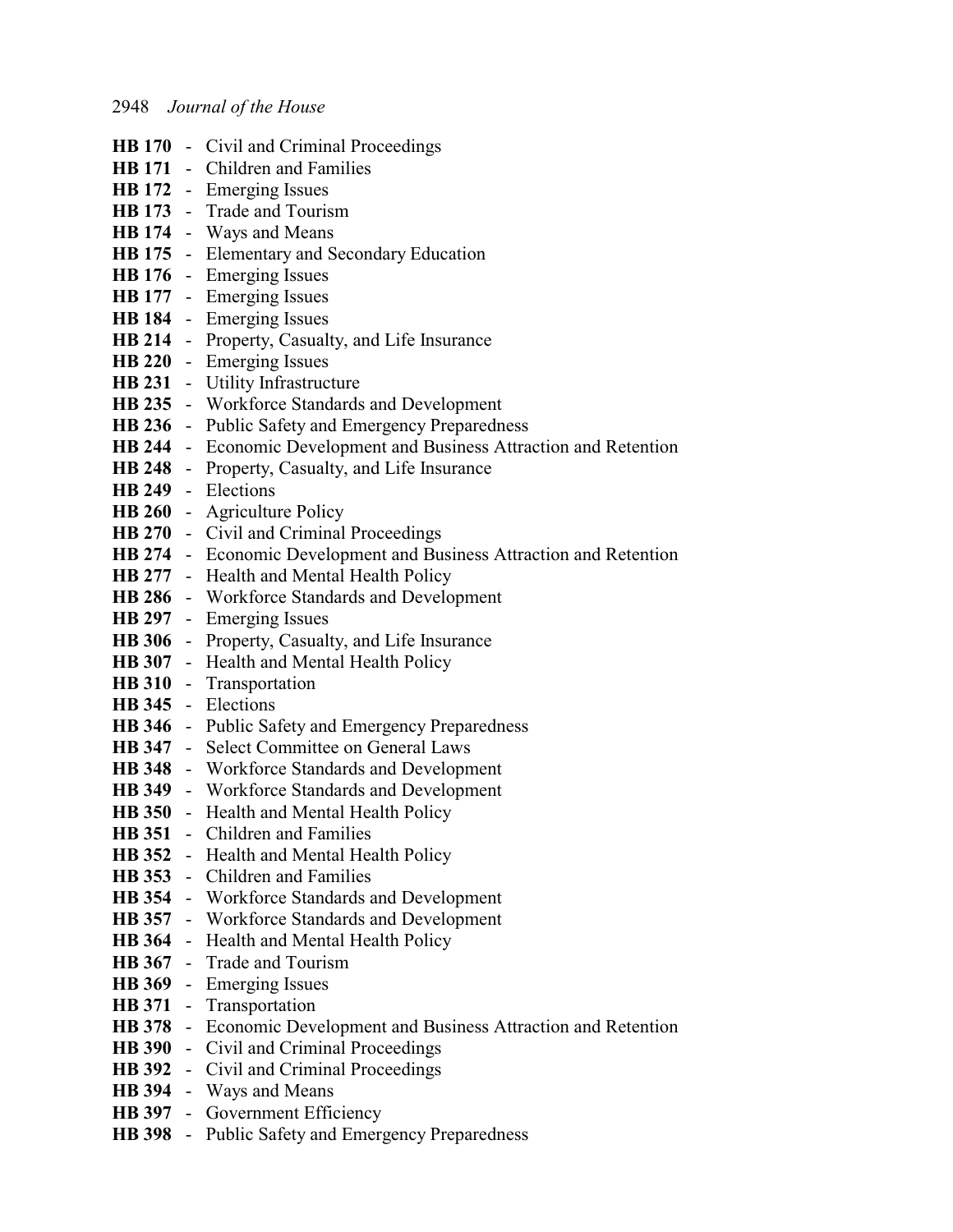**HB 170** - Civil and Criminal Proceedings
**HB 171** - Children and Families
**HB 172** - Emerging Issues
**HB 173** - Trade and Tourism
**HB 174** - Ways and Means
**HB 175** - Elementary and Secondary Education
**HB 176** - Emerging Issues
**HB 177** - Emerging Issues
**HB 184** - Emerging Issues
**HB 214** - Property, Casualty, and Life Insurance
**HB 220** - Emerging Issues
**HB 231** - Utility Infrastructure
**HB 235** - Workforce Standards and Development
**HB 236** - Public Safety and Emergency Preparedness
**HB 244** - Economic Development and Business Attraction and Retention
**HB 248** - Property, Casualty, and Life Insurance
**HB 249** - Elections
**HB 260** - Agriculture Policy
**HB 270** - Civil and Criminal Proceedings
**HB 274** - Economic Development and Business Attraction and Retention
**HB 277** - Health and Mental Health Policy
**HB 286** - Workforce Standards and Development
**HB 297** - Emerging Issues
**HB 306** - Property, Casualty, and Life Insurance
**HB 307** - Health and Mental Health Policy
**HB 310** - Transportation
**HB 345** - Elections
**HB 346** - Public Safety and Emergency Preparedness
**HB 347** - Select Committee on General Laws
**HB 348** - Workforce Standards and Development
**HB 349** - Workforce Standards and Development
**HB 350** - Health and Mental Health Policy
**HB 351** - Children and Families
**HB 352** - Health and Mental Health Policy
**HB 353** - Children and Families
**HB 354** - Workforce Standards and Development
**HB 357** - Workforce Standards and Development
**HB 364** - Health and Mental Health Policy
**HB 367** - Trade and Tourism
**HB 369** - Emerging Issues
**HB 371** - Transportation
**HB 378** - Economic Development and Business Attraction and Retention
**HB 390** - Civil and Criminal Proceedings
**HB 392** - Civil and Criminal Proceedings
**HB 394** - Ways and Means
**HB 397** - Government Efficiency
**HB 398** - Public Safety and Emergency Preparedness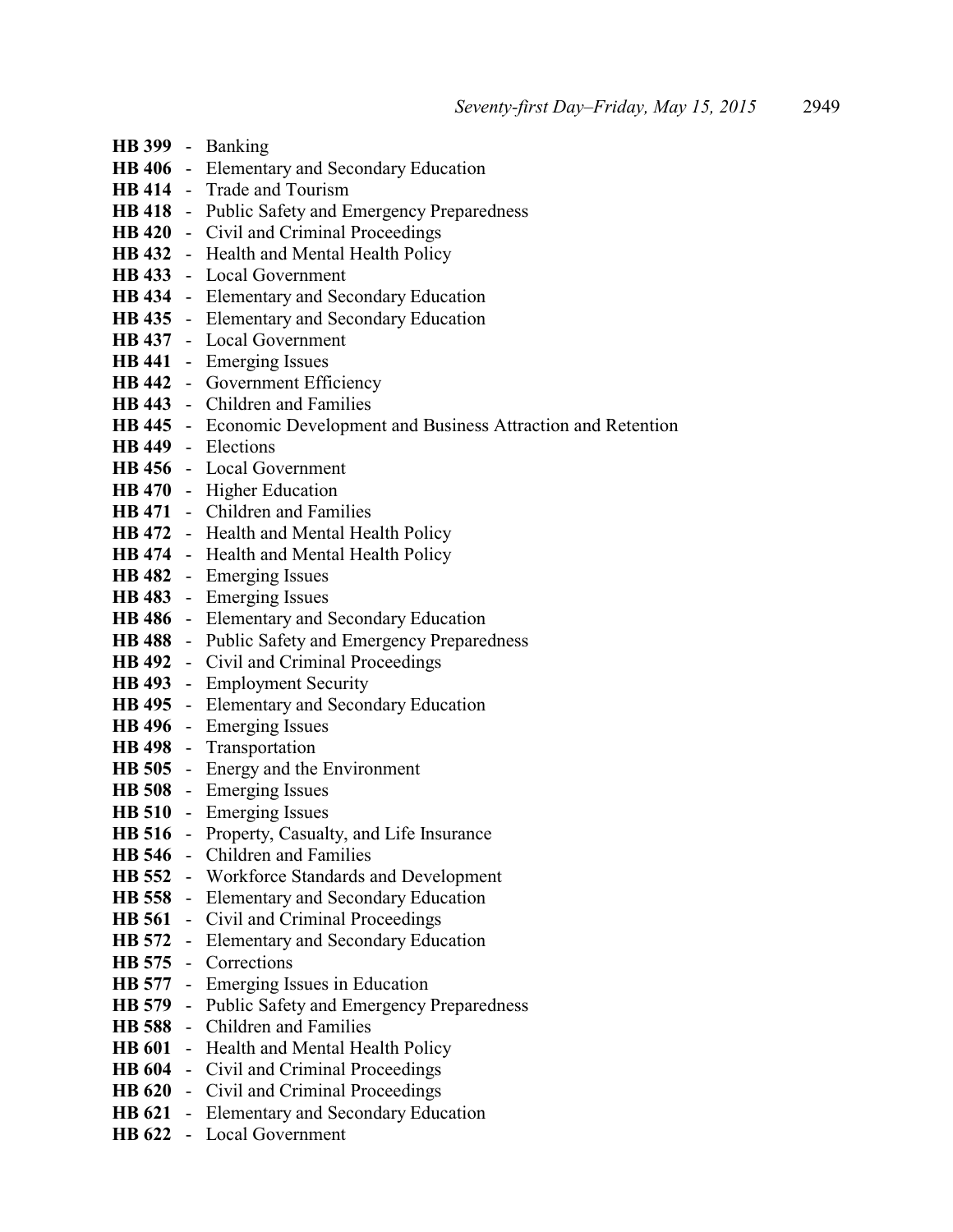**HB 399** - Banking
**HB 406** - Elementary and Secondary Education
**HB 414** - Trade and Tourism
**HB 418** - Public Safety and Emergency Preparedness
**HB 420** - Civil and Criminal Proceedings
**HB 432** - Health and Mental Health Policy
**HB 433** - Local Government
**HB 434** - Elementary and Secondary Education
**HB 435** - Elementary and Secondary Education
**HB 437** - Local Government
**HB 441** - Emerging Issues
**HB 442** - Government Efficiency
**HB 443** - Children and Families
**HB 445** - Economic Development and Business Attraction and Retention
**HB 449** - Elections
**HB 456** - Local Government
**HB 470** - Higher Education
**HB 471** - Children and Families
**HB 472** - Health and Mental Health Policy
**HB 474** - Health and Mental Health Policy
**HB 482** - Emerging Issues
**HB 483** - Emerging Issues
**HB 486** - Elementary and Secondary Education
**HB 488** - Public Safety and Emergency Preparedness
**HB 492** - Civil and Criminal Proceedings
**HB 493** - Employment Security
**HB 495** - Elementary and Secondary Education
**HB 496** - Emerging Issues
**HB 498** - Transportation
**HB 505** - Energy and the Environment
**HB 508** - Emerging Issues
**HB 510** - Emerging Issues
**HB 516** - Property, Casualty, and Life Insurance
**HB 546** - Children and Families
**HB 552** - Workforce Standards and Development
**HB 558** - Elementary and Secondary Education
**HB 561** - Civil and Criminal Proceedings
**HB 572** - Elementary and Secondary Education
**HB 575** - Corrections
**HB 577** - Emerging Issues in Education
**HB 579** - Public Safety and Emergency Preparedness
**HB 588** - Children and Families
**HB 601** - Health and Mental Health Policy
**HB 604** - Civil and Criminal Proceedings
**HB 620** - Civil and Criminal Proceedings
**HB 621** - Elementary and Secondary Education
**HB 622** - Local Government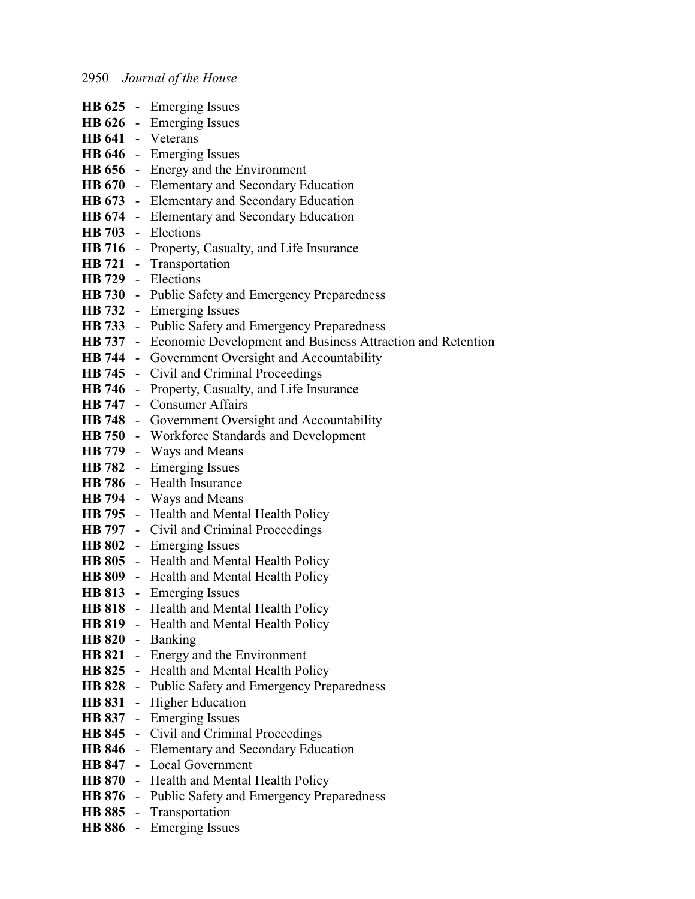**HB 625** - Emerging Issues
**HB 626** - Emerging Issues
**HB 641** - Veterans
**HB 646** - Emerging Issues
**HB 656** - Energy and the Environment
**HB 670** - Elementary and Secondary Education
**HB 673** - Elementary and Secondary Education
**HB 674** - Elementary and Secondary Education
**HB 703** - Elections
**HB 716** - Property, Casualty, and Life Insurance
**HB 721** - Transportation
**HB 729** - Elections
**HB 730** - Public Safety and Emergency Preparedness
**HB 732** - Emerging Issues
**HB 733** - Public Safety and Emergency Preparedness
**HB 737** - Economic Development and Business Attraction and Retention
**HB 744** - Government Oversight and Accountability
**HB 745** - Civil and Criminal Proceedings
**HB 746** - Property, Casualty, and Life Insurance
**HB 747** - Consumer Affairs
**HB 748** - Government Oversight and Accountability
**HB 750** - Workforce Standards and Development
**HB 779** - Ways and Means
**HB 782** - Emerging Issues
**HB 786** - Health Insurance
**HB 794** - Ways and Means
**HB 795** - Health and Mental Health Policy
**HB 797** - Civil and Criminal Proceedings
**HB 802** - Emerging Issues
**HB 805** - Health and Mental Health Policy
**HB 809** - Health and Mental Health Policy
**HB 813** - Emerging Issues
**HB 818** - Health and Mental Health Policy
**HB 819** - Health and Mental Health Policy
**HB 820** - Banking
**HB 821** - Energy and the Environment
**HB 825** - Health and Mental Health Policy
**HB 828** - Public Safety and Emergency Preparedness
**HB 831** - Higher Education
**HB 837** - Emerging Issues
**HB 845** - Civil and Criminal Proceedings
**HB 846** - Elementary and Secondary Education
**HB 847** - Local Government
**HB 870** - Health and Mental Health Policy
**HB 876** - Public Safety and Emergency Preparedness
**HB 885** - Transportation
**HB 886** - Emerging Issues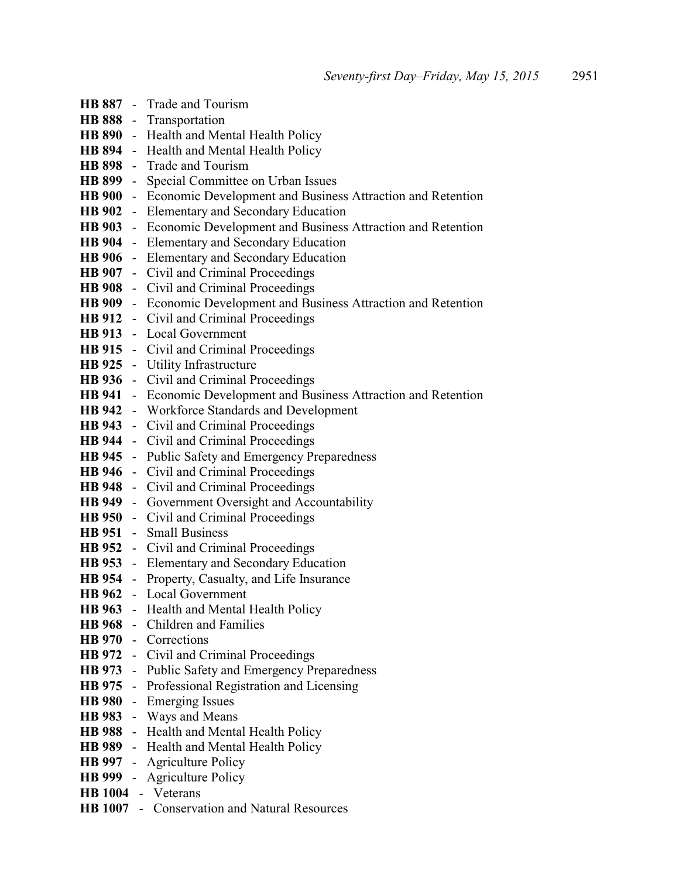**HB 887** - Trade and Tourism
**HB 888** - Transportation
**HB 890** - Health and Mental Health Policy
**HB 894** - Health and Mental Health Policy
**HB 898** - Trade and Tourism
**HB 899** - Special Committee on Urban Issues
**HB 900** - Economic Development and Business Attraction and Retention
**HB 902** - Elementary and Secondary Education
**HB 903** - Economic Development and Business Attraction and Retention
**HB 904** - Elementary and Secondary Education
**HB 906** - Elementary and Secondary Education
**HB 907** - Civil and Criminal Proceedings
**HB 908** - Civil and Criminal Proceedings
**HB 909** - Economic Development and Business Attraction and Retention
**HB 912** - Civil and Criminal Proceedings
**HB 913** - Local Government
**HB 915** - Civil and Criminal Proceedings
**HB 925** - Utility Infrastructure
**HB 936** - Civil and Criminal Proceedings
**HB 941** - Economic Development and Business Attraction and Retention
**HB 942** - Workforce Standards and Development
**HB 943** - Civil and Criminal Proceedings
**HB 944** - Civil and Criminal Proceedings
**HB 945** - Public Safety and Emergency Preparedness
**HB 946** - Civil and Criminal Proceedings
**HB 948** - Civil and Criminal Proceedings
**HB 949** - Government Oversight and Accountability
**HB 950** - Civil and Criminal Proceedings
**HB 951** - Small Business
**HB 952** - Civil and Criminal Proceedings
**HB 953** - Elementary and Secondary Education
**HB 954** - Property, Casualty, and Life Insurance
**HB 962** - Local Government
**HB 963** - Health and Mental Health Policy
**HB 968** - Children and Families
**HB 970** - Corrections
**HB 972** - Civil and Criminal Proceedings
**HB 973** - Public Safety and Emergency Preparedness
**HB 975** - Professional Registration and Licensing
**HB 980** - Emerging Issues
**HB 983** - Ways and Means
**HB 988** - Health and Mental Health Policy
**HB 989** - Health and Mental Health Policy
**HB 997** - Agriculture Policy
**HB 999** - Agriculture Policy
**HB 1004** - Veterans
**HB 1007** - Conservation and Natural Resources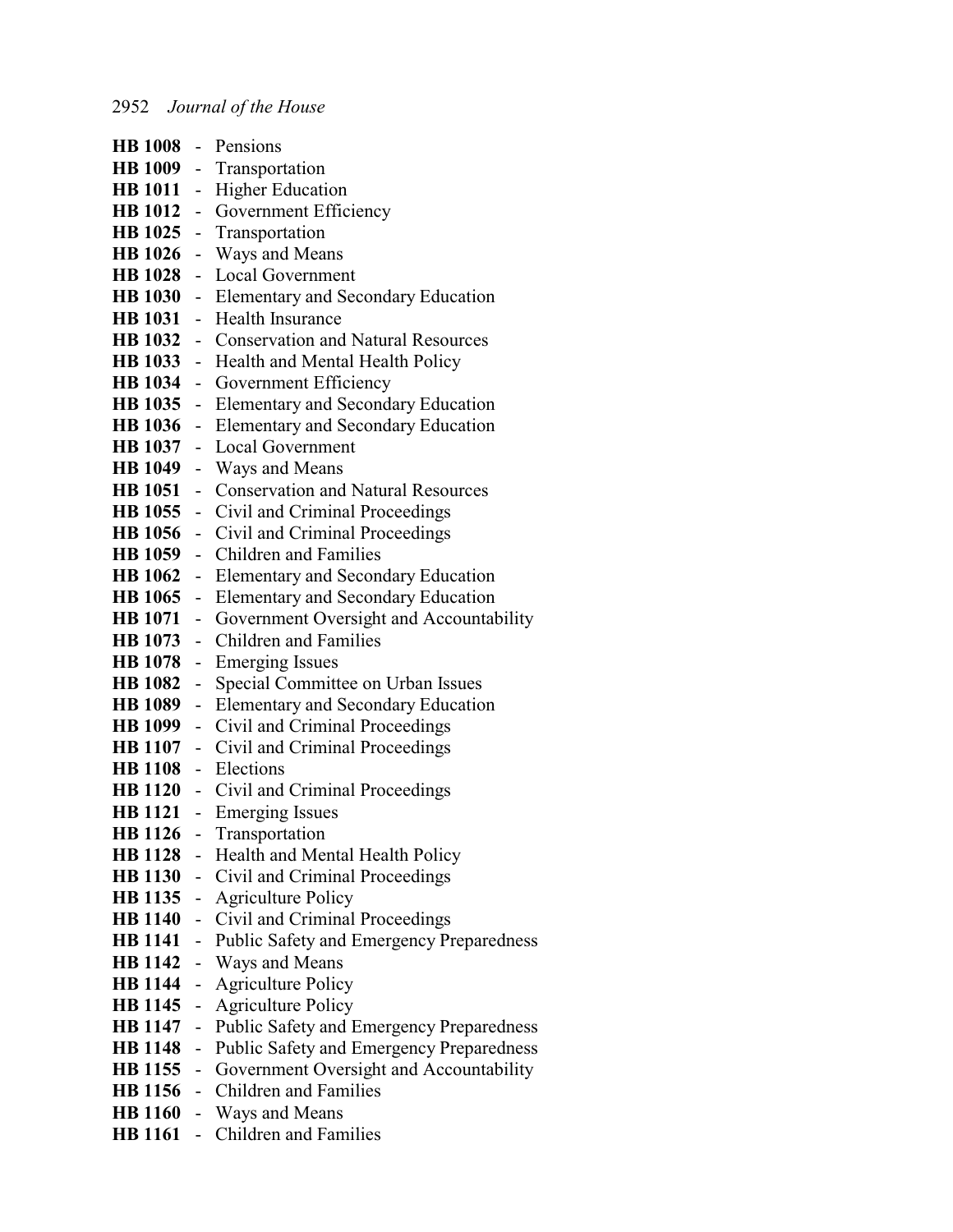**HB 1008** - Pensions
**HB 1009** - Transportation
**HB 1011** - Higher Education
**HB 1012** - Government Efficiency
**HB 1025** - Transportation
**HB 1026** - Ways and Means
**HB 1028** - Local Government
**HB 1030** - Elementary and Secondary Education
**HB 1031** - Health Insurance
**HB 1032** - Conservation and Natural Resources
**HB 1033** - Health and Mental Health Policy
**HB 1034** - Government Efficiency
**HB 1035** - Elementary and Secondary Education
**HB 1036** - Elementary and Secondary Education
**HB 1037** - Local Government
**HB 1049** - Ways and Means
**HB 1051** - Conservation and Natural Resources
**HB 1055** - Civil and Criminal Proceedings
**HB 1056** - Civil and Criminal Proceedings
**HB 1059** - Children and Families
**HB 1062** - Elementary and Secondary Education
**HB 1065** - Elementary and Secondary Education
**HB 1071** - Government Oversight and Accountability
**HB 1073** - Children and Families
**HB 1078** - Emerging Issues
**HB 1082** - Special Committee on Urban Issues
**HB 1089** - Elementary and Secondary Education
**HB 1099** - Civil and Criminal Proceedings
**HB 1107** - Civil and Criminal Proceedings
**HB 1108** - Elections
**HB 1120** - Civil and Criminal Proceedings
**HB 1121** - Emerging Issues
**HB 1126** - Transportation
**HB 1128** - Health and Mental Health Policy
**HB 1130** - Civil and Criminal Proceedings
**HB 1135** - Agriculture Policy
**HB 1140** - Civil and Criminal Proceedings
**HB 1141** - Public Safety and Emergency Preparedness
**HB 1142** - Ways and Means
**HB 1144** - Agriculture Policy
**HB 1145** - Agriculture Policy
**HB 1147** - Public Safety and Emergency Preparedness
**HB 1148** - Public Safety and Emergency Preparedness
**HB 1155** - Government Oversight and Accountability
**HB 1156** - Children and Families
**HB 1160** - Ways and Means
**HB 1161** - Children and Families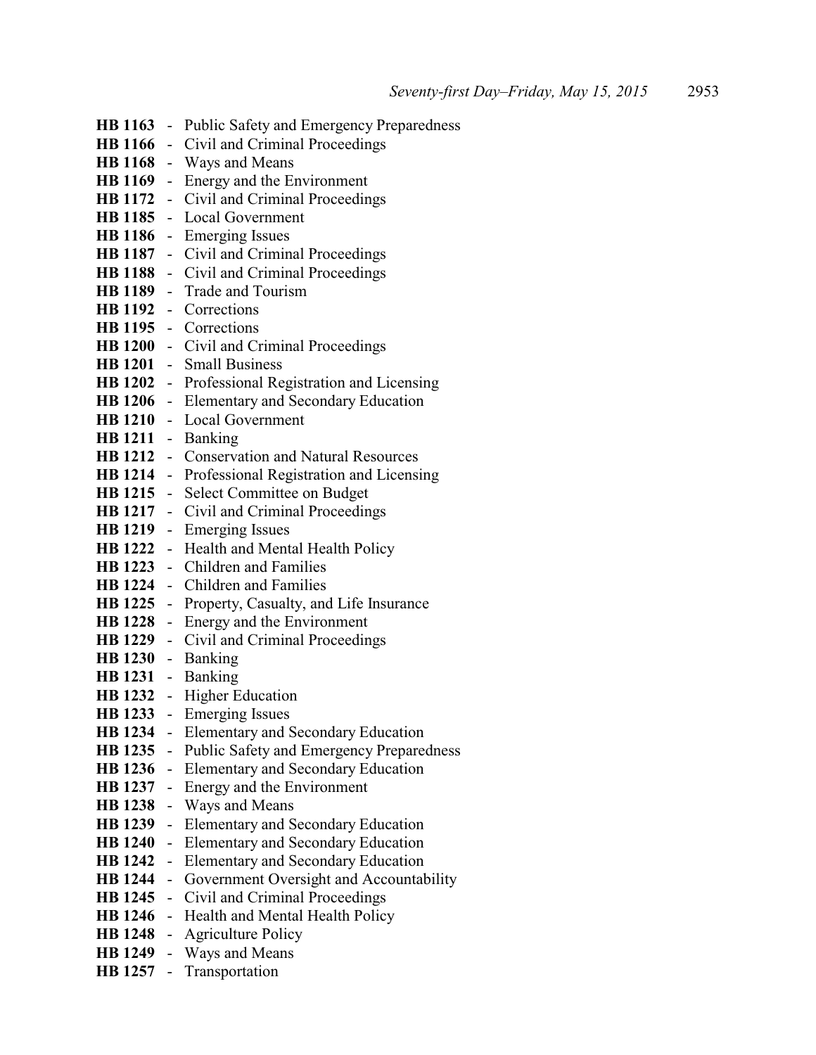**HB 1163** - Public Safety and Emergency Preparedness
**HB 1166** - Civil and Criminal Proceedings
**HB 1168** - Ways and Means
**HB 1169** - Energy and the Environment
**HB 1172** - Civil and Criminal Proceedings
**HB 1185** - Local Government
**HB 1186** - Emerging Issues
**HB 1187** - Civil and Criminal Proceedings
**HB 1188** - Civil and Criminal Proceedings
**HB 1189** - Trade and Tourism
**HB 1192** - Corrections
**HB 1195** - Corrections
**HB 1200** - Civil and Criminal Proceedings
**HB 1201** - Small Business
**HB 1202** - Professional Registration and Licensing
**HB 1206** - Elementary and Secondary Education
**HB 1210** - Local Government
**HB 1211** - Banking
**HB 1212** - Conservation and Natural Resources
**HB 1214** - Professional Registration and Licensing
**HB 1215** - Select Committee on Budget
**HB 1217** - Civil and Criminal Proceedings
**HB 1219** - Emerging Issues
**HB 1222** - Health and Mental Health Policy
**HB 1223** - Children and Families
**HB 1224** - Children and Families
**HB 1225** - Property, Casualty, and Life Insurance
**HB 1228** - Energy and the Environment
**HB 1229** - Civil and Criminal Proceedings
**HB 1230** - Banking
**HB 1231** - Banking
**HB 1232** - Higher Education
**HB 1233** - Emerging Issues
**HB 1234** - Elementary and Secondary Education
**HB 1235** - Public Safety and Emergency Preparedness
**HB 1236** - Elementary and Secondary Education
**HB 1237** - Energy and the Environment
**HB 1238** - Ways and Means
**HB 1239** - Elementary and Secondary Education
**HB 1240** - Elementary and Secondary Education
**HB 1242** - Elementary and Secondary Education
**HB 1244** - Government Oversight and Accountability
**HB 1245** - Civil and Criminal Proceedings
**HB 1246** - Health and Mental Health Policy
**HB 1248** - Agriculture Policy
**HB 1249** - Ways and Means
**HB 1257** - Transportation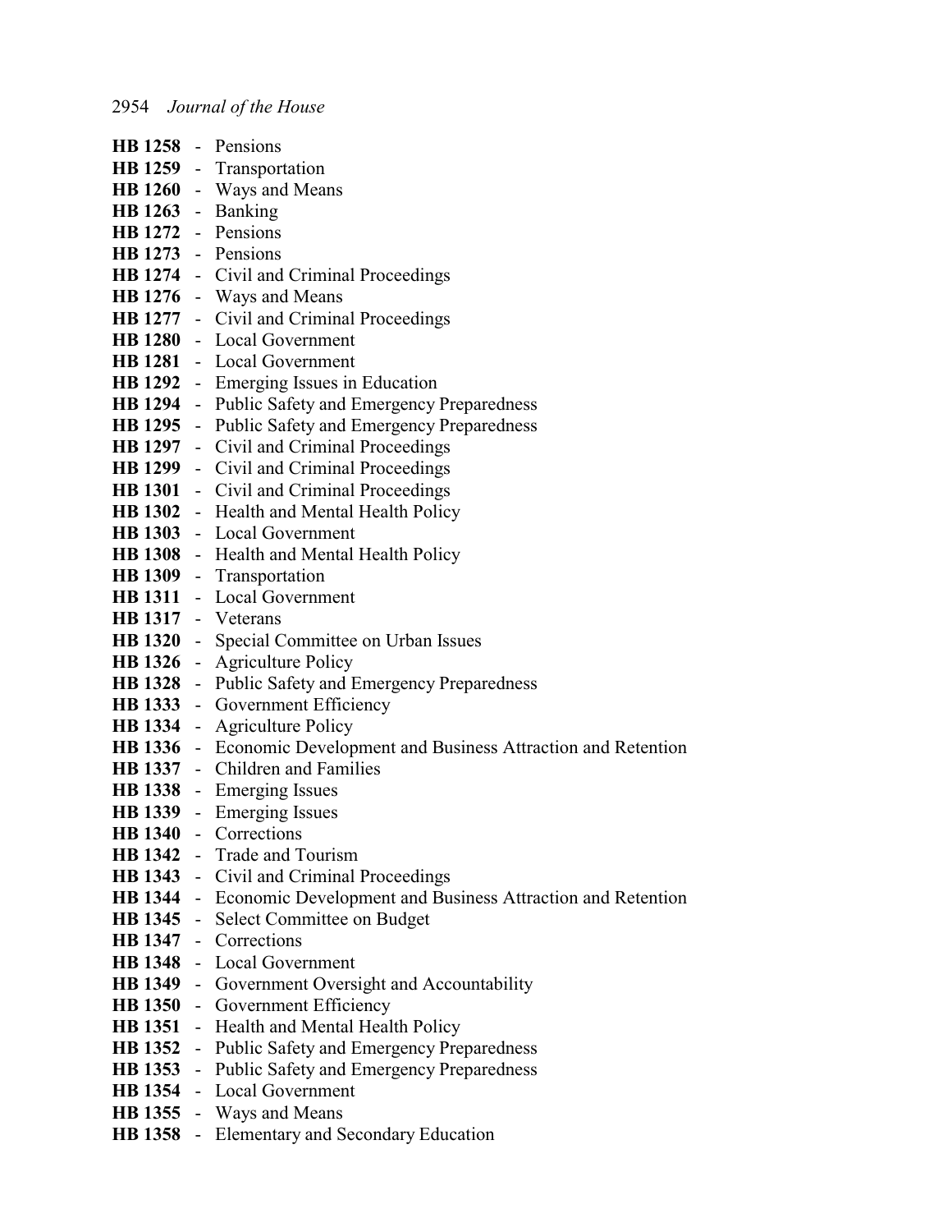**HB 1258** - Pensions
**HB 1259** - Transportation
**HB 1260** - Ways and Means
**HB 1263** - Banking
**HB 1272** - Pensions
**HB 1273** - Pensions
**HB 1274** - Civil and Criminal Proceedings
**HB 1276** - Ways and Means
**HB 1277** - Civil and Criminal Proceedings
**HB 1280** - Local Government
**HB 1281** - Local Government
**HB 1292** - Emerging Issues in Education
**HB 1294** - Public Safety and Emergency Preparedness
**HB 1295** - Public Safety and Emergency Preparedness
**HB 1297** - Civil and Criminal Proceedings
**HB 1299** - Civil and Criminal Proceedings
**HB 1301** - Civil and Criminal Proceedings
**HB 1302** - Health and Mental Health Policy
**HB 1303** - Local Government
**HB 1308** - Health and Mental Health Policy
**HB 1309** - Transportation
**HB 1311** - Local Government
**HB 1317** - Veterans
**HB 1320** - Special Committee on Urban Issues
**HB 1326** - Agriculture Policy
**HB 1328** - Public Safety and Emergency Preparedness
**HB 1333** - Government Efficiency
**HB 1334** - Agriculture Policy
**HB 1336** - Economic Development and Business Attraction and Retention
**HB 1337** - Children and Families
**HB 1338** - Emerging Issues
**HB 1339** - Emerging Issues
**HB 1340** - Corrections
**HB 1342** - Trade and Tourism
**HB 1343** - Civil and Criminal Proceedings
**HB 1344** - Economic Development and Business Attraction and Retention
**HB 1345** - Select Committee on Budget
**HB 1347** - Corrections
**HB 1348** - Local Government
**HB 1349** - Government Oversight and Accountability
**HB 1350** - Government Efficiency
**HB 1351** - Health and Mental Health Policy
**HB 1352** - Public Safety and Emergency Preparedness
**HB 1353** - Public Safety and Emergency Preparedness
**HB 1354** - Local Government
**HB 1355** - Ways and Means
**HB 1358** - Elementary and Secondary Education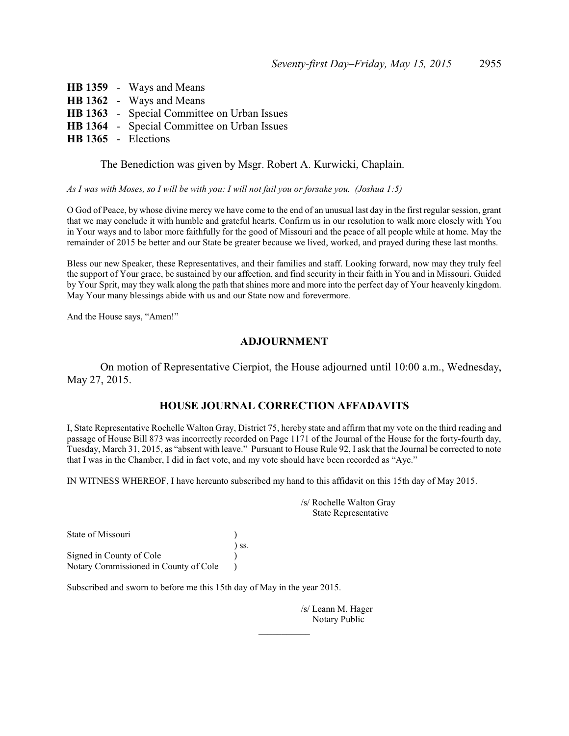**HB 1359** - Ways and Means
**HB 1362** - Ways and Means
**HB 1363** - Special Committee on Urban Issues
**HB 1364** - Special Committee on Urban Issues
**HB 1365** - Elections

The Benediction was given by Msgr. Robert A. Kurwicki, Chaplain.

*As I was with Moses, so I will be with you: I will not fail you or forsake you. (Joshua 1:5)*

O God of Peace, by whose divine mercy we have come to the end of an unusual last day in the first regular session, grant that we may conclude it with humble and grateful hearts. Confirm us in our resolution to walk more closely with You in Your ways and to labor more faithfully for the good of Missouri and the peace of all people while at home. May the remainder of 2015 be better and our State be greater because we lived, worked, and prayed during these last months.

Bless our new Speaker, these Representatives, and their families and staff. Looking forward, now may they truly feel the support of Your grace, be sustained by our affection, and find security in their faith in You and in Missouri. Guided by Your Sprit, may they walk along the path that shines more and more into the perfect day of Your heavenly kingdom. May Your many blessings abide with us and our State now and forevermore.

And the House says, "Amen!"

## ADJOURNMENT

On motion of Representative Cierpiot, the House adjourned until 10:00 a.m., Wednesday, May 27, 2015.

## HOUSE JOURNAL CORRECTION AFFADAVITS

I, State Representative Rochelle Walton Gray, District 75, hereby state and affirm that my vote on the third reading and passage of House Bill 873 was incorrectly recorded on Page 1171 of the Journal of the House for the forty-fourth day, Tuesday, March 31, 2015, as "absent with leave." Pursuant to House Rule 92, I ask that the Journal be corrected to note that I was in the Chamber, I did in fact vote, and my vote should have been recorded as "Aye."

IN WITNESS WHEREOF, I have hereunto subscribed my hand to this affidavit on this 15th day of May 2015.

/s/ Rochelle Walton Gray
State Representative

State of Missouri )
) ss.
Signed in County of Cole )
Notary Commissioned in County of Cole )

Subscribed and sworn to before me this 15th day of May in the year 2015.

/s/ Leann M. Hager
Notary Public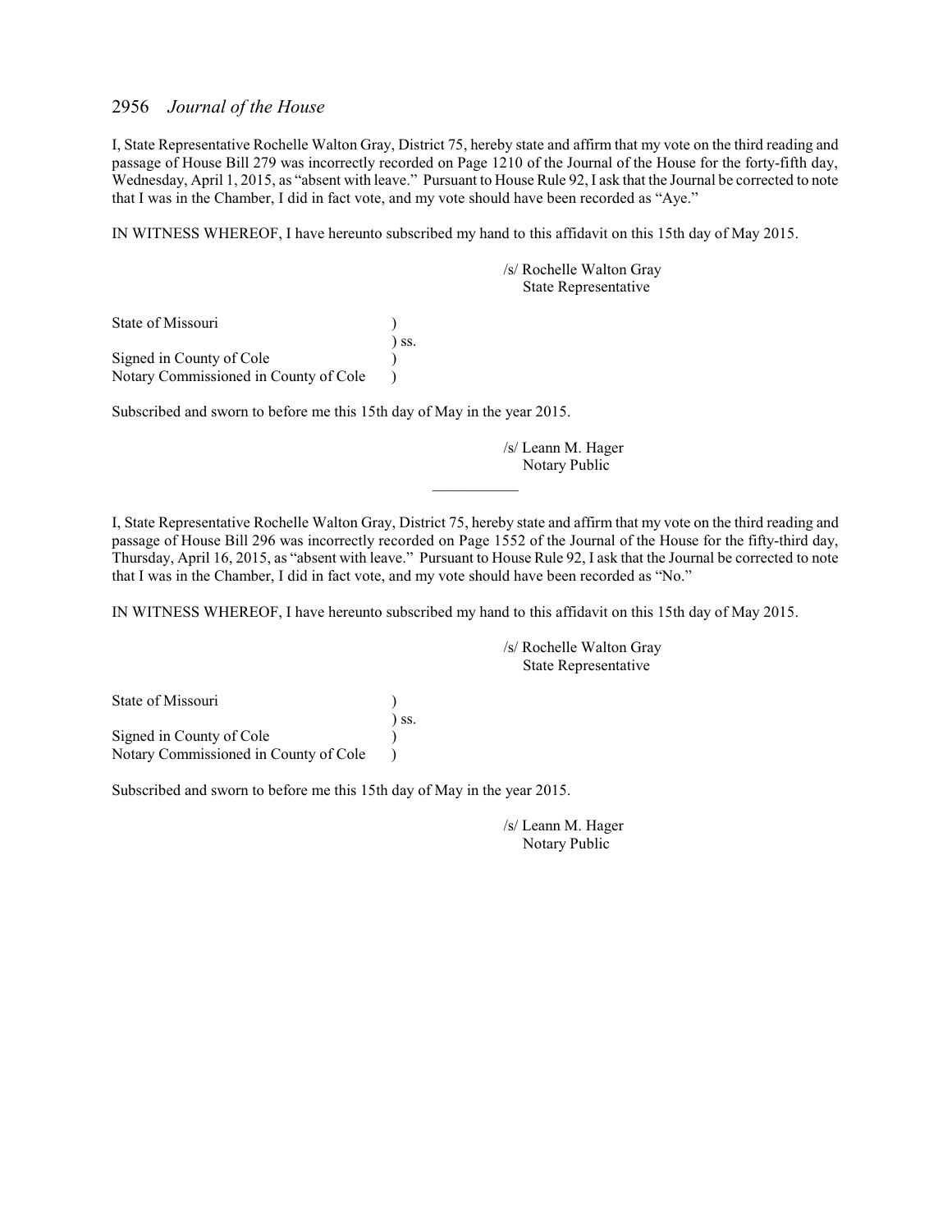I, State Representative Rochelle Walton Gray, District 75, hereby state and affirm that my vote on the third reading and passage of House Bill 279 was incorrectly recorded on Page 1210 of the Journal of the House for the forty-fifth day, Wednesday, April 1, 2015, as "absent with leave." Pursuant to House Rule 92, I ask that the Journal be corrected to note that I was in the Chamber, I did in fact vote, and my vote should have been recorded as "Aye."

IN WITNESS WHEREOF, I have hereunto subscribed my hand to this affidavit on this 15th day of May 2015.

/s/ Rochelle Walton Gray
State Representative

State of Missouri )
) ss.
Signed in County of Cole )
Notary Commissioned in County of Cole )

Subscribed and sworn to before me this 15th day of May in the year 2015.

/s/ Leann M. Hager
Notary Public

---

I, State Representative Rochelle Walton Gray, District 75, hereby state and affirm that my vote on the third reading and passage of House Bill 296 was incorrectly recorded on Page 1552 of the Journal of the House for the fifty-third day, Thursday, April 16, 2015, as "absent with leave." Pursuant to House Rule 92, I ask that the Journal be corrected to note that I was in the Chamber, I did in fact vote, and my vote should have been recorded as "No."

IN WITNESS WHEREOF, I have hereunto subscribed my hand to this affidavit on this 15th day of May 2015.

/s/ Rochelle Walton Gray
State Representative

State of Missouri )
) ss.
Signed in County of Cole )
Notary Commissioned in County of Cole )

Subscribed and sworn to before me this 15th day of May in the year 2015.

/s/ Leann M. Hager
Notary Public